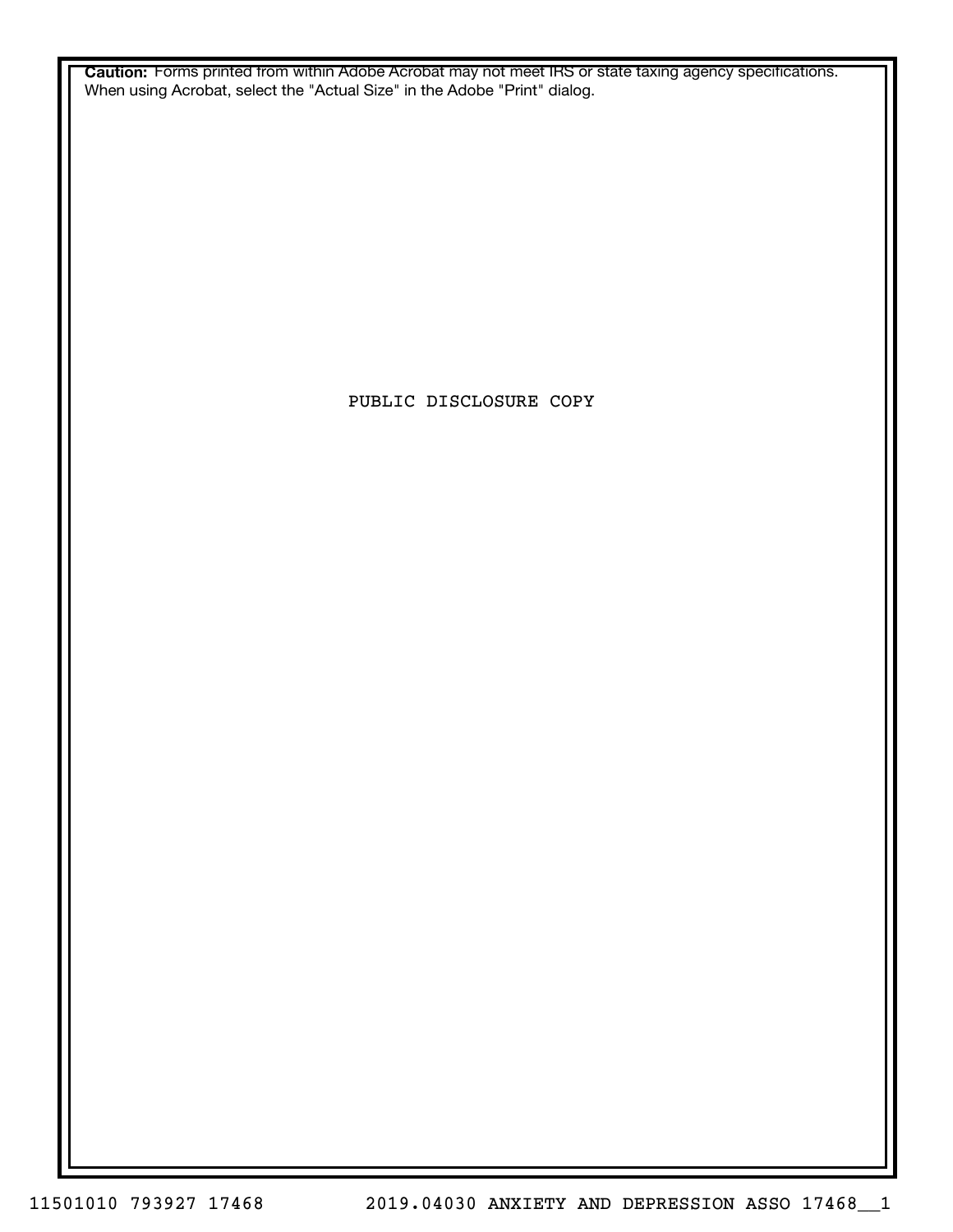**Caution:** Forms printed from within Adobe Acrobat may not meet IRS or state taxing agency specifications. When using Acrobat, select the "Actual Size" in the Adobe "Print" dialog.

PUBLIC DISCLOSURE COPY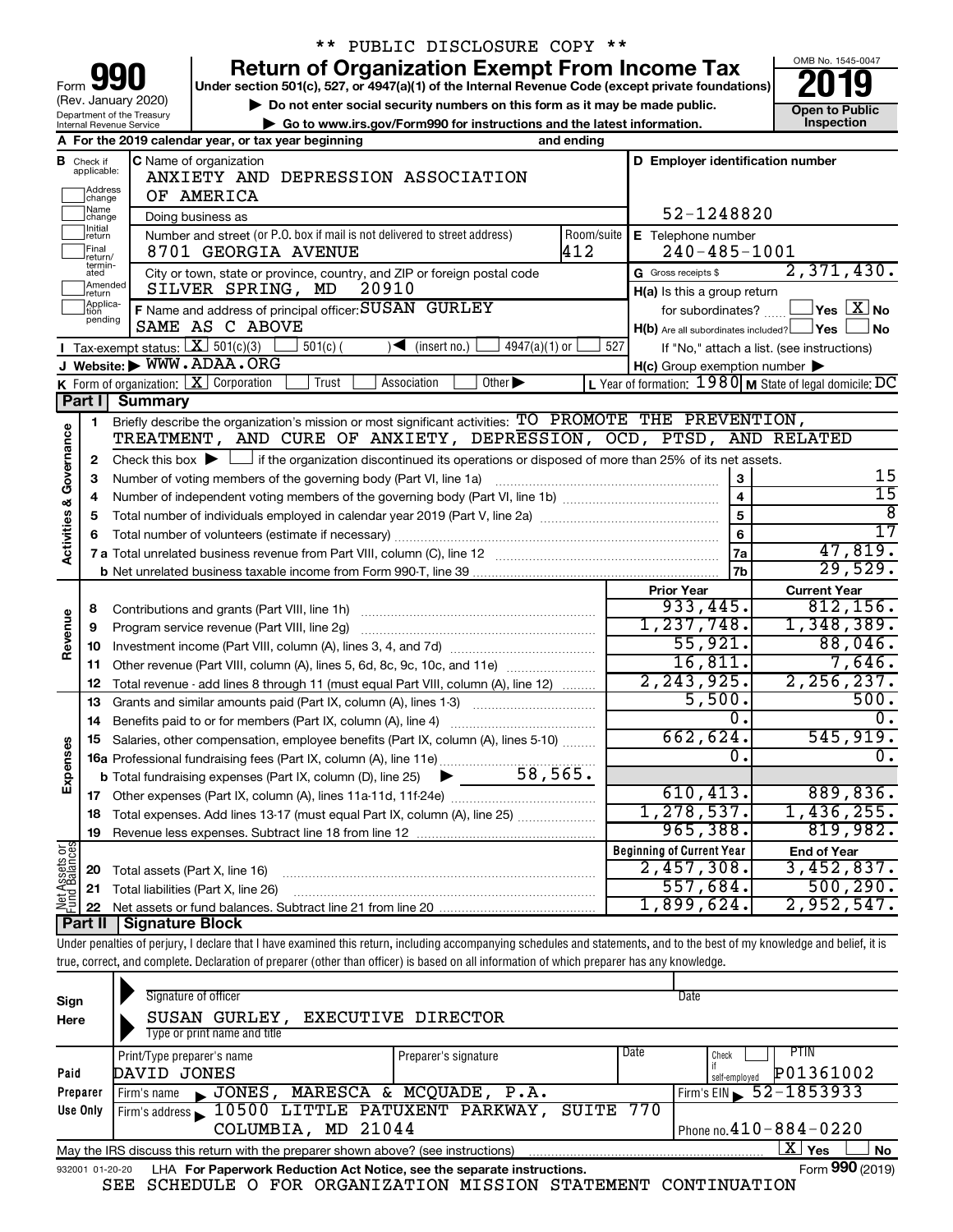** PUBLIC DISCLOSURE COPY **

# Form 990 — Return of Organization Exempt From Income Tax — 2019

(Rev. January 2020) Department of the Treasury Internal Revenue Service

Under section 501(c), 527, or 4947(a)(1) of the Internal Revenue Code (except private foundations)

▶ Do not enter social security numbers on this form as it may be made public.

▶ Go to www.irs.gov/Form990 for instructions and the latest information.

OMB No. 1545-0047 — Open to Public Inspection

**A** For the 2019 calendar year, or tax year beginning and ending

**B** Check if applicable: Address change, Name change, Initial return, Final return/terminated, Amended return, Application pending

**C** Name of organization: ANXIETY AND DEPRESSION ASSOCIATION OF AMERICA

Doing business as

Number and street (or P.O. box if mail is not delivered to street address): 8701 GEORGIA AVENUE — Room/suite: 412

City or town, state or province, country, and ZIP or foreign postal code: SILVER SPRING, MD 20910

**D** Employer identification number: 52-1248820

**E** Telephone number: 240-485-1001

**G** Gross receipts $ 2,371,430.

**F** Name and address of principal officer: SUSAN GURLEY, SAME AS C ABOVE

**H(a)** Is this a group return for subordinates? ☐ Yes ☒ No

**H(b)** Are all subordinates included? ☐ Yes ☐ No — If "No," attach a list. (see instructions)

**H(c)** Group exemption number ▶

**I** Tax-exempt status: ☒ 501(c)(3) ☐ 501(c) ( ) ◀ (insert no.) ☐ 4947(a)(1) or ☐ 527

**J** Website: ▶ WWW.ADAA.ORG

**K** Form of organization: ☒ Corporation ☐ Trust ☐ Association ☐ Other ▶

**L** Year of formation: 1980 **M** State of legal domicile: DC

## Part I Summary

| | | | |
|---|---|---|---|
| 1 | Briefly describe the organization's mission or most significant activities: TO PROMOTE THE PREVENTION, TREATMENT, AND CURE OF ANXIETY, DEPRESSION, OCD, PTSD, AND RELATED | | |
| 2 | Check this box ▶ ☐ if the organization discontinued its operations or disposed of more than 25% of its net assets. | | |
| 3 | Number of voting members of the governing body (Part VI, line 1a) | 3 | 15 |
| 4 | Number of independent voting members of the governing body (Part VI, line 1b) | 4 | 15 |
| 5 | Total number of individuals employed in calendar year 2019 (Part V, line 2a) | 5 | 8 |
| 6 | Total number of volunteers (estimate if necessary) | 6 | 17 |
| 7a | Total unrelated business revenue from Part VIII, column (C), line 12 | 7a | 47,819. |
| 7b | Net unrelated business taxable income from Form 990-T, line 39 | 7b | 29,529. |

*Activities & Governance*

| | | Prior Year | Current Year |
|---|---|---|---|
| **Revenue** | | | |
| 8 | Contributions and grants (Part VIII, line 1h) | 933,445. | 812,156. |
| 9 | Program service revenue (Part VIII, line 2g) | 1,237,748. | 1,348,389. |
| 10 | Investment income (Part VIII, column (A), lines 3, 4, and 7d) | 55,921. | 88,046. |
| 11 | Other revenue (Part VIII, column (A), lines 5, 6d, 8c, 9c, 10c, and 11e) | 16,811. | 7,646. |
| 12 | Total revenue - add lines 8 through 11 (must equal Part VIII, column (A), line 12) | 2,243,925. | 2,256,237. |
| **Expenses** | | | |
| 13 | Grants and similar amounts paid (Part IX, column (A), lines 1-3) | 5,500. | 500. |
| 14 | Benefits paid to or for members (Part IX, column (A), line 4) | 0. | 0. |
| 15 | Salaries, other compensation, employee benefits (Part IX, column (A), lines 5-10) | 662,624. | 545,919. |
| 16a | Professional fundraising fees (Part IX, column (A), line 11e) | 0. | 0. |
| b | Total fundraising expenses (Part IX, column (D), line 25) ▶ 58,565. | | |
| 17 | Other expenses (Part IX, column (A), lines 11a-11d, 11f-24e) | 610,413. | 889,836. |
| 18 | Total expenses. Add lines 13-17 (must equal Part IX, column (A), line 25) | 1,278,537. | 1,436,255. |
| 19 | Revenue less expenses. Subtract line 18 from line 12 | 965,388. | 819,982. |

| **Net Assets or Fund Balances** | | Beginning of Current Year | End of Year |
|---|---|---|---|
| 20 | Total assets (Part X, line 16) | 2,457,308. | 3,452,837. |
| 21 | Total liabilities (Part X, line 26) | 557,684. | 500,290. |
| 22 | Net assets or fund balances. Subtract line 21 from line 20 | 1,899,624. | 2,952,547. |

## Part II Signature Block

Under penalties of perjury, I declare that I have examined this return, including accompanying schedules and statements, and to the best of my knowledge and belief, it is true, correct, and complete. Declaration of preparer (other than officer) is based on all information of which preparer has any knowledge.

**Sign Here**

Signature of officer — Date

SUSAN GURLEY, EXECUTIVE DIRECTOR
Type or print name and title

**Paid Preparer Use Only**

| Print/Type preparer's name | Preparer's signature | Date | Check if self-employed | PTIN |
|---|---|---|---|---|
| DAVID JONES | | | ☐ | P01361002 |

Firm's name ▶ JONES, MARESCA & MCQUADE, P.A. — Firm's EIN ▶ 52-1853933

Firm's address ▶ 10500 LITTLE PATUXENT PARKWAY, SUITE 770, COLUMBIA, MD 21044 — Phone no. 410-884-0220

May the IRS discuss this return with the preparer shown above? (see instructions) ☒ Yes ☐ No

932001 01-20-20 LHA For Paperwork Reduction Act Notice, see the separate instructions. Form **990** (2019)

SEE SCHEDULE O FOR ORGANIZATION MISSION STATEMENT CONTINUATION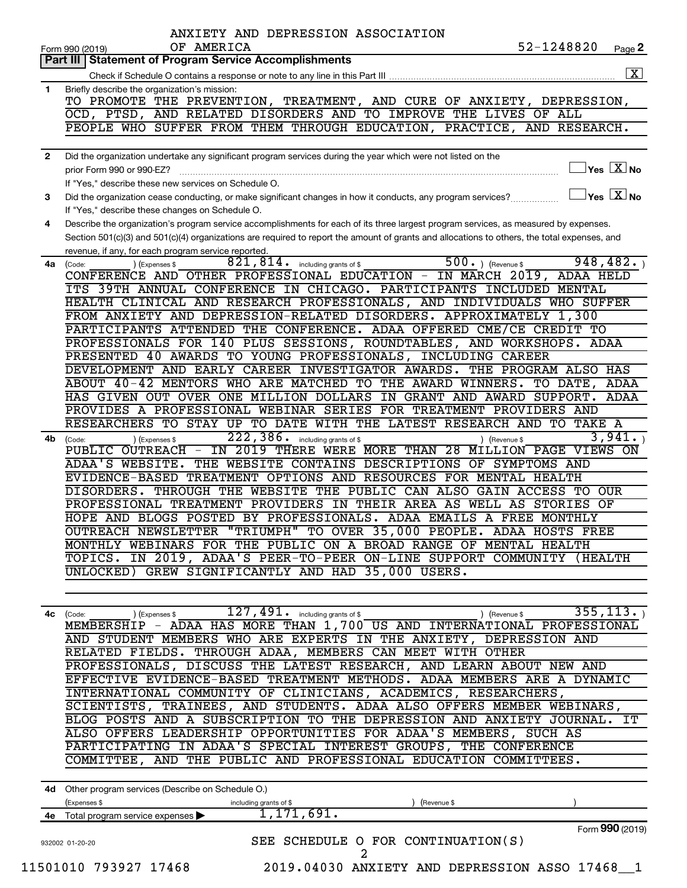ANXIETY AND DEPRESSION ASSOCIATION OF AMERICA 52-1248820

Form 990 (2019)

## Part III Statement of Program Service Accomplishments

Check if Schedule O contains a response or note to any line in this Part III [X]

**1** Briefly describe the organization's mission:

TO PROMOTE THE PREVENTION, TREATMENT, AND CURE OF ANXIETY, DEPRESSION, OCD, PTSD, AND RELATED DISORDERS AND TO IMPROVE THE LIVES OF ALL PEOPLE WHO SUFFER FROM THEM THROUGH EDUCATION, PRACTICE, AND RESEARCH.

**2** Did the organization undertake any significant program services during the year which were not listed on the prior Form 990 or 990-EZ? [ ] Yes [X] No

If "Yes," describe these new services on Schedule O.

**3** Did the organization cease conducting, or make significant changes in how it conducts, any program services? [ ] Yes [X] No

If "Yes," describe these changes on Schedule O.

**4** Describe the organization's program service accomplishments for each of its three largest program services, as measured by expenses. Section 501(c)(3) and 501(c)(4) organizations are required to report the amount of grants and allocations to others, the total expenses, and revenue, if any, for each program service reported.

**4a** (Code: ) (Expenses $ 821,814. including grants of $ 500.) (Revenue $ 948,482.)

CONFERENCE AND OTHER PROFESSIONAL EDUCATION - IN MARCH 2019, ADAA HELD ITS 39TH ANNUAL CONFERENCE IN CHICAGO. PARTICIPANTS INCLUDED MENTAL HEALTH CLINICAL AND RESEARCH PROFESSIONALS, AND INDIVIDUALS WHO SUFFER FROM ANXIETY AND DEPRESSION-RELATED DISORDERS. APPROXIMATELY 1,300 PARTICIPANTS ATTENDED THE CONFERENCE. ADAA OFFERED CME/CE CREDIT TO PROFESSIONALS FOR 140 PLUS SESSIONS, ROUNDTABLES, AND WORKSHOPS. ADAA PRESENTED 40 AWARDS TO YOUNG PROFESSIONALS, INCLUDING CAREER DEVELOPMENT AND EARLY CAREER INVESTIGATOR AWARDS. THE PROGRAM ALSO HAS ABOUT 40-42 MENTORS WHO ARE MATCHED TO THE AWARD WINNERS. TO DATE, ADAA HAS GIVEN OUT OVER ONE MILLION DOLLARS IN GRANT AND AWARD SUPPORT. ADAA PROVIDES A PROFESSIONAL WEBINAR SERIES FOR TREATMENT PROVIDERS AND RESEARCHERS TO STAY UP TO DATE WITH THE LATEST RESEARCH AND TO TAKE A

**4b** (Code: ) (Expenses $ 222,386. including grants of $ ) (Revenue $ 3,941.)

PUBLIC OUTREACH - IN 2019 THERE WERE MORE THAN 28 MILLION PAGE VIEWS ON ADAA'S WEBSITE. THE WEBSITE CONTAINS DESCRIPTIONS OF SYMPTOMS AND EVIDENCE-BASED TREATMENT OPTIONS AND RESOURCES FOR MENTAL HEALTH DISORDERS. THROUGH THE WEBSITE THE PUBLIC CAN ALSO GAIN ACCESS TO OUR PROFESSIONAL TREATMENT PROVIDERS IN THEIR AREA AS WELL AS STORIES OF HOPE AND BLOGS POSTED BY PROFESSIONALS. ADAA EMAILS A FREE MONTHLY OUTREACH NEWSLETTER "TRIUMPH" TO OVER 35,000 PEOPLE. ADAA HOSTS FREE MONTHLY WEBINARS FOR THE PUBLIC ON A BROAD RANGE OF MENTAL HEALTH TOPICS. IN 2019, ADAA'S PEER-TO-PEER ON-LINE SUPPORT COMMUNITY (HEALTH UNLOCKED) GREW SIGNIFICANTLY AND HAD 35,000 USERS.

**4c** (Code: ) (Expenses $ 127,491. including grants of $ ) (Revenue $ 355,113.)

MEMBERSHIP - ADAA HAS MORE THAN 1,700 US AND INTERNATIONAL PROFESSIONAL AND STUDENT MEMBERS WHO ARE EXPERTS IN THE ANXIETY, DEPRESSION AND RELATED FIELDS. THROUGH ADAA, MEMBERS CAN MEET WITH OTHER PROFESSIONALS, DISCUSS THE LATEST RESEARCH, AND LEARN ABOUT NEW AND EFFECTIVE EVIDENCE-BASED TREATMENT METHODS. ADAA MEMBERS ARE A DYNAMIC INTERNATIONAL COMMUNITY OF CLINICIANS, ACADEMICS, RESEARCHERS, SCIENTISTS, TRAINEES, AND STUDENTS. ADAA ALSO OFFERS MEMBER WEBINARS, BLOG POSTS AND A SUBSCRIPTION TO THE DEPRESSION AND ANXIETY JOURNAL. IT ALSO OFFERS LEADERSHIP OPPORTUNITIES FOR ADAA'S MEMBERS, SUCH AS PARTICIPATING IN ADAA'S SPECIAL INTEREST GROUPS, THE CONFERENCE COMMITTEE, AND THE PUBLIC AND PROFESSIONAL EDUCATION COMMITTEES.

**4d** Other program services (Describe on Schedule O.)

(Expenses $ including grants of $ ) (Revenue $ )

**4e** Total program service expenses ▶ 1,171,691.

SEE SCHEDULE O FOR CONTINUATION(S)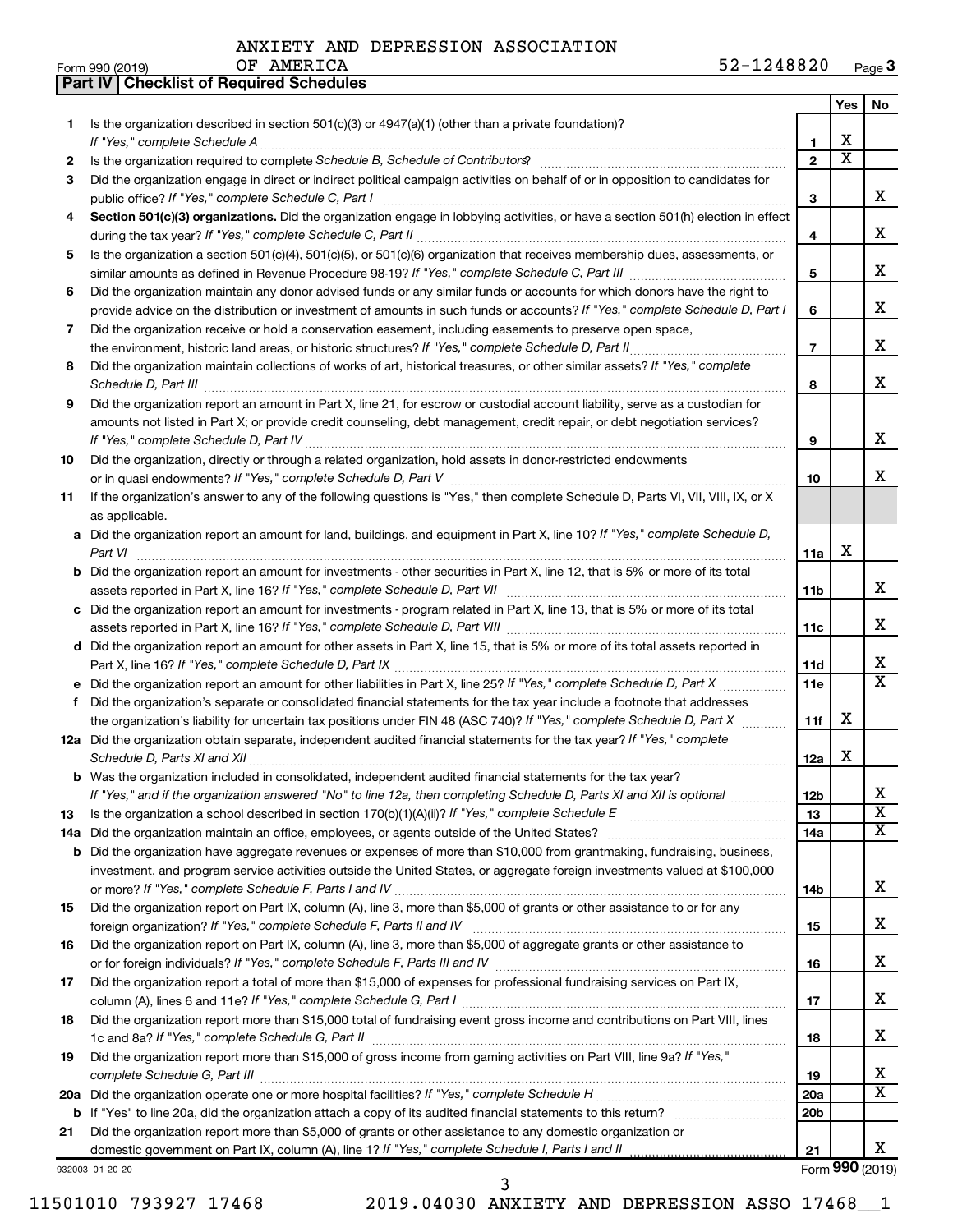ANXIETY AND DEPRESSION ASSOCIATION OF AMERICA

Form 990 (2019) 52-1248820 Page **3**

**Part IV | Checklist of Required Schedules**

| | | | Yes | No |
|---|---|---|---|---|
| **1** | Is the organization described in section 501(c)(3) or 4947(a)(1) (other than a private foundation)? *If "Yes," complete Schedule A* | **1** | X | |
| **2** | Is the organization required to complete *Schedule B, Schedule of Contributors*? | **2** | X | |
| **3** | Did the organization engage in direct or indirect political campaign activities on behalf of or in opposition to candidates for public office? *If "Yes," complete Schedule C, Part I* | **3** | | X |
| **4** | **Section 501(c)(3) organizations.** Did the organization engage in lobbying activities, or have a section 501(h) election in effect during the tax year? *If "Yes," complete Schedule C, Part II* | **4** | | X |
| **5** | Is the organization a section 501(c)(4), 501(c)(5), or 501(c)(6) organization that receives membership dues, assessments, or similar amounts as defined in Revenue Procedure 98-19? *If "Yes," complete Schedule C, Part III* | **5** | | X |
| **6** | Did the organization maintain any donor advised funds or any similar funds or accounts for which donors have the right to provide advice on the distribution or investment of amounts in such funds or accounts? *If "Yes," complete Schedule D, Part I* | **6** | | X |
| **7** | Did the organization receive or hold a conservation easement, including easements to preserve open space, the environment, historic land areas, or historic structures? *If "Yes," complete Schedule D, Part II* | **7** | | X |
| **8** | Did the organization maintain collections of works of art, historical treasures, or other similar assets? *If "Yes," complete Schedule D, Part III* | **8** | | X |
| **9** | Did the organization report an amount in Part X, line 21, for escrow or custodial account liability, serve as a custodian for amounts not listed in Part X; or provide credit counseling, debt management, credit repair, or debt negotiation services? *If "Yes," complete Schedule D, Part IV* | **9** | | X |
| **10** | Did the organization, directly or through a related organization, hold assets in donor-restricted endowments or in quasi endowments? *If "Yes," complete Schedule D, Part V* | **10** | | X |
| **11** | If the organization's answer to any of the following questions is "Yes," then complete Schedule D, Parts VI, VII, VIII, IX, or X as applicable. | | | |
| **a** | Did the organization report an amount for land, buildings, and equipment in Part X, line 10? *If "Yes," complete Schedule D, Part VI* | **11a** | X | |
| **b** | Did the organization report an amount for investments - other securities in Part X, line 12, that is 5% or more of its total assets reported in Part X, line 16? *If "Yes," complete Schedule D, Part VII* | **11b** | | X |
| **c** | Did the organization report an amount for investments - program related in Part X, line 13, that is 5% or more of its total assets reported in Part X, line 16? *If "Yes," complete Schedule D, Part VIII* | **11c** | | X |
| **d** | Did the organization report an amount for other assets in Part X, line 15, that is 5% or more of its total assets reported in Part X, line 16? *If "Yes," complete Schedule D, Part IX* | **11d** | | X |
| **e** | Did the organization report an amount for other liabilities in Part X, line 25? *If "Yes," complete Schedule D, Part X* | **11e** | | X |
| **f** | Did the organization's separate or consolidated financial statements for the tax year include a footnote that addresses the organization's liability for uncertain tax positions under FIN 48 (ASC 740)? *If "Yes," complete Schedule D, Part X* | **11f** | X | |
| **12a** | Did the organization obtain separate, independent audited financial statements for the tax year? *If "Yes," complete Schedule D, Parts XI and XII* | **12a** | X | |
| **b** | Was the organization included in consolidated, independent audited financial statements for the tax year? *If "Yes," and if the organization answered "No" to line 12a, then completing Schedule D, Parts XI and XII is optional* | **12b** | | X |
| **13** | Is the organization a school described in section 170(b)(1)(A)(ii)? *If "Yes," complete Schedule E* | **13** | | X |
| **14a** | Did the organization maintain an office, employees, or agents outside of the United States? | **14a** | | X |
| **b** | Did the organization have aggregate revenues or expenses of more than $10,000 from grantmaking, fundraising, business, investment, and program service activities outside the United States, or aggregate foreign investments valued at $100,000 or more? *If "Yes," complete Schedule F, Parts I and IV* | **14b** | | X |
| **15** | Did the organization report on Part IX, column (A), line 3, more than $5,000 of grants or other assistance to or for any foreign organization? *If "Yes," complete Schedule F, Parts II and IV* | **15** | | X |
| **16** | Did the organization report on Part IX, column (A), line 3, more than $5,000 of aggregate grants or other assistance to or for foreign individuals? *If "Yes," complete Schedule F, Parts III and IV* | **16** | | X |
| **17** | Did the organization report a total of more than $15,000 of expenses for professional fundraising services on Part IX, column (A), lines 6 and 11e? *If "Yes," complete Schedule G, Part I* | **17** | | X |
| **18** | Did the organization report more than $15,000 total of fundraising event gross income and contributions on Part VIII, lines 1c and 8a? *If "Yes," complete Schedule G, Part II* | **18** | | X |
| **19** | Did the organization report more than $15,000 of gross income from gaming activities on Part VIII, line 9a? *If "Yes," complete Schedule G, Part III* | **19** | | X |
| **20a** | Did the organization operate one or more hospital facilities? *If "Yes," complete Schedule H* | **20a** | | X |
| **b** | If "Yes" to line 20a, did the organization attach a copy of its audited financial statements to this return? | **20b** | | |
| **21** | Did the organization report more than $5,000 of grants or other assistance to any domestic organization or domestic government on Part IX, column (A), line 1? *If "Yes," complete Schedule I, Parts I and II* | **21** | | X |

932003 01-20-20 Form **990** (2019)

11501010 793927 17468 2019.04030 ANXIETY AND DEPRESSION ASSO 17468__1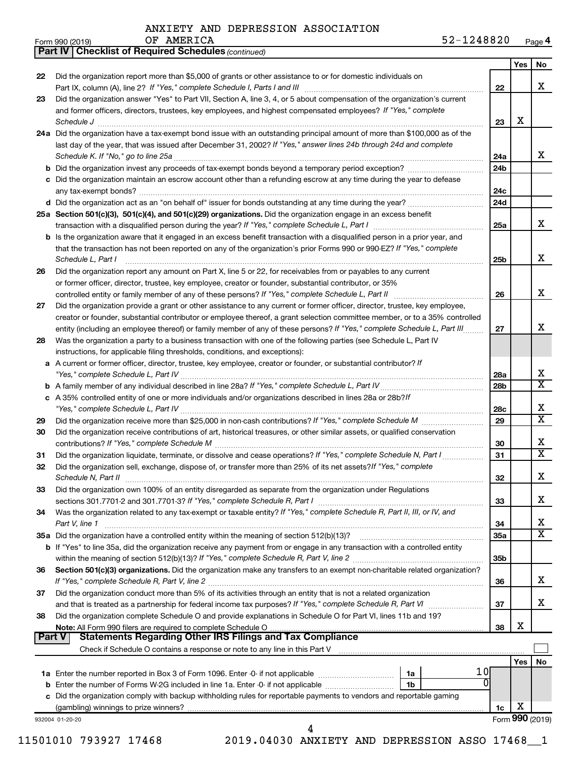ANXIETY AND DEPRESSION ASSOCIATION OF AMERICA 52-1248820

Form 990 (2019)

**Part IV | Checklist of Required Schedules** *(continued)*

| | | | Yes | No |
|---|---|---|---|---|
| 22 | Did the organization report more than $5,000 of grants or other assistance to or for domestic individuals on Part IX, column (A), line 2? *If "Yes," complete Schedule I, Parts I and III* | 22 | | X |
| 23 | Did the organization answer "Yes" to Part VII, Section A, line 3, 4, or 5 about compensation of the organization's current and former officers, directors, trustees, key employees, and highest compensated employees? *If "Yes," complete Schedule J* | 23 | X | |
| 24a | Did the organization have a tax-exempt bond issue with an outstanding principal amount of more than $100,000 as of the last day of the year, that was issued after December 31, 2002? *If "Yes," answer lines 24b through 24d and complete Schedule K. If "No," go to line 25a* | 24a | | X |
| b | Did the organization invest any proceeds of tax-exempt bonds beyond a temporary period exception? | 24b | | |
| c | Did the organization maintain an escrow account other than a refunding escrow at any time during the year to defease any tax-exempt bonds? | 24c | | |
| d | Did the organization act as an "on behalf of" issuer for bonds outstanding at any time during the year? | 24d | | |
| 25a | **Section 501(c)(3), 501(c)(4), and 501(c)(29) organizations.** Did the organization engage in an excess benefit transaction with a disqualified person during the year? *If "Yes," complete Schedule L, Part I* | 25a | | X |
| b | Is the organization aware that it engaged in an excess benefit transaction with a disqualified person in a prior year, and that the transaction has not been reported on any of the organization's prior Forms 990 or 990-EZ? *If "Yes," complete Schedule L, Part I* | 25b | | X |
| 26 | Did the organization report any amount on Part X, line 5 or 22, for receivables from or payables to any current or former officer, director, trustee, key employee, creator or founder, substantial contributor, or 35% controlled entity or family member of any of these persons? *If "Yes," complete Schedule L, Part II* | 26 | | X |
| 27 | Did the organization provide a grant or other assistance to any current or former officer, director, trustee, key employee, creator or founder, substantial contributor or employee thereof, a grant selection committee member, or to a 35% controlled entity (including an employee thereof) or family member of any of these persons? *If "Yes," complete Schedule L, Part III* | 27 | | X |
| 28 | Was the organization a party to a business transaction with one of the following parties (see Schedule L, Part IV instructions, for applicable filing thresholds, conditions, and exceptions): | | | |
| a | A current or former officer, director, trustee, key employee, creator or founder, or substantial contributor? *If "Yes," complete Schedule L, Part IV* | 28a | | X |
| b | A family member of any individual described in line 28a? *If "Yes," complete Schedule L, Part IV* | 28b | | X |
| c | A 35% controlled entity of one or more individuals and/or organizations described in lines 28a or 28b? *If "Yes," complete Schedule L, Part IV* | 28c | | X |
| 29 | Did the organization receive more than $25,000 in non-cash contributions? *If "Yes," complete Schedule M* | 29 | | X |
| 30 | Did the organization receive contributions of art, historical treasures, or other similar assets, or qualified conservation contributions? *If "Yes," complete Schedule M* | 30 | | X |
| 31 | Did the organization liquidate, terminate, or dissolve and cease operations? *If "Yes," complete Schedule N, Part I* | 31 | | X |
| 32 | Did the organization sell, exchange, dispose of, or transfer more than 25% of its net assets? *If "Yes," complete Schedule N, Part II* | 32 | | X |
| 33 | Did the organization own 100% of an entity disregarded as separate from the organization under Regulations sections 301.7701-2 and 301.7701-3? *If "Yes," complete Schedule R, Part I* | 33 | | X |
| 34 | Was the organization related to any tax-exempt or taxable entity? *If "Yes," complete Schedule R, Part II, III, or IV, and Part V, line 1* | 34 | | X |
| 35a | Did the organization have a controlled entity within the meaning of section 512(b)(13)? | 35a | | X |
| b | If "Yes" to line 35a, did the organization receive any payment from or engage in any transaction with a controlled entity within the meaning of section 512(b)(13)? *If "Yes," complete Schedule R, Part V, line 2* | 35b | | |
| 36 | **Section 501(c)(3) organizations.** Did the organization make any transfers to an exempt non-charitable related organization? *If "Yes," complete Schedule R, Part V, line 2* | 36 | | X |
| 37 | Did the organization conduct more than 5% of its activities through an entity that is not a related organization and that is treated as a partnership for federal income tax purposes? *If "Yes," complete Schedule R, Part VI* | 37 | | X |
| 38 | Did the organization complete Schedule O and provide explanations in Schedule O for Part VI, lines 11b and 19? **Note:** All Form 990 filers are required to complete Schedule O | 38 | X | |

**Part V | Statements Regarding Other IRS Filings and Tax Compliance**

Check if Schedule O contains a response or note to any line in this Part V ☐

| | | | | | Yes | No |
|---|---|---|---|---|---|---|
| 1a | Enter the number reported in Box 3 of Form 1096. Enter -0- if not applicable | 1a | 10 | | | |
| b | Enter the number of Forms W-2G included in line 1a. Enter -0- if not applicable | 1b | 0 | | | |
| c | Did the organization comply with backup withholding rules for reportable payments to vendors and reportable gaming (gambling) winnings to prize winners? | | | 1c | X | |

932004 01-20-20

Form **990** (2019)

11501010 793927 17468 2019.04030 ANXIETY AND DEPRESSION ASSO 17468__1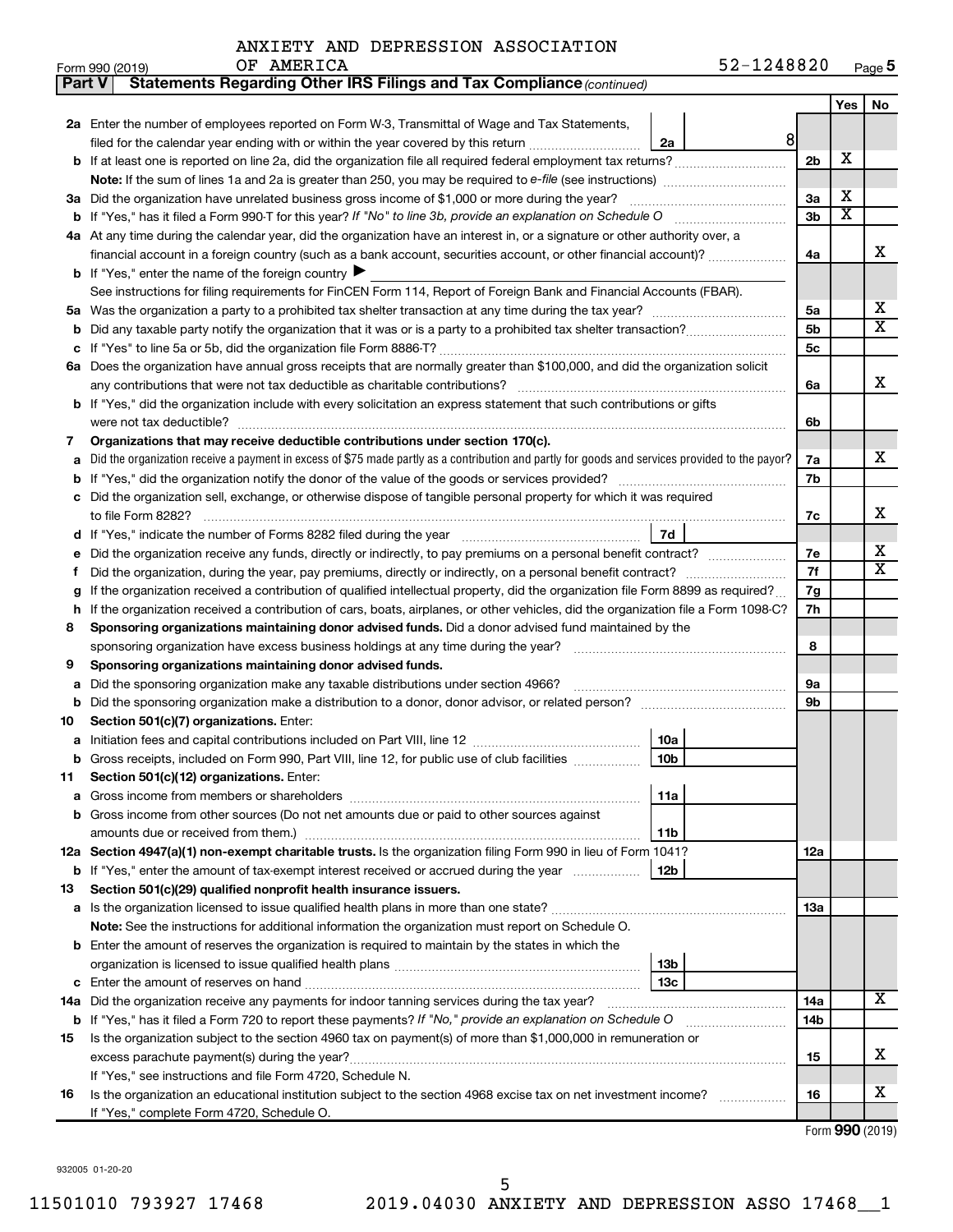ANXIETY AND DEPRESSION ASSOCIATION OF AMERICA

Form 990 (2019) 52-1248820 Page 5

**Part V Statements Regarding Other IRS Filings and Tax Compliance** *(continued)*

| | | | | Yes | No |
|---|---|---|---|---|---|
| **2a** | Enter the number of employees reported on Form W-3, Transmittal of Wage and Tax Statements, filed for the calendar year ending with or within the year covered by this return | 2a | 8 | | |
| **b** | If at least one is reported on line 2a, did the organization file all required federal employment tax returns? | | 2b | X | |
| | **Note:** If the sum of lines 1a and 2a is greater than 250, you may be required to *e-file* (see instructions) | | | | |
| **3a** | Did the organization have unrelated business gross income of $1,000 or more during the year? | | 3a | X | |
| **b** | If "Yes," has it filed a Form 990-T for this year? *If "No" to line 3b, provide an explanation on Schedule O* | | 3b | X | |
| **4a** | At any time during the calendar year, did the organization have an interest in, or a signature or other authority over, a financial account in a foreign country (such as a bank account, securities account, or other financial account)? | | 4a | | X |
| **b** | If "Yes," enter the name of the foreign country ▶ | | | | |
| | See instructions for filing requirements for FinCEN Form 114, Report of Foreign Bank and Financial Accounts (FBAR). | | | | |
| **5a** | Was the organization a party to a prohibited tax shelter transaction at any time during the tax year? | | 5a | | X |
| **b** | Did any taxable party notify the organization that it was or is a party to a prohibited tax shelter transaction? | | 5b | | X |
| **c** | If "Yes" to line 5a or 5b, did the organization file Form 8886-T? | | 5c | | |
| **6a** | Does the organization have annual gross receipts that are normally greater than $100,000, and did the organization solicit any contributions that were not tax deductible as charitable contributions? | | 6a | | X |
| **b** | If "Yes," did the organization include with every solicitation an express statement that such contributions or gifts were not tax deductible? | | 6b | | |
| **7** | **Organizations that may receive deductible contributions under section 170(c).** | | | | |
| **a** | Did the organization receive a payment in excess of $75 made partly as a contribution and partly for goods and services provided to the payor? | | 7a | | X |
| **b** | If "Yes," did the organization notify the donor of the value of the goods or services provided? | | 7b | | |
| **c** | Did the organization sell, exchange, or otherwise dispose of tangible personal property for which it was required to file Form 8282? | | 7c | | X |
| **d** | If "Yes," indicate the number of Forms 8282 filed during the year | 7d | | | |
| **e** | Did the organization receive any funds, directly or indirectly, to pay premiums on a personal benefit contract? | | 7e | | X |
| **f** | Did the organization, during the year, pay premiums, directly or indirectly, on a personal benefit contract? | | 7f | | X |
| **g** | If the organization received a contribution of qualified intellectual property, did the organization file Form 8899 as required? | | 7g | | |
| **h** | If the organization received a contribution of cars, boats, airplanes, or other vehicles, did the organization file a Form 1098-C? | | 7h | | |
| **8** | **Sponsoring organizations maintaining donor advised funds.** Did a donor advised fund maintained by the sponsoring organization have excess business holdings at any time during the year? | | 8 | | |
| **9** | **Sponsoring organizations maintaining donor advised funds.** | | | | |
| **a** | Did the sponsoring organization make any taxable distributions under section 4966? | | 9a | | |
| **b** | Did the sponsoring organization make a distribution to a donor, donor advisor, or related person? | | 9b | | |
| **10** | **Section 501(c)(7) organizations.** Enter: | | | | |
| **a** | Initiation fees and capital contributions included on Part VIII, line 12 | 10a | | | |
| **b** | Gross receipts, included on Form 990, Part VIII, line 12, for public use of club facilities | 10b | | | |
| **11** | **Section 501(c)(12) organizations.** Enter: | | | | |
| **a** | Gross income from members or shareholders | 11a | | | |
| **b** | Gross income from other sources (Do not net amounts due or paid to other sources against amounts due or received from them.) | 11b | | | |
| **12a** | **Section 4947(a)(1) non-exempt charitable trusts.** Is the organization filing Form 990 in lieu of Form 1041? | | 12a | | |
| **b** | If "Yes," enter the amount of tax-exempt interest received or accrued during the year | 12b | | | |
| **13** | **Section 501(c)(29) qualified nonprofit health insurance issuers.** | | | | |
| **a** | Is the organization licensed to issue qualified health plans in more than one state? | | 13a | | |
| | **Note:** See the instructions for additional information the organization must report on Schedule O. | | | | |
| **b** | Enter the amount of reserves the organization is required to maintain by the states in which the organization is licensed to issue qualified health plans | 13b | | | |
| **c** | Enter the amount of reserves on hand | 13c | | | |
| **14a** | Did the organization receive any payments for indoor tanning services during the tax year? | | 14a | | X |
| **b** | If "Yes," has it filed a Form 720 to report these payments? *If "No," provide an explanation on Schedule O* | | 14b | | |
| **15** | Is the organization subject to the section 4960 tax on payment(s) of more than $1,000,000 in remuneration or excess parachute payment(s) during the year? | | 15 | | X |
| | If "Yes," see instructions and file Form 4720, Schedule N. | | | | |
| **16** | Is the organization an educational institution subject to the section 4968 excise tax on net investment income? | | 16 | | X |
| | If "Yes," complete Form 4720, Schedule O. | | | | |

Form **990** (2019)

932005 01-20-20

11501010 793927 17468 2019.04030 ANXIETY AND DEPRESSION ASSO 17468__1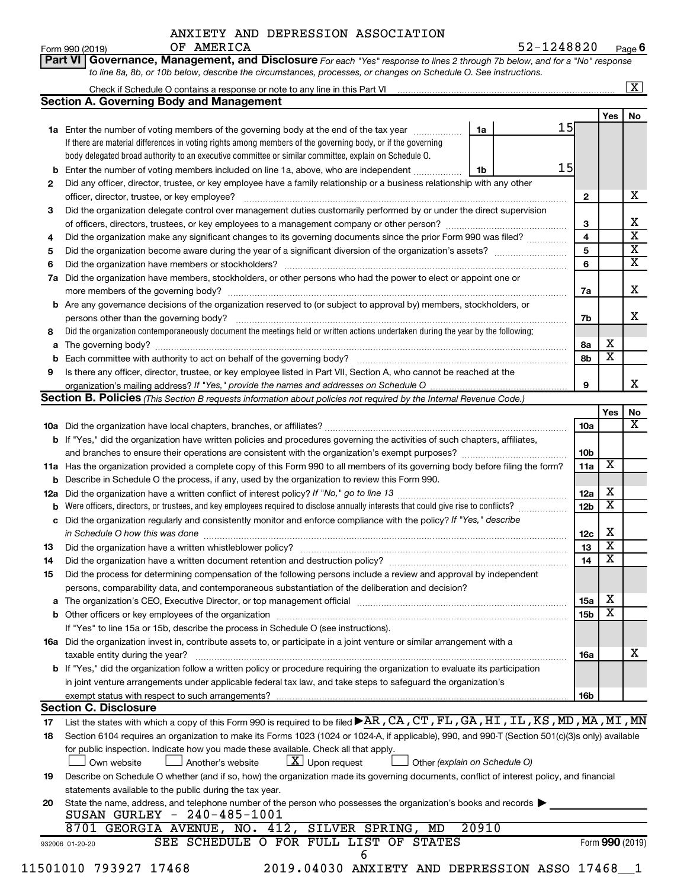ANXIETY AND DEPRESSION ASSOCIATION OF AMERICA

Form 990 (2019) 52-1248820 Page 6

**Part VI | Governance, Management, and Disclosure** *For each "Yes" response to lines 2 through 7b below, and for a "No" response to line 8a, 8b, or 10b below, describe the circumstances, processes, or changes on Schedule O. See instructions.*

Check if Schedule O contains a response or note to any line in this Part VI .......... [X]

### Section A. Governing Body and Management

| | | | | Yes | No |
|---|---|---|---|---|---|
| **1a** | Enter the number of voting members of the governing body at the end of the tax year ... **1a** 15<br>If there are material differences in voting rights among members of the governing body, or if the governing body delegated broad authority to an executive committee or similar committee, explain on Schedule O. | | | | |
| **b** | Enter the number of voting members included on line 1a, above, who are independent ... **1b** 15 | | | | |
| **2** | Did any officer, director, trustee, or key employee have a family relationship or a business relationship with any other officer, director, trustee, or key employee? | **2** | | | X |
| **3** | Did the organization delegate control over management duties customarily performed by or under the direct supervision of officers, directors, trustees, or key employees to a management company or other person? | **3** | | | X |
| **4** | Did the organization make any significant changes to its governing documents since the prior Form 990 was filed? | **4** | | | X |
| **5** | Did the organization become aware during the year of a significant diversion of the organization's assets? | **5** | | | X |
| **6** | Did the organization have members or stockholders? | **6** | | | X |
| **7a** | Did the organization have members, stockholders, or other persons who had the power to elect or appoint one or more members of the governing body? | **7a** | | | X |
| **b** | Are any governance decisions of the organization reserved to (or subject to approval by) members, stockholders, or persons other than the governing body? | **7b** | | | X |
| **8** | Did the organization contemporaneously document the meetings held or written actions undertaken during the year by the following: | | | | |
| **a** | The governing body? | **8a** | | X | |
| **b** | Each committee with authority to act on behalf of the governing body? | **8b** | | X | |
| **9** | Is there any officer, director, trustee, or key employee listed in Part VII, Section A, who cannot be reached at the organization's mailing address? *If "Yes," provide the names and addresses on Schedule O* | **9** | | | X |

### Section B. Policies *(This Section B requests information about policies not required by the Internal Revenue Code.)*

| | | | Yes | No |
|---|---|---|---|---|
| **10a** | Did the organization have local chapters, branches, or affiliates? | **10a** | | X |
| **b** | If "Yes," did the organization have written policies and procedures governing the activities of such chapters, affiliates, and branches to ensure their operations are consistent with the organization's exempt purposes? | **10b** | | |
| **11a** | Has the organization provided a complete copy of this Form 990 to all members of its governing body before filing the form? | **11a** | X | |
| **b** | Describe in Schedule O the process, if any, used by the organization to review this Form 990. | | | |
| **12a** | Did the organization have a written conflict of interest policy? *If "No," go to line 13* | **12a** | X | |
| **b** | Were officers, directors, or trustees, and key employees required to disclose annually interests that could give rise to conflicts? | **12b** | X | |
| **c** | Did the organization regularly and consistently monitor and enforce compliance with the policy? *If "Yes," describe in Schedule O how this was done* | **12c** | X | |
| **13** | Did the organization have a written whistleblower policy? | **13** | X | |
| **14** | Did the organization have a written document retention and destruction policy? | **14** | X | |
| **15** | Did the process for determining compensation of the following persons include a review and approval by independent persons, comparability data, and contemporaneous substantiation of the deliberation and decision? | | | |
| **a** | The organization's CEO, Executive Director, or top management official | **15a** | X | |
| **b** | Other officers or key employees of the organization | **15b** | X | |
| | If "Yes" to line 15a or 15b, describe the process in Schedule O (see instructions). | | | |
| **16a** | Did the organization invest in, contribute assets to, or participate in a joint venture or similar arrangement with a taxable entity during the year? | **16a** | | X |
| **b** | If "Yes," did the organization follow a written policy or procedure requiring the organization to evaluate its participation in joint venture arrangements under applicable federal tax law, and take steps to safeguard the organization's exempt status with respect to such arrangements? | **16b** | | |

### Section C. Disclosure

**17** List the states with which a copy of this Form 990 is required to be filed ▶ AR,CA,CT,FL,GA,HI,IL,KS,MD,MA,MI,MN

**18** Section 6104 requires an organization to make its Forms 1023 (1024 or 1024-A, if applicable), 990, and 990-T (Section 501(c)(3)s only) available for public inspection. Indicate how you made these available. Check all that apply.

[ ] Own website [ ] Another's website [X] Upon request [ ] Other *(explain on Schedule O)*

**19** Describe on Schedule O whether (and if so, how) the organization made its governing documents, conflict of interest policy, and financial statements available to the public during the tax year.

**20** State the name, address, and telephone number of the person who possesses the organization's books and records ▶

SUSAN GURLEY - 240-485-1001
8701 GEORGIA AVENUE, NO. 412, SILVER SPRING, MD 20910

SEE SCHEDULE O FOR FULL LIST OF STATES

932006 01-20-20 Form **990** (2019)

11501010 793927 17468 2019.04030 ANXIETY AND DEPRESSION ASSO 17468__1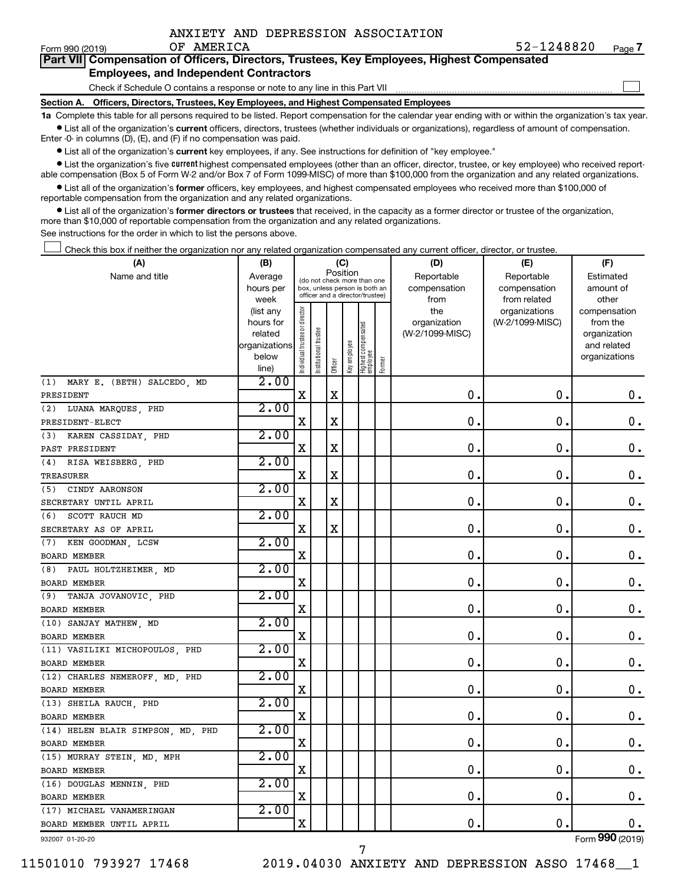ANXIETY AND DEPRESSION ASSOCIATION OF AMERICA

Form 990 (2019) 52-1248820 Page 7

**Part VII Compensation of Officers, Directors, Trustees, Key Employees, Highest Compensated Employees, and Independent Contractors**

Check if Schedule O contains a response or note to any line in this Part VII

**Section A. Officers, Directors, Trustees, Key Employees, and Highest Compensated Employees**

**1a** Complete this table for all persons required to be listed. Report compensation for the calendar year ending with or within the organization's tax year.

- List all of the organization's **current** officers, directors, trustees (whether individuals or organizations), regardless of amount of compensation. Enter -0- in columns (D), (E), and (F) if no compensation was paid.
- List all of the organization's **current** key employees, if any. See instructions for definition of "key employee."
- List the organization's five **current** highest compensated employees (other than an officer, director, trustee, or key employee) who received reportable compensation (Box 5 of Form W-2 and/or Box 7 of Form 1099-MISC) of more than $100,000 from the organization and any related organizations.
- List all of the organization's **former** officers, key employees, and highest compensated employees who received more than $100,000 of reportable compensation from the organization and any related organizations.
- List all of the organization's **former directors or trustees** that received, in the capacity as a former director or trustee of the organization, more than $10,000 of reportable compensation from the organization and any related organizations.

See instructions for the order in which to list the persons above.

Check this box if neither the organization nor any related organization compensated any current officer, director, or trustee.

| (A) Name and title | (B) Average hours per week (list any hours for related organizations below line) | (C) Position: Individual trustee or director | Institutional trustee | Officer | Key employee | Highest compensated employee | Former | (D) Reportable compensation from the organization (W-2/1099-MISC) | (E) Reportable compensation from related organizations (W-2/1099-MISC) | (F) Estimated amount of other compensation from the organization and related organizations |
|---|---|---|---|---|---|---|---|---|---|---|
| (1) MARY E. (BETH) SALCEDO, MD<br>PRESIDENT | 2.00 | X | | X | | | | 0. | 0. | 0. |
| (2) LUANA MARQUES, PHD<br>PRESIDENT-ELECT | 2.00 | X | | X | | | | 0. | 0. | 0. |
| (3) KAREN CASSIDAY, PHD<br>PAST PRESIDENT | 2.00 | X | | X | | | | 0. | 0. | 0. |
| (4) RISA WEISBERG, PHD<br>TREASURER | 2.00 | X | | X | | | | 0. | 0. | 0. |
| (5) CINDY AARONSON<br>SECRETARY UNTIL APRIL | 2.00 | X | | X | | | | 0. | 0. | 0. |
| (6) SCOTT RAUCH MD<br>SECRETARY AS OF APRIL | 2.00 | X | | X | | | | 0. | 0. | 0. |
| (7) KEN GOODMAN, LCSW<br>BOARD MEMBER | 2.00 | X | | | | | | 0. | 0. | 0. |
| (8) PAUL HOLTZHEIMER, MD<br>BOARD MEMBER | 2.00 | X | | | | | | 0. | 0. | 0. |
| (9) TANJA JOVANOVIC, PHD<br>BOARD MEMBER | 2.00 | X | | | | | | 0. | 0. | 0. |
| (10) SANJAY MATHEW, MD<br>BOARD MEMBER | 2.00 | X | | | | | | 0. | 0. | 0. |
| (11) VASILIKI MICHOPOULOS, PHD<br>BOARD MEMBER | 2.00 | X | | | | | | 0. | 0. | 0. |
| (12) CHARLES NEMEROFF, MD, PHD<br>BOARD MEMBER | 2.00 | X | | | | | | 0. | 0. | 0. |
| (13) SHEILA RAUCH, PHD<br>BOARD MEMBER | 2.00 | X | | | | | | 0. | 0. | 0. |
| (14) HELEN BLAIR SIMPSON, MD, PHD<br>BOARD MEMBER | 2.00 | X | | | | | | 0. | 0. | 0. |
| (15) MURRAY STEIN, MD, MPH<br>BOARD MEMBER | 2.00 | X | | | | | | 0. | 0. | 0. |
| (16) DOUGLAS MENNIN, PHD<br>BOARD MEMBER | 2.00 | X | | | | | | 0. | 0. | 0. |
| (17) MICHAEL VANAMERINGAN<br>BOARD MEMBER UNTIL APRIL | 2.00 | X | | | | | | 0. | 0. | 0. |

932007 01-20-20 Form **990** (2019)

11501010 793927 17468 2019.04030 ANXIETY AND DEPRESSION ASSO 17468__1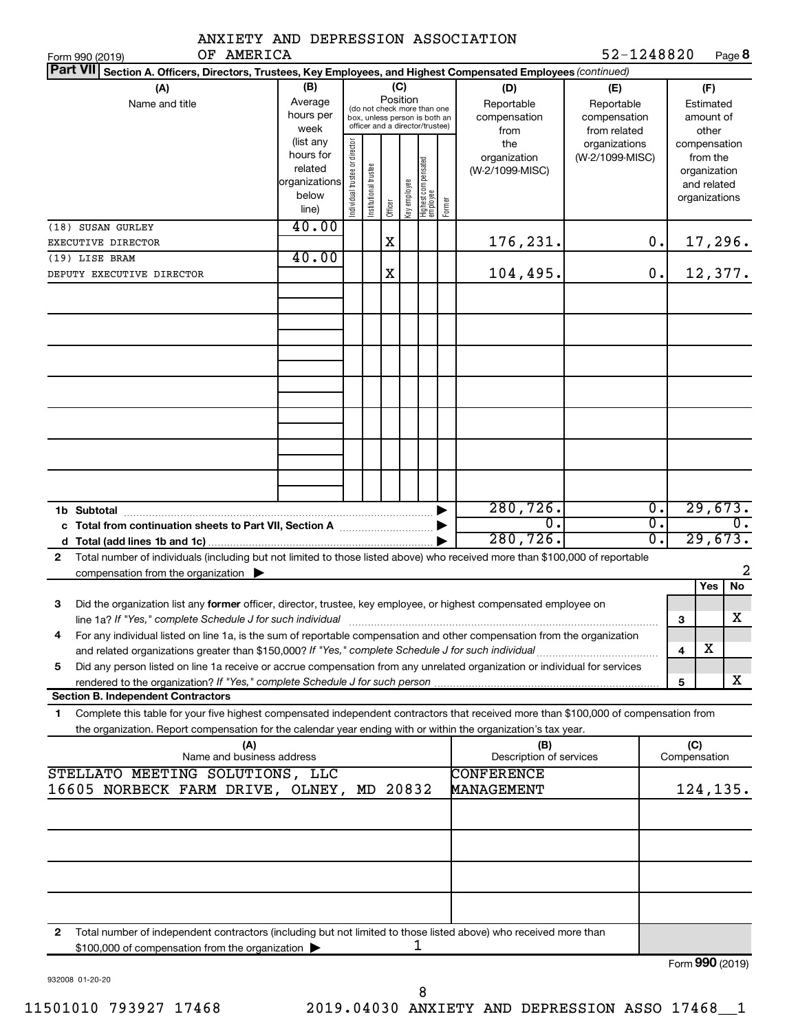ANXIETY AND DEPRESSION ASSOCIATION OF AMERICA

Form 990 (2019) 52-1248820 Page 8

**Part VII** Section A. Officers, Directors, Trustees, Key Employees, and Highest Compensated Employees *(continued)*

| (A) Name and title | (B) Average hours per week (list any hours for related organizations below line) | (C) Position: Individual trustee or director | Institutional trustee | Officer | Key employee | Highest compensated employee | Former | (D) Reportable compensation from the organization (W-2/1099-MISC) | (E) Reportable compensation from related organizations (W-2/1099-MISC) | (F) Estimated amount of other compensation from the organization and related organizations |
|---|---|---|---|---|---|---|---|---|---|---|
| (18) SUSAN GURLEY EXECUTIVE DIRECTOR | 40.00 | | | X | | | | 176,231. | 0. | 17,296. |
| (19) LISE BRAM DEPUTY EXECUTIVE DIRECTOR | 40.00 | | | X | | | | 104,495. | 0. | 12,377. |
| | | | | | | | | | | |
| | | | | | | | | | | |
| | | | | | | | | | | |
| | | | | | | | | | | |
| | | | | | | | | | | |
| | | | | | | | | | | |
| | | | | | | | | | | |
| **1b Subtotal** | | | | | | | | 280,726. | 0. | 29,673. |
| **c Total from continuation sheets to Part VII, Section A** | | | | | | | | 0. | 0. | 0. |
| **d Total (add lines 1b and 1c)** | | | | | | | | 280,726. | 0. | 29,673. |

**2** Total number of individuals (including but not limited to those listed above) who received more than $100,000 of reportable compensation from the organization ▶ 2

| | | Yes | No |
|---|---|---|---|
| **3** Did the organization list any **former** officer, director, trustee, key employee, or highest compensated employee on line 1a? *If "Yes," complete Schedule J for such individual* | 3 | | X |
| **4** For any individual listed on line 1a, is the sum of reportable compensation and other compensation from the organization and related organizations greater than $150,000? *If "Yes," complete Schedule J for such individual* | 4 | X | |
| **5** Did any person listed on line 1a receive or accrue compensation from any unrelated organization or individual for services rendered to the organization? *If "Yes," complete Schedule J for such person* | 5 | | X |

**Section B. Independent Contractors**

**1** Complete this table for your five highest compensated independent contractors that received more than $100,000 of compensation from the organization. Report compensation for the calendar year ending with or within the organization's tax year.

| (A) Name and business address | (B) Description of services | (C) Compensation |
|---|---|---|
| STELLATO MEETING SOLUTIONS, LLC 16605 NORBECK FARM DRIVE, OLNEY, MD 20832 | CONFERENCE MANAGEMENT | 124,135. |
| | | |
| | | |
| | | |
| | | |

**2** Total number of independent contractors (including but not limited to those listed above) who received more than $100,000 of compensation from the organization ▶ 1

Form **990** (2019)

932008 01-20-20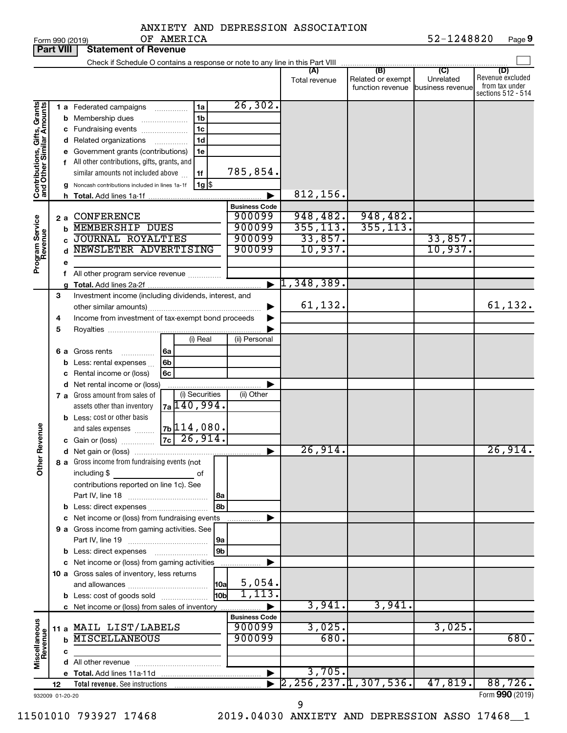ANXIETY AND DEPRESSION ASSOCIATION OF AMERICA

52-1248820

Form 990 (2019)

## Part VIII Statement of Revenue

Check if Schedule O contains a response or note to any line in this Part VIII

| | | | | (A) Total revenue | (B) Related or exempt function revenue | (C) Unrelated business revenue | (D) Revenue excluded from tax under sections 512 - 514 |
|---|---|---|---|---|---|---|---|
| **Contributions, Gifts, Grants and Other Similar Amounts** | 1 a Federated campaigns | 1a | 26,302. | | | | |
| | b Membership dues | 1b | | | | | |
| | c Fundraising events | 1c | | | | | |
| | d Related organizations | 1d | | | | | |
| | e Government grants (contributions) | 1e | | | | | |
| | f All other contributions, gifts, grants, and similar amounts not included above | 1f | 785,854. | | | | |
| | g Noncash contributions included in lines 1a-1f | 1g | $ | | | | |
| | h **Total.** Add lines 1a-1f | | | 812,156. | | | |
| **Program Service Revenue** | | | **Business Code** | | | | |
| | 2 a CONFERENCE | | 900099 | 948,482. | 948,482. | | |
| | b MEMBERSHIP DUES | | 900099 | 355,113. | 355,113. | | |
| | c JOURNAL ROYALTIES | | 900099 | 33,857. | | 33,857. | |
| | d NEWSLETER ADVERTISING | | 900099 | 10,937. | | 10,937. | |
| | e | | | | | | |
| | f All other program service revenue | | | | | | |
| | g **Total.** Add lines 2a-2f | | | 1,348,389. | | | |
| **Other Revenue** | 3 Investment income (including dividends, interest, and other similar amounts) | | | 61,132. | | | 61,132. |
| | 4 Income from investment of tax-exempt bond proceeds | | | | | | |
| | 5 Royalties | | | | | | |
| | | | (i) Real / (ii) Personal | | | | |
| | 6 a Gross rents | 6a | | | | | |
| | b Less: rental expenses | 6b | | | | | |
| | c Rental income or (loss) | 6c | | | | | |
| | d Net rental income or (loss) | | | | | | |
| | 7 a Gross amount from sales of assets other than inventory | 7a | (i) Securities: 140,994. / (ii) Other: | | | | |
| | b Less: cost or other basis and sales expenses | 7b | (i) Securities: 114,080. | | | | |
| | c Gain or (loss) | 7c | (i) Securities: 26,914. | | | | |
| | d Net gain or (loss) | | | 26,914. | | | 26,914. |
| | 8 a Gross income from fundraising events (not including $ of contributions reported on line 1c). See Part IV, line 18 | 8a | | | | | |
| | b Less: direct expenses | 8b | | | | | |
| | c Net income or (loss) from fundraising events | | | | | | |
| | 9 a Gross income from gaming activities. See Part IV, line 19 | 9a | | | | | |
| | b Less: direct expenses | 9b | | | | | |
| | c Net income or (loss) from gaming activities | | | | | | |
| | 10 a Gross sales of inventory, less returns and allowances | 10a | 5,054. | | | | |
| | b Less: cost of goods sold | 10b | 1,113. | | | | |
| | c Net income or (loss) from sales of inventory | | | 3,941. | 3,941. | | |
| **Miscellaneous Revenue** | | | **Business Code** | | | | |
| | 11 a MAIL LIST/LABELS | | 900099 | 3,025. | | 3,025. | |
| | b MISCELLANEOUS | | 900099 | 680. | | | 680. |
| | c | | | | | | |
| | d All other revenue | | | | | | |
| | e **Total.** Add lines 11a-11d | | | 3,705. | | | |
| | 12 **Total revenue.** See instructions | | | 2,256,237. | 1,307,536. | 47,819. | 88,726. |

932009 01-20-20

Form **990** (2019)

11501010 793927 17468 2019.04030 ANXIETY AND DEPRESSION ASSO 17468__1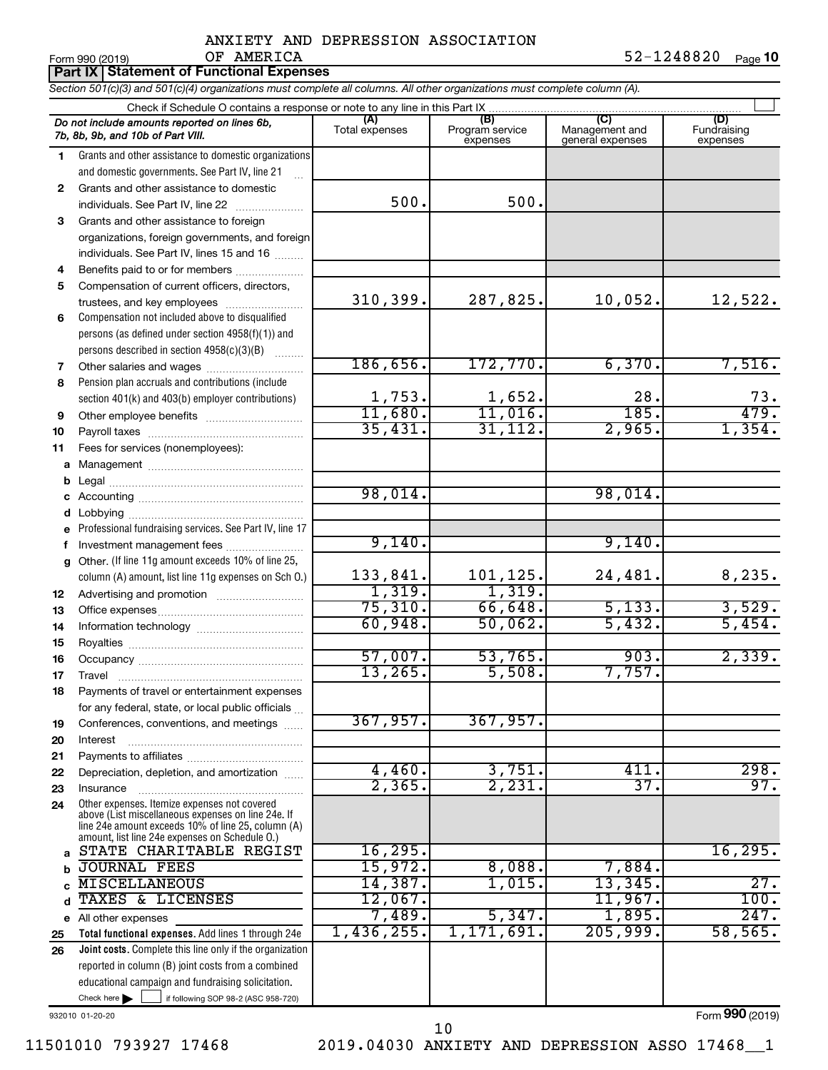ANXIETY AND DEPRESSION ASSOCIATION OF AMERICA

Form 990 (2019) 52-1248820 Page 10

## Part IX Statement of Functional Expenses

*Section 501(c)(3) and 501(c)(4) organizations must complete all columns. All other organizations must complete column (A).*

Check if Schedule O contains a response or note to any line in this Part IX

| | Do not include amounts reported on lines 6b, 7b, 8b, 9b, and 10b of Part VIII. | (A) Total expenses | (B) Program service expenses | (C) Management and general expenses | (D) Fundraising expenses |
|---|---|---|---|---|---|
| 1 | Grants and other assistance to domestic organizations and domestic governments. See Part IV, line 21 | | | | |
| 2 | Grants and other assistance to domestic individuals. See Part IV, line 22 | 500. | 500. | | |
| 3 | Grants and other assistance to foreign organizations, foreign governments, and foreign individuals. See Part IV, lines 15 and 16 | | | | |
| 4 | Benefits paid to or for members | | | | |
| 5 | Compensation of current officers, directors, trustees, and key employees | 310,399. | 287,825. | 10,052. | 12,522. |
| 6 | Compensation not included above to disqualified persons (as defined under section 4958(f)(1)) and persons described in section 4958(c)(3)(B) | | | | |
| 7 | Other salaries and wages | 186,656. | 172,770. | 6,370. | 7,516. |
| 8 | Pension plan accruals and contributions (include section 401(k) and 403(b) employer contributions) | 1,753. | 1,652. | 28. | 73. |
| 9 | Other employee benefits | 11,680. | 11,016. | 185. | 479. |
| 10 | Payroll taxes | 35,431. | 31,112. | 2,965. | 1,354. |
| 11 | Fees for services (nonemployees): | | | | |
| a | Management | | | | |
| b | Legal | | | | |
| c | Accounting | 98,014. | | 98,014. | |
| d | Lobbying | | | | |
| e | Professional fundraising services. See Part IV, line 17 | | | | |
| f | Investment management fees | 9,140. | | 9,140. | |
| g | Other. (If line 11g amount exceeds 10% of line 25, column (A) amount, list line 11g expenses on Sch O.) | 133,841. | 101,125. | 24,481. | 8,235. |
| 12 | Advertising and promotion | 1,319. | 1,319. | | |
| 13 | Office expenses | 75,310. | 66,648. | 5,133. | 3,529. |
| 14 | Information technology | 60,948. | 50,062. | 5,432. | 5,454. |
| 15 | Royalties | | | | |
| 16 | Occupancy | 57,007. | 53,765. | 903. | 2,339. |
| 17 | Travel | 13,265. | 5,508. | 7,757. | |
| 18 | Payments of travel or entertainment expenses for any federal, state, or local public officials | | | | |
| 19 | Conferences, conventions, and meetings | 367,957. | 367,957. | | |
| 20 | Interest | | | | |
| 21 | Payments to affiliates | | | | |
| 22 | Depreciation, depletion, and amortization | 4,460. | 3,751. | 411. | 298. |
| 23 | Insurance | 2,365. | 2,231. | 37. | 97. |
| 24 | Other expenses. Itemize expenses not covered above (List miscellaneous expenses on line 24e. If line 24e amount exceeds 10% of line 25, column (A) amount, list line 24e expenses on Schedule O.) | | | | |
| a | STATE CHARITABLE REGIST | 16,295. | | | 16,295. |
| b | JOURNAL FEES | 15,972. | 8,088. | 7,884. | |
| c | MISCELLANEOUS | 14,387. | 1,015. | 13,345. | 27. |
| d | TAXES & LICENSES | 12,067. | | 11,967. | 100. |
| e | All other expenses | 7,489. | 5,347. | 1,895. | 247. |
| 25 | **Total functional expenses.** Add lines 1 through 24e | 1,436,255. | 1,171,691. | 205,999. | 58,565. |
| 26 | **Joint costs.** Complete this line only if the organization reported in column (B) joint costs from a combined educational campaign and fundraising solicitation. Check here ☐ if following SOP 98-2 (ASC 958-720) | | | | |

932010 01-20-20 Form **990** (2019)

11501010 793927 17468 2019.04030 ANXIETY AND DEPRESSION ASSO 17468__1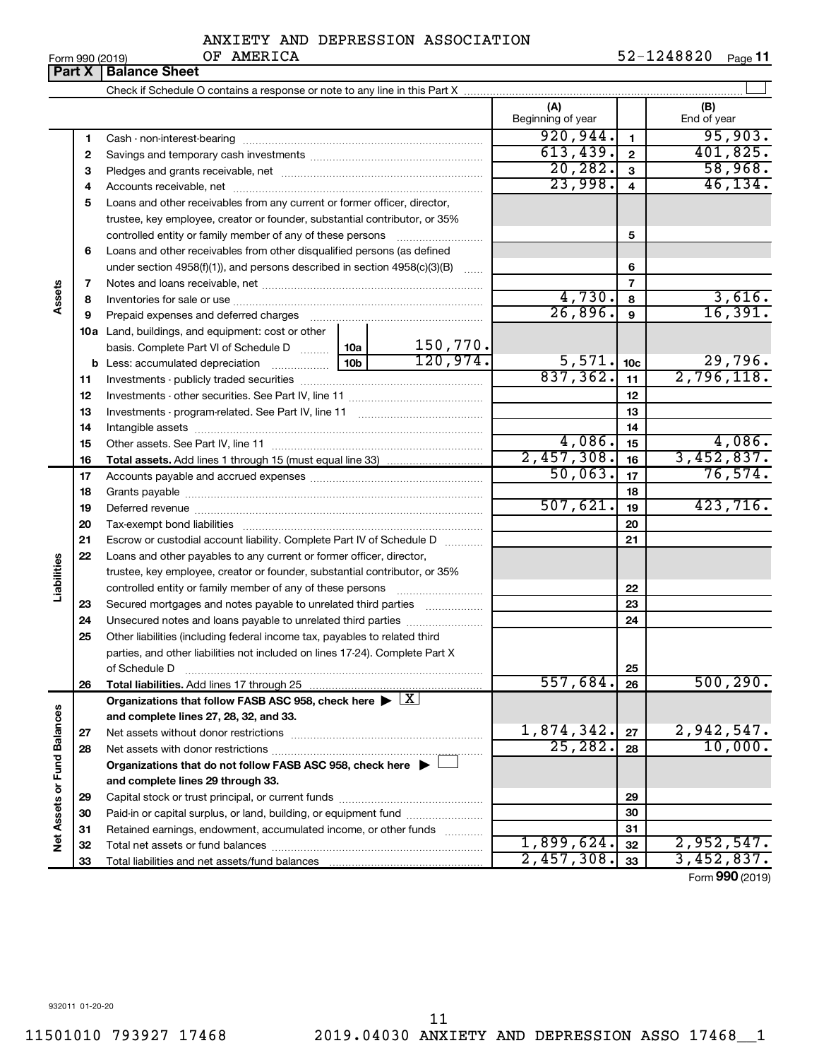ANXIETY AND DEPRESSION ASSOCIATION OF AMERICA

Form 990 (2019) 52-1248820 Page 11

## Part X | Balance Sheet

Check if Schedule O contains a response or note to any line in this Part X

| | | | | (A) Beginning of year | | (B) End of year |
|---|---|---|---|---|---|---|
| **Assets** | 1 | Cash - non-interest-bearing | | 920,944. | 1 | 95,903. |
| | 2 | Savings and temporary cash investments | | 613,439. | 2 | 401,825. |
| | 3 | Pledges and grants receivable, net | | 20,282. | 3 | 58,968. |
| | 4 | Accounts receivable, net | | 23,998. | 4 | 46,134. |
| | 5 | Loans and other receivables from any current or former officer, director, trustee, key employee, creator or founder, substantial contributor, or 35% controlled entity or family member of any of these persons | | | 5 | |
| | 6 | Loans and other receivables from other disqualified persons (as defined under section 4958(f)(1)), and persons described in section 4958(c)(3)(B) | | | 6 | |
| | 7 | Notes and loans receivable, net | | | 7 | |
| | 8 | Inventories for sale or use | | 4,730. | 8 | 3,616. |
| | 9 | Prepaid expenses and deferred charges | | 26,896. | 9 | 16,391. |
| | 10a | Land, buildings, and equipment: cost or other basis. Complete Part VI of Schedule D | 10a 150,770. | | | |
| | b | Less: accumulated depreciation | 10b 120,974. | 5,571. | 10c | 29,796. |
| | 11 | Investments - publicly traded securities | | 837,362. | 11 | 2,796,118. |
| | 12 | Investments - other securities. See Part IV, line 11 | | | 12 | |
| | 13 | Investments - program-related. See Part IV, line 11 | | | 13 | |
| | 14 | Intangible assets | | | 14 | |
| | 15 | Other assets. See Part IV, line 11 | | 4,086. | 15 | 4,086. |
| | 16 | **Total assets.** Add lines 1 through 15 (must equal line 33) | | 2,457,308. | 16 | 3,452,837. |
| **Liabilities** | 17 | Accounts payable and accrued expenses | | 50,063. | 17 | 76,574. |
| | 18 | Grants payable | | | 18 | |
| | 19 | Deferred revenue | | 507,621. | 19 | 423,716. |
| | 20 | Tax-exempt bond liabilities | | | 20 | |
| | 21 | Escrow or custodial account liability. Complete Part IV of Schedule D | | | 21 | |
| | 22 | Loans and other payables to any current or former officer, director, trustee, key employee, creator or founder, substantial contributor, or 35% controlled entity or family member of any of these persons | | | 22 | |
| | 23 | Secured mortgages and notes payable to unrelated third parties | | | 23 | |
| | 24 | Unsecured notes and loans payable to unrelated third parties | | | 24 | |
| | 25 | Other liabilities (including federal income tax, payables to related third parties, and other liabilities not included on lines 17-24). Complete Part X of Schedule D | | | 25 | |
| | 26 | **Total liabilities.** Add lines 17 through 25 | | 557,684. | 26 | 500,290. |
| **Net Assets or Fund Balances** | | **Organizations that follow FASB ASC 958, check here** ▶ [X] **and complete lines 27, 28, 32, and 33.** | | | | |
| | 27 | Net assets without donor restrictions | | 1,874,342. | 27 | 2,942,547. |
| | 28 | Net assets with donor restrictions | | 25,282. | 28 | 10,000. |
| | | **Organizations that do not follow FASB ASC 958, check here** ▶ [ ] **and complete lines 29 through 33.** | | | | |
| | 29 | Capital stock or trust principal, or current funds | | | 29 | |
| | 30 | Paid-in or capital surplus, or land, building, or equipment fund | | | 30 | |
| | 31 | Retained earnings, endowment, accumulated income, or other funds | | | 31 | |
| | 32 | Total net assets or fund balances | | 1,899,624. | 32 | 2,952,547. |
| | 33 | Total liabilities and net assets/fund balances | | 2,457,308. | 33 | 3,452,837. |

Form **990** (2019)

932011 01-20-20

11501010 793927 17468 2019.04030 ANXIETY AND DEPRESSION ASSO 17468__1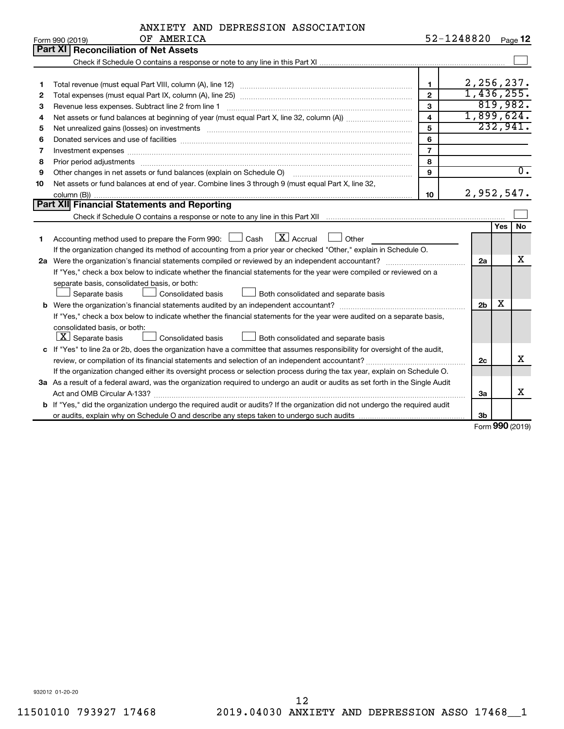ANXIETY AND DEPRESSION ASSOCIATION OF AMERICA

Form 990 (2019) 52-1248820 Page 12

## Part XI Reconciliation of Net Assets

Check if Schedule O contains a response or note to any line in this Part XI ☐

| | | | |
|---|---|---|---|
| 1 | Total revenue (must equal Part VIII, column (A), line 12) | 1 | 2,256,237. |
| 2 | Total expenses (must equal Part IX, column (A), line 25) | 2 | 1,436,255. |
| 3 | Revenue less expenses. Subtract line 2 from line 1 | 3 | 819,982. |
| 4 | Net assets or fund balances at beginning of year (must equal Part X, line 32, column (A)) | 4 | 1,899,624. |
| 5 | Net unrealized gains (losses) on investments | 5 | 232,941. |
| 6 | Donated services and use of facilities | 6 | |
| 7 | Investment expenses | 7 | |
| 8 | Prior period adjustments | 8 | |
| 9 | Other changes in net assets or fund balances (explain on Schedule O) | 9 | 0. |
| 10 | Net assets or fund balances at end of year. Combine lines 3 through 9 (must equal Part X, line 32, column (B)) | 10 | 2,952,547. |

## Part XII Financial Statements and Reporting

Check if Schedule O contains a response or note to any line in this Part XII ☐

| | | | Yes | No |
|---|---|---|---|---|
| 1 | Accounting method used to prepare the Form 990: ☐ Cash ☒ Accrual ☐ Other<br>If the organization changed its method of accounting from a prior year or checked "Other," explain in Schedule O. | | | |
| 2a | Were the organization's financial statements compiled or reviewed by an independent accountant? | 2a | | X |
| | If "Yes," check a box below to indicate whether the financial statements for the year were compiled or reviewed on a separate basis, consolidated basis, or both:<br>☐ Separate basis ☐ Consolidated basis ☐ Both consolidated and separate basis | | | |
| b | Were the organization's financial statements audited by an independent accountant? | 2b | X | |
| | If "Yes," check a box below to indicate whether the financial statements for the year were audited on a separate basis, consolidated basis, or both:<br>☒ Separate basis ☐ Consolidated basis ☐ Both consolidated and separate basis | | | |
| c | If "Yes" to line 2a or 2b, does the organization have a committee that assumes responsibility for oversight of the audit, review, or compilation of its financial statements and selection of an independent accountant? | 2c | | X |
| | If the organization changed either its oversight process or selection process during the tax year, explain on Schedule O. | | | |
| 3a | As a result of a federal award, was the organization required to undergo an audit or audits as set forth in the Single Audit Act and OMB Circular A-133? | 3a | | X |
| b | If "Yes," did the organization undergo the required audit or audits? If the organization did not undergo the required audit or audits, explain why on Schedule O and describe any steps taken to undergo such audits | 3b | | |

Form 990 (2019)

932012 01-20-20

11501010 793927 17468 2019.04030 ANXIETY AND DEPRESSION ASSO 17468__1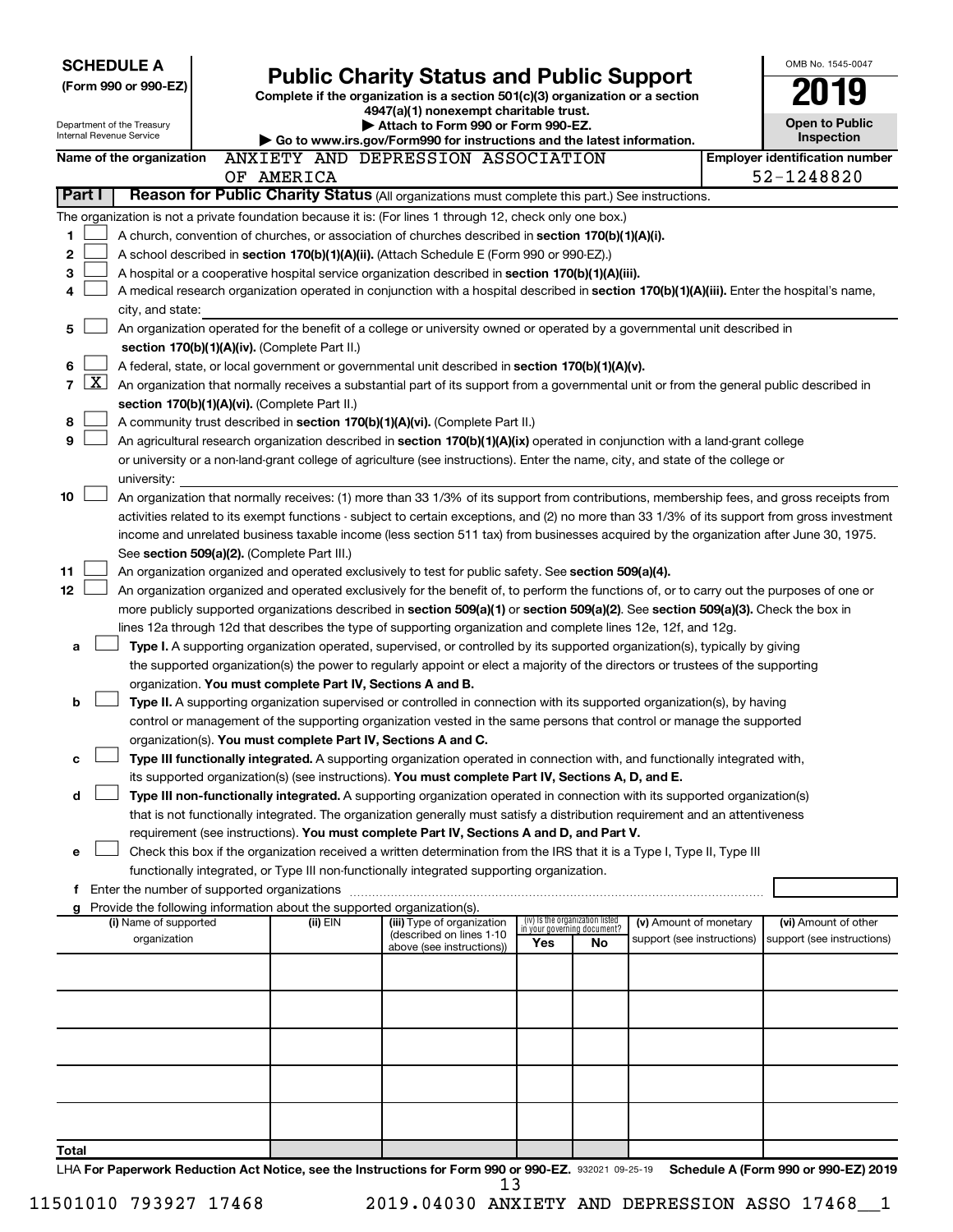**SCHEDULE A**
**(Form 990 or 990-EZ)**

Department of the Treasury
Internal Revenue Service

# Public Charity Status and Public Support

**Complete if the organization is a section 501(c)(3) organization or a section 4947(a)(1) nonexempt charitable trust.**
**▶ Attach to Form 990 or Form 990-EZ.**
**▶ Go to www.irs.gov/Form990 for instructions and the latest information.**

OMB No. 1545-0047

**2019**

**Open to Public Inspection**

**Name of the organization** ANXIETY AND DEPRESSION ASSOCIATION OF AMERICA

**Employer identification number** 52-1248820

## Part I — Reason for Public Charity Status (All organizations must complete this part.) See instructions.

The organization is not a private foundation because it is: (For lines 1 through 12, check only one box.)

1. ☐ A church, convention of churches, or association of churches described in **section 170(b)(1)(A)(i).**
2. ☐ A school described in **section 170(b)(1)(A)(ii).** (Attach Schedule E (Form 990 or 990-EZ).)
3. ☐ A hospital or a cooperative hospital service organization described in **section 170(b)(1)(A)(iii).**
4. ☐ A medical research organization operated in conjunction with a hospital described in **section 170(b)(1)(A)(iii).** Enter the hospital's name, city, and state: 
5. ☐ An organization operated for the benefit of a college or university owned or operated by a governmental unit described in **section 170(b)(1)(A)(iv).** (Complete Part II.)
6. ☐ A federal, state, or local government or governmental unit described in **section 170(b)(1)(A)(v).**
7. ☒ An organization that normally receives a substantial part of its support from a governmental unit or from the general public described in **section 170(b)(1)(A)(vi).** (Complete Part II.)
8. ☐ A community trust described in **section 170(b)(1)(A)(vi).** (Complete Part II.)
9. ☐ An agricultural research organization described in **section 170(b)(1)(A)(ix)** operated in conjunction with a land-grant college or university or a non-land-grant college of agriculture (see instructions). Enter the name, city, and state of the college or university: 
10. ☐ An organization that normally receives: (1) more than 33 1/3% of its support from contributions, membership fees, and gross receipts from activities related to its exempt functions - subject to certain exceptions, and (2) no more than 33 1/3% of its support from gross investment income and unrelated business taxable income (less section 511 tax) from businesses acquired by the organization after June 30, 1975. See **section 509(a)(2).** (Complete Part III.)
11. ☐ An organization organized and operated exclusively to test for public safety. See **section 509(a)(4).**
12. ☐ An organization organized and operated exclusively for the benefit of, to perform the functions of, or to carry out the purposes of one or more publicly supported organizations described in **section 509(a)(1)** or **section 509(a)(2)**. See **section 509(a)(3).** Check the box in lines 12a through 12d that describes the type of supporting organization and complete lines 12e, 12f, and 12g.
   - **a** ☐ **Type I.** A supporting organization operated, supervised, or controlled by its supported organization(s), typically by giving the supported organization(s) the power to regularly appoint or elect a majority of the directors or trustees of the supporting organization. **You must complete Part IV, Sections A and B.**
   - **b** ☐ **Type II.** A supporting organization supervised or controlled in connection with its supported organization(s), by having control or management of the supporting organization vested in the same persons that control or manage the supported organization(s). **You must complete Part IV, Sections A and C.**
   - **c** ☐ **Type III functionally integrated.** A supporting organization operated in connection with, and functionally integrated with, its supported organization(s) (see instructions). **You must complete Part IV, Sections A, D, and E.**
   - **d** ☐ **Type III non-functionally integrated.** A supporting organization operated in connection with its supported organization(s) that is not functionally integrated. The organization generally must satisfy a distribution requirement and an attentiveness requirement (see instructions). **You must complete Part IV, Sections A and D, and Part V.**
   - **e** ☐ Check this box if the organization received a written determination from the IRS that it is a Type I, Type II, Type III functionally integrated, or Type III non-functionally integrated supporting organization.
   - **f** Enter the number of supported organizations
   - **g** Provide the following information about the supported organization(s).

| (i) Name of supported organization | (ii) EIN | (iii) Type of organization (described on lines 1-10 above (see instructions)) | (iv) Is the organization listed in your governing document? Yes | No | (v) Amount of monetary support (see instructions) | (vi) Amount of other support (see instructions) |
|---|---|---|---|---|---|---|
| | | | | | | |
| | | | | | | |
| | | | | | | |
| | | | | | | |
| | | | | | | |
| **Total** | | | | | | |

LHA **For Paperwork Reduction Act Notice, see the Instructions for Form 990 or 990-EZ.** 932021 09-25-19 **Schedule A (Form 990 or 990-EZ) 2019**

11501010 793927 17468 2019.04030 ANXIETY AND DEPRESSION ASSO 17468__1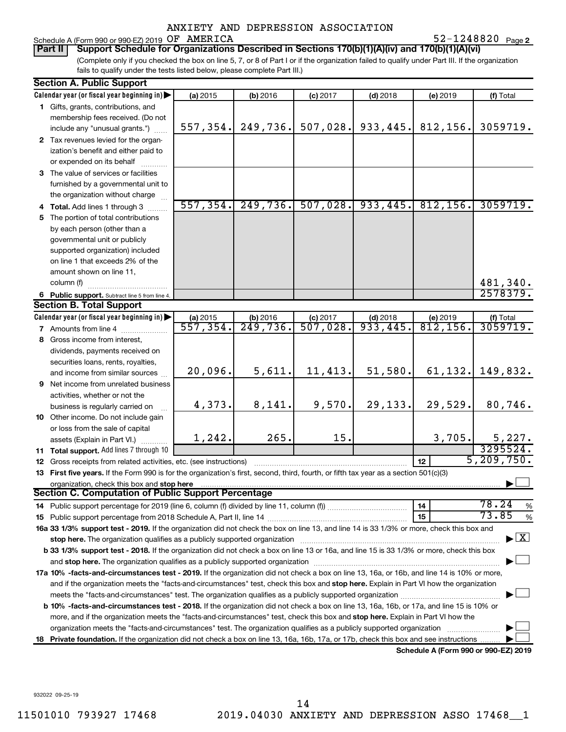ANXIETY AND DEPRESSION ASSOCIATION

Schedule A (Form 990 or 990-EZ) 2019 OF AMERICA 52-1248820 Page 2

**Part II** **Support Schedule for Organizations Described in Sections 170(b)(1)(A)(iv) and 170(b)(1)(A)(vi)**

(Complete only if you checked the box on line 5, 7, or 8 of Part I or if the organization failed to qualify under Part III. If the organization fails to qualify under the tests listed below, please complete Part III.)

**Section A. Public Support**

| Calendar year (or fiscal year beginning in) | (a) 2015 | (b) 2016 | (c) 2017 | (d) 2018 | (e) 2019 | (f) Total |
|---|---|---|---|---|---|---|
| **1** Gifts, grants, contributions, and membership fees received. (Do not include any "unusual grants.") | 557,354. | 249,736. | 507,028. | 933,445. | 812,156. | 3059719. |
| **2** Tax revenues levied for the organization's benefit and either paid to or expended on its behalf | | | | | | |
| **3** The value of services or facilities furnished by a governmental unit to the organization without charge | | | | | | |
| **4 Total.** Add lines 1 through 3 | 557,354. | 249,736. | 507,028. | 933,445. | 812,156. | 3059719. |
| **5** The portion of total contributions by each person (other than a governmental unit or publicly supported organization) included on line 1 that exceeds 2% of the amount shown on line 11, column (f) | | | | | | 481,340. |
| **6 Public support.** Subtract line 5 from line 4. | | | | | | 2578379. |

**Section B. Total Support**

| Calendar year (or fiscal year beginning in) | (a) 2015 | (b) 2016 | (c) 2017 | (d) 2018 | (e) 2019 | (f) Total |
|---|---|---|---|---|---|---|
| **7** Amounts from line 4 | 557,354. | 249,736. | 507,028. | 933,445. | 812,156. | 3059719. |
| **8** Gross income from interest, dividends, payments received on securities loans, rents, royalties, and income from similar sources | 20,096. | 5,611. | 11,413. | 51,580. | 61,132. | 149,832. |
| **9** Net income from unrelated business activities, whether or not the business is regularly carried on | 4,373. | 8,141. | 9,570. | 29,133. | 29,529. | 80,746. |
| **10** Other income. Do not include gain or loss from the sale of capital assets (Explain in Part VI.) | 1,242. | 265. | 15. | | 3,705. | 5,227. |
| **11 Total support.** Add lines 7 through 10 | | | | | | 3295524. |
| **12** Gross receipts from related activities, etc. (see instructions) | | | | | 12 | 5,209,750. |

**13 First five years.** If the Form 990 is for the organization's first, second, third, fourth, or fifth tax year as a section 501(c)(3) organization, check this box and **stop here** ☐

**Section C. Computation of Public Support Percentage**

**14** Public support percentage for 2019 (line 6, column (f) divided by line 11, column (f)) — **14** — 78.24 %

**15** Public support percentage from 2018 Schedule A, Part II, line 14 — **15** — 73.85 %

**16a 33 1/3% support test - 2019.** If the organization did not check the box on line 13, and line 14 is 33 1/3% or more, check this box and **stop here.** The organization qualifies as a publicly supported organization ☒

**b 33 1/3% support test - 2018.** If the organization did not check a box on line 13 or 16a, and line 15 is 33 1/3% or more, check this box and **stop here.** The organization qualifies as a publicly supported organization ☐

**17a 10% -facts-and-circumstances test - 2019.** If the organization did not check a box on line 13, 16a, or 16b, and line 14 is 10% or more, and if the organization meets the "facts-and-circumstances" test, check this box and **stop here.** Explain in Part VI how the organization meets the "facts-and-circumstances" test. The organization qualifies as a publicly supported organization ☐

**b 10% -facts-and-circumstances test - 2018.** If the organization did not check a box on line 13, 16a, 16b, or 17a, and line 15 is 10% or more, and if the organization meets the "facts-and-circumstances" test, check this box and **stop here.** Explain in Part VI how the organization meets the "facts-and-circumstances" test. The organization qualifies as a publicly supported organization ☐

**18 Private foundation.** If the organization did not check a box on line 13, 16a, 16b, 17a, or 17b, check this box and see instructions ☐

**Schedule A (Form 990 or 990-EZ) 2019**

932022 09-25-19

11501010 793927 17468 2019.04030 ANXIETY AND DEPRESSION ASSO 17468__1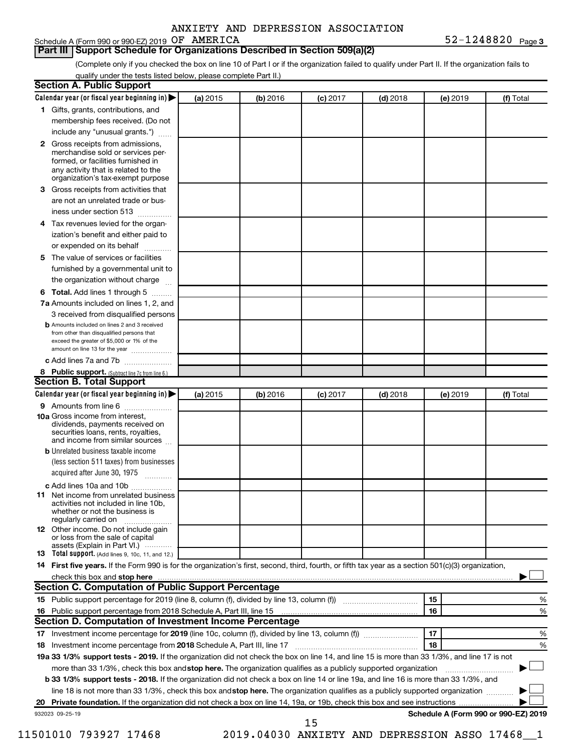Schedule A (Form 990 or 990-EZ) 2019 ANXIETY AND DEPRESSION ASSOCIATION OF AMERICA 52-1248820 Page 3

## Part III Support Schedule for Organizations Described in Section 509(a)(2)

(Complete only if you checked the box on line 10 of Part I or if the organization failed to qualify under Part II. If the organization fails to qualify under the tests listed below, please complete Part II.)

### Section A. Public Support

| Calendar year (or fiscal year beginning in) | (a) 2015 | (b) 2016 | (c) 2017 | (d) 2018 | (e) 2019 | (f) Total |
|---|---|---|---|---|---|---|
| 1 Gifts, grants, contributions, and membership fees received. (Do not include any "unusual grants.") | | | | | | |
| 2 Gross receipts from admissions, merchandise sold or services performed, or facilities furnished in any activity that is related to the organization's tax-exempt purpose | | | | | | |
| 3 Gross receipts from activities that are not an unrelated trade or business under section 513 | | | | | | |
| 4 Tax revenues levied for the organization's benefit and either paid to or expended on its behalf | | | | | | |
| 5 The value of services or facilities furnished by a governmental unit to the organization without charge | | | | | | |
| 6 Total. Add lines 1 through 5 | | | | | | |
| 7a Amounts included on lines 1, 2, and 3 received from disqualified persons | | | | | | |
| b Amounts included on lines 2 and 3 received from other than disqualified persons that exceed the greater of $5,000 or 1% of the amount on line 13 for the year | | | | | | |
| c Add lines 7a and 7b | | | | | | |
| 8 Public support. (Subtract line 7c from line 6.) | | | | | | |

### Section B. Total Support

| Calendar year (or fiscal year beginning in) | (a) 2015 | (b) 2016 | (c) 2017 | (d) 2018 | (e) 2019 | (f) Total |
|---|---|---|---|---|---|---|
| 9 Amounts from line 6 | | | | | | |
| 10a Gross income from interest, dividends, payments received on securities loans, rents, royalties, and income from similar sources | | | | | | |
| b Unrelated business taxable income (less section 511 taxes) from businesses acquired after June 30, 1975 | | | | | | |
| c Add lines 10a and 10b | | | | | | |
| 11 Net income from unrelated business activities not included in line 10b, whether or not the business is regularly carried on | | | | | | |
| 12 Other income. Do not include gain or loss from the sale of capital assets (Explain in Part VI.) | | | | | | |
| 13 Total support. (Add lines 9, 10c, 11, and 12.) | | | | | | |

14 **First five years.** If the Form 990 is for the organization's first, second, third, fourth, or fifth tax year as a section 501(c)(3) organization, check this box and **stop here** ☐

### Section C. Computation of Public Support Percentage

| | | | |
|---|---|---|---|
| 15 | Public support percentage for 2019 (line 8, column (f), divided by line 13, column (f)) | 15 | % |
| 16 | Public support percentage from 2018 Schedule A, Part III, line 15 | 16 | % |

### Section D. Computation of Investment Income Percentage

| | | | |
|---|---|---|---|
| 17 | Investment income percentage for **2019** (line 10c, column (f), divided by line 13, column (f)) | 17 | % |
| 18 | Investment income percentage from **2018** Schedule A, Part III, line 17 | 18 | % |

**19a 33 1/3% support tests - 2019.** If the organization did not check the box on line 14, and line 15 is more than 33 1/3%, and line 17 is not more than 33 1/3%, check this box and **stop here.** The organization qualifies as a publicly supported organization ☐

**b 33 1/3% support tests - 2018.** If the organization did not check a box on line 14 or line 19a, and line 16 is more than 33 1/3%, and line 18 is not more than 33 1/3%, check this box and **stop here.** The organization qualifies as a publicly supported organization ☐

**20 Private foundation.** If the organization did not check a box on line 14, 19a, or 19b, check this box and see instructions ☐

932023 09-25-19 **Schedule A (Form 990 or 990-EZ) 2019**

11501010 793927 17468 2019.04030 ANXIETY AND DEPRESSION ASSO 17468__1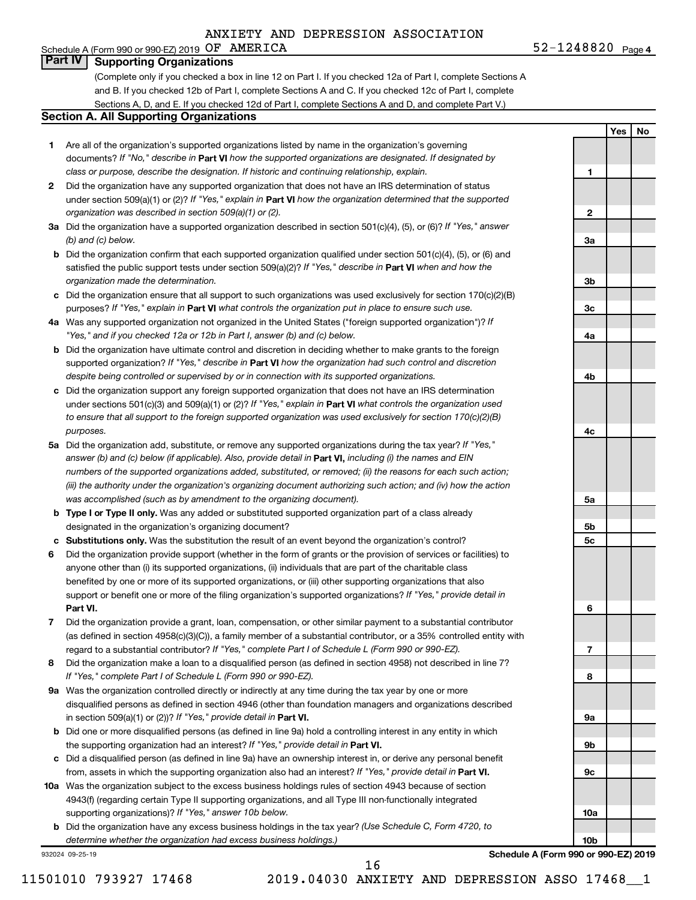ANXIETY AND DEPRESSION ASSOCIATION

Schedule A (Form 990 or 990-EZ) 2019 OF AMERICA 52-1248820 Page 4

## Part IV Supporting Organizations

(Complete only if you checked a box in line 12 on Part I. If you checked 12a of Part I, complete Sections A and B. If you checked 12b of Part I, complete Sections A and C. If you checked 12c of Part I, complete Sections A, D, and E. If you checked 12d of Part I, complete Sections A and D, and complete Part V.)

### Section A. All Supporting Organizations

| | | | Yes | No |
|---|---|---|---|---|
| **1** | Are all of the organization's supported organizations listed by name in the organization's governing documents? *If "No," describe in* **Part VI** *how the supported organizations are designated. If designated by class or purpose, describe the designation. If historic and continuing relationship, explain.* | 1 | | |
| **2** | Did the organization have any supported organization that does not have an IRS determination of status under section 509(a)(1) or (2)? *If "Yes," explain in* **Part VI** *how the organization determined that the supported organization was described in section 509(a)(1) or (2).* | 2 | | |
| **3a** | Did the organization have a supported organization described in section 501(c)(4), (5), or (6)? *If "Yes," answer (b) and (c) below.* | 3a | | |
| **b** | Did the organization confirm that each supported organization qualified under section 501(c)(4), (5), or (6) and satisfied the public support tests under section 509(a)(2)? *If "Yes," describe in* **Part VI** *when and how the organization made the determination.* | 3b | | |
| **c** | Did the organization ensure that all support to such organizations was used exclusively for section 170(c)(2)(B) purposes? *If "Yes," explain in* **Part VI** *what controls the organization put in place to ensure such use.* | 3c | | |
| **4a** | Was any supported organization not organized in the United States ("foreign supported organization")? *If "Yes," and if you checked 12a or 12b in Part I, answer (b) and (c) below.* | 4a | | |
| **b** | Did the organization have ultimate control and discretion in deciding whether to make grants to the foreign supported organization? *If "Yes," describe in* **Part VI** *how the organization had such control and discretion despite being controlled or supervised by or in connection with its supported organizations.* | 4b | | |
| **c** | Did the organization support any foreign supported organization that does not have an IRS determination under sections 501(c)(3) and 509(a)(1) or (2)? *If "Yes," explain in* **Part VI** *what controls the organization used to ensure that all support to the foreign supported organization was used exclusively for section 170(c)(2)(B) purposes.* | 4c | | |
| **5a** | Did the organization add, substitute, or remove any supported organizations during the tax year? *If "Yes," answer (b) and (c) below (if applicable). Also, provide detail in* **Part VI,** *including (i) the names and EIN numbers of the supported organizations added, substituted, or removed; (ii) the reasons for each such action; (iii) the authority under the organization's organizing document authorizing such action; and (iv) how the action was accomplished (such as by amendment to the organizing document).* | 5a | | |
| **b** | **Type I or Type II only.** Was any added or substituted supported organization part of a class already designated in the organization's organizing document? | 5b | | |
| **c** | **Substitutions only.** Was the substitution the result of an event beyond the organization's control? | 5c | | |
| **6** | Did the organization provide support (whether in the form of grants or the provision of services or facilities) to anyone other than (i) its supported organizations, (ii) individuals that are part of the charitable class benefited by one or more of its supported organizations, or (iii) other supporting organizations that also support or benefit one or more of the filing organization's supported organizations? *If "Yes," provide detail in* **Part VI.** | 6 | | |
| **7** | Did the organization provide a grant, loan, compensation, or other similar payment to a substantial contributor (as defined in section 4958(c)(3)(C)), a family member of a substantial contributor, or a 35% controlled entity with regard to a substantial contributor? *If "Yes," complete Part I of Schedule L (Form 990 or 990-EZ).* | 7 | | |
| **8** | Did the organization make a loan to a disqualified person (as defined in section 4958) not described in line 7? *If "Yes," complete Part I of Schedule L (Form 990 or 990-EZ).* | 8 | | |
| **9a** | Was the organization controlled directly or indirectly at any time during the tax year by one or more disqualified persons as defined in section 4946 (other than foundation managers and organizations described in section 509(a)(1) or (2))? *If "Yes," provide detail in* **Part VI.** | 9a | | |
| **b** | Did one or more disqualified persons (as defined in line 9a) hold a controlling interest in any entity in which the supporting organization had an interest? *If "Yes," provide detail in* **Part VI.** | 9b | | |
| **c** | Did a disqualified person (as defined in line 9a) have an ownership interest in, or derive any personal benefit from, assets in which the supporting organization also had an interest? *If "Yes," provide detail in* **Part VI.** | 9c | | |
| **10a** | Was the organization subject to the excess business holdings rules of section 4943 because of section 4943(f) (regarding certain Type II supporting organizations, and all Type III non-functionally integrated supporting organizations)? *If "Yes," answer 10b below.* | 10a | | |
| **b** | Did the organization have any excess business holdings in the tax year? *(Use Schedule C, Form 4720, to determine whether the organization had excess business holdings.)* | 10b | | |

932024 09-25-19 **Schedule A (Form 990 or 990-EZ) 2019**

11501010 793927 17468 2019.04030 ANXIETY AND DEPRESSION ASSO 17468__1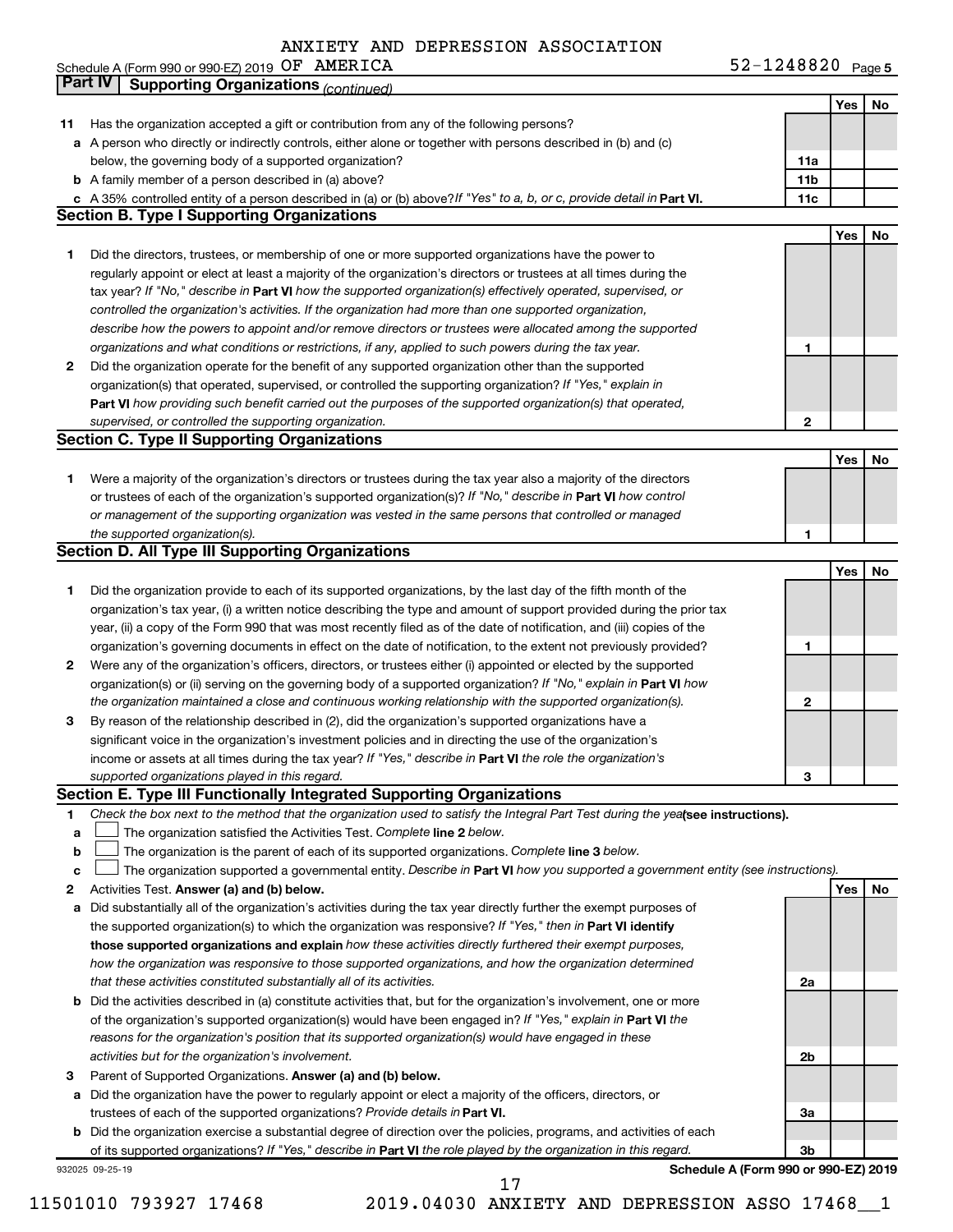ANXIETY AND DEPRESSION ASSOCIATION OF AMERICA

Schedule A (Form 990 or 990-EZ) 2019 52-1248820 Page 5

## Part IV Supporting Organizations *(continued)*

| | | | Yes | No |
|---|---|---|---|---|
| 11 | Has the organization accepted a gift or contribution from any of the following persons? | | | |
| a | A person who directly or indirectly controls, either alone or together with persons described in (b) and (c) below, the governing body of a supported organization? | 11a | | |
| b | A family member of a person described in (a) above? | 11b | | |
| c | A 35% controlled entity of a person described in (a) or (b) above? *If "Yes" to a, b, or c, provide detail in* **Part VI.** | 11c | | |

### Section B. Type I Supporting Organizations

| | | | Yes | No |
|---|---|---|---|---|
| 1 | Did the directors, trustees, or membership of one or more supported organizations have the power to regularly appoint or elect at least a majority of the organization's directors or trustees at all times during the tax year? *If "No," describe in* **Part VI** *how the supported organization(s) effectively operated, supervised, or controlled the organization's activities. If the organization had more than one supported organization, describe how the powers to appoint and/or remove directors or trustees were allocated among the supported organizations and what conditions or restrictions, if any, applied to such powers during the tax year.* | 1 | | |
| 2 | Did the organization operate for the benefit of any supported organization other than the supported organization(s) that operated, supervised, or controlled the supporting organization? *If "Yes," explain in* **Part VI** *how providing such benefit carried out the purposes of the supported organization(s) that operated, supervised, or controlled the supporting organization.* | 2 | | |

### Section C. Type II Supporting Organizations

| | | | Yes | No |
|---|---|---|---|---|
| 1 | Were a majority of the organization's directors or trustees during the tax year also a majority of the directors or trustees of each of the organization's supported organization(s)? *If "No," describe in* **Part VI** *how control or management of the supporting organization was vested in the same persons that controlled or managed the supported organization(s).* | 1 | | |

### Section D. All Type III Supporting Organizations

| | | | Yes | No |
|---|---|---|---|---|
| 1 | Did the organization provide to each of its supported organizations, by the last day of the fifth month of the organization's tax year, (i) a written notice describing the type and amount of support provided during the prior tax year, (ii) a copy of the Form 990 that was most recently filed as of the date of notification, and (iii) copies of the organization's governing documents in effect on the date of notification, to the extent not previously provided? | 1 | | |
| 2 | Were any of the organization's officers, directors, or trustees either (i) appointed or elected by the supported organization(s) or (ii) serving on the governing body of a supported organization? *If "No," explain in* **Part VI** *how the organization maintained a close and continuous working relationship with the supported organization(s).* | 2 | | |
| 3 | By reason of the relationship described in (2), did the organization's supported organizations have a significant voice in the organization's investment policies and in directing the use of the organization's income or assets at all times during the tax year? *If "Yes," describe in* **Part VI** *the role the organization's supported organizations played in this regard.* | 3 | | |

### Section E. Type III Functionally Integrated Supporting Organizations

1 *Check the box next to the method that the organization used to satisfy the Integral Part Test during the year* **(see instructions).**

a ☐ The organization satisfied the Activities Test. *Complete* **line 2** *below.*

b ☐ The organization is the parent of each of its supported organizations. *Complete* **line 3** *below.*

c ☐ The organization supported a governmental entity. *Describe in* **Part VI** *how you supported a government entity (see instructions).*

| | | | Yes | No |
|---|---|---|---|---|
| 2 | Activities Test. **Answer (a) and (b) below.** | | | |
| a | Did substantially all of the organization's activities during the tax year directly further the exempt purposes of the supported organization(s) to which the organization was responsive? *If "Yes," then in* **Part VI identify those supported organizations and explain** *how these activities directly furthered their exempt purposes, how the organization was responsive to those supported organizations, and how the organization determined that these activities constituted substantially all of its activities.* | 2a | | |
| b | Did the activities described in (a) constitute activities that, but for the organization's involvement, one or more of the organization's supported organization(s) would have been engaged in? *If "Yes," explain in* **Part VI** *the reasons for the organization's position that its supported organization(s) would have engaged in these activities but for the organization's involvement.* | 2b | | |
| 3 | Parent of Supported Organizations. **Answer (a) and (b) below.** | | | |
| a | Did the organization have the power to regularly appoint or elect a majority of the officers, directors, or trustees of each of the supported organizations? *Provide details in* **Part VI.** | 3a | | |
| b | Did the organization exercise a substantial degree of direction over the policies, programs, and activities of each of its supported organizations? *If "Yes," describe in* **Part VI** *the role played by the organization in this regard.* | 3b | | |

932025 09-25-19 **Schedule A (Form 990 or 990-EZ) 2019**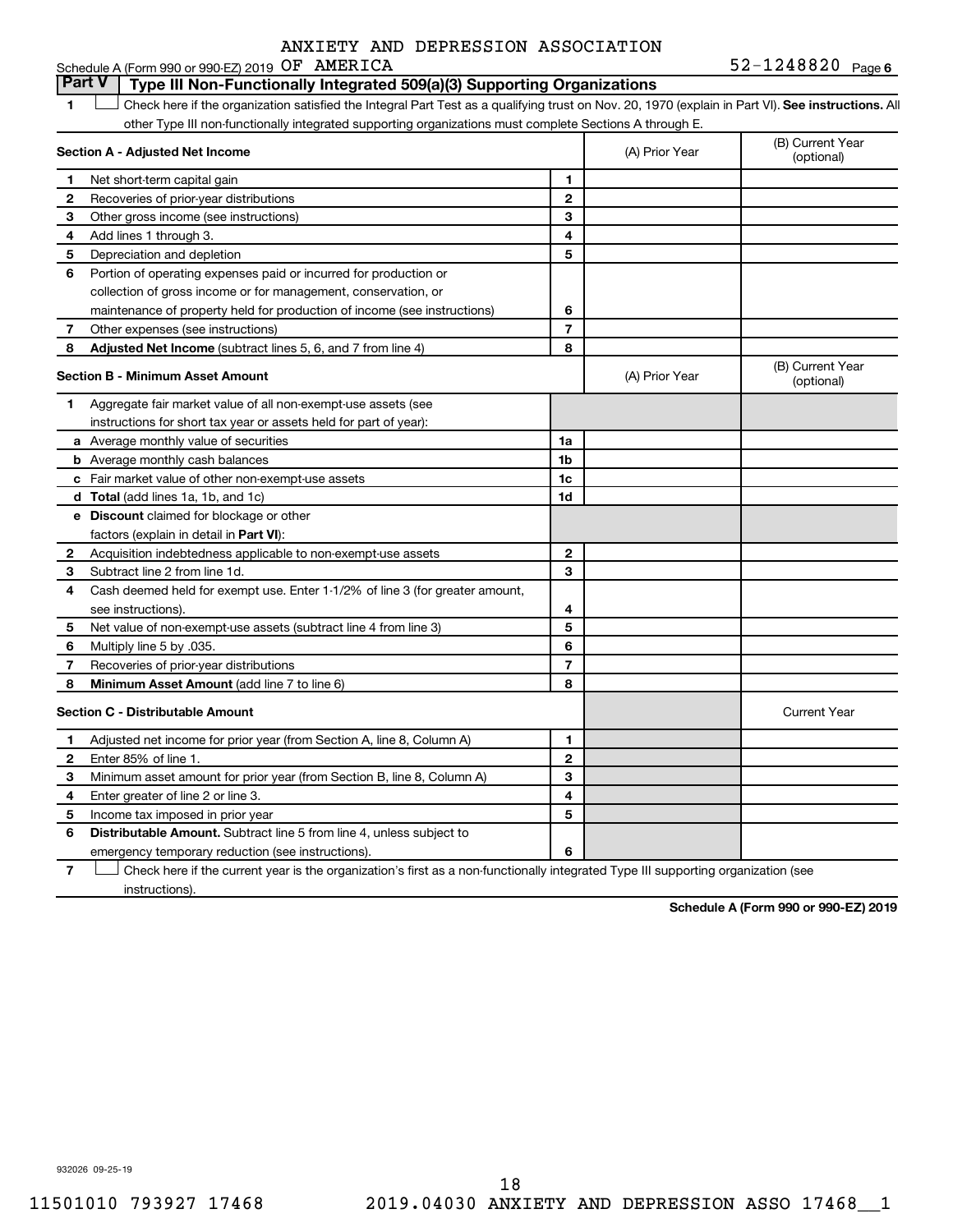ANXIETY AND DEPRESSION ASSOCIATION

Schedule A (Form 990 or 990-EZ) 2019 OF AMERICA 52-1248820 Page 6

## Part V Type III Non-Functionally Integrated 509(a)(3) Supporting Organizations

1 ☐ Check here if the organization satisfied the Integral Part Test as a qualifying trust on Nov. 20, 1970 (explain in Part VI). **See instructions.** All other Type III non-functionally integrated supporting organizations must complete Sections A through E.

| | **Section A - Adjusted Net Income** | | (A) Prior Year | (B) Current Year (optional) |
|---|---|---|---|---|
| 1 | Net short-term capital gain | 1 | | |
| 2 | Recoveries of prior-year distributions | 2 | | |
| 3 | Other gross income (see instructions) | 3 | | |
| 4 | Add lines 1 through 3. | 4 | | |
| 5 | Depreciation and depletion | 5 | | |
| 6 | Portion of operating expenses paid or incurred for production or collection of gross income or for management, conservation, or maintenance of property held for production of income (see instructions) | 6 | | |
| 7 | Other expenses (see instructions) | 7 | | |
| 8 | **Adjusted Net Income** (subtract lines 5, 6, and 7 from line 4) | 8 | | |

| | **Section B - Minimum Asset Amount** | | (A) Prior Year | (B) Current Year (optional) |
|---|---|---|---|---|
| 1 | Aggregate fair market value of all non-exempt-use assets (see instructions for short tax year or assets held for part of year): | | | |
| a | Average monthly value of securities | 1a | | |
| b | Average monthly cash balances | 1b | | |
| c | Fair market value of other non-exempt-use assets | 1c | | |
| d | **Total** (add lines 1a, 1b, and 1c) | 1d | | |
| e | **Discount** claimed for blockage or other factors (explain in detail in **Part VI**): | | | |
| 2 | Acquisition indebtedness applicable to non-exempt-use assets | 2 | | |
| 3 | Subtract line 2 from line 1d. | 3 | | |
| 4 | Cash deemed held for exempt use. Enter 1-1/2% of line 3 (for greater amount, see instructions). | 4 | | |
| 5 | Net value of non-exempt-use assets (subtract line 4 from line 3) | 5 | | |
| 6 | Multiply line 5 by .035. | 6 | | |
| 7 | Recoveries of prior-year distributions | 7 | | |
| 8 | **Minimum Asset Amount** (add line 7 to line 6) | 8 | | |

| | **Section C - Distributable Amount** | | | Current Year |
|---|---|---|---|---|
| 1 | Adjusted net income for prior year (from Section A, line 8, Column A) | 1 | | |
| 2 | Enter 85% of line 1. | 2 | | |
| 3 | Minimum asset amount for prior year (from Section B, line 8, Column A) | 3 | | |
| 4 | Enter greater of line 2 or line 3. | 4 | | |
| 5 | Income tax imposed in prior year | 5 | | |
| 6 | **Distributable Amount.** Subtract line 5 from line 4, unless subject to emergency temporary reduction (see instructions). | 6 | | |

7 ☐ Check here if the current year is the organization's first as a non-functionally integrated Type III supporting organization (see instructions).

**Schedule A (Form 990 or 990-EZ) 2019**

932026 09-25-19

11501010 793927 17468 2019.04030 ANXIETY AND DEPRESSION ASSO 17468__1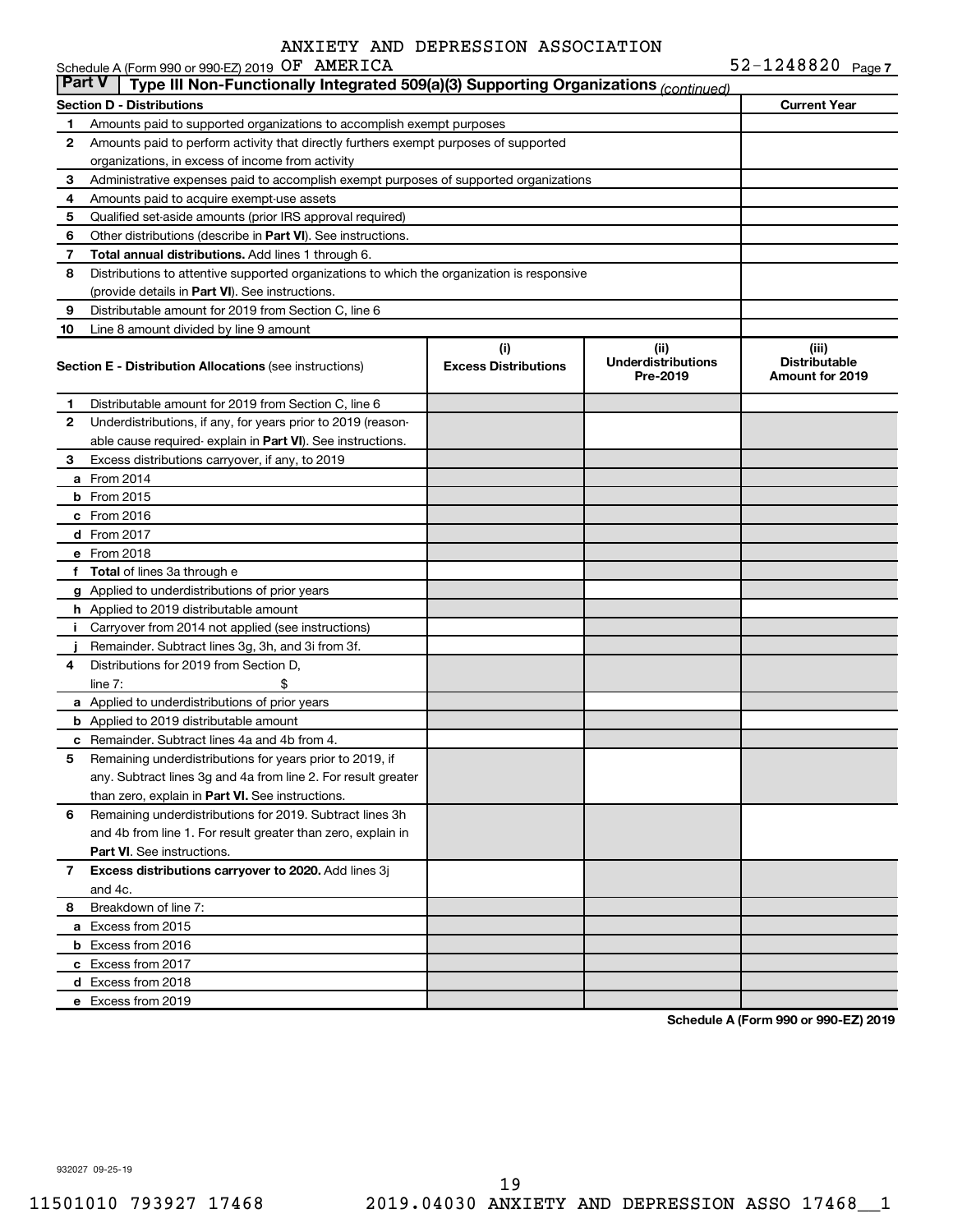ANXIETY AND DEPRESSION ASSOCIATION

Schedule A (Form 990 or 990-EZ) 2019 OF AMERICA 52-1248820 Page 7

## Part V | Type III Non-Functionally Integrated 509(a)(3) Supporting Organizations *(continued)*

| Section D - Distributions | | Current Year |
|---|---|---|
| 1 | Amounts paid to supported organizations to accomplish exempt purposes | |
| 2 | Amounts paid to perform activity that directly furthers exempt purposes of supported organizations, in excess of income from activity | |
| 3 | Administrative expenses paid to accomplish exempt purposes of supported organizations | |
| 4 | Amounts paid to acquire exempt-use assets | |
| 5 | Qualified set-aside amounts (prior IRS approval required) | |
| 6 | Other distributions (describe in **Part VI**). See instructions. | |
| 7 | **Total annual distributions.** Add lines 1 through 6. | |
| 8 | Distributions to attentive supported organizations to which the organization is responsive (provide details in **Part VI**). See instructions. | |
| 9 | Distributable amount for 2019 from Section C, line 6 | |
| 10 | Line 8 amount divided by line 9 amount | |

| | **Section E - Distribution Allocations** (see instructions) | (i) Excess Distributions | (ii) Underdistributions Pre-2019 | (iii) Distributable Amount for 2019 |
|---|---|---|---|---|
| 1 | Distributable amount for 2019 from Section C, line 6 | | | |
| 2 | Underdistributions, if any, for years prior to 2019 (reasonable cause required- explain in **Part VI**). See instructions. | | | |
| 3 | Excess distributions carryover, if any, to 2019 | | | |
| a | From 2014 | | | |
| b | From 2015 | | | |
| c | From 2016 | | | |
| d | From 2017 | | | |
| e | From 2018 | | | |
| f | **Total** of lines 3a through e | | | |
| g | Applied to underdistributions of prior years | | | |
| h | Applied to 2019 distributable amount | | | |
| i | Carryover from 2014 not applied (see instructions) | | | |
| j | Remainder. Subtract lines 3g, 3h, and 3i from 3f. | | | |
| 4 | Distributions for 2019 from Section D, line 7: $ | | | |
| a | Applied to underdistributions of prior years | | | |
| b | Applied to 2019 distributable amount | | | |
| c | Remainder. Subtract lines 4a and 4b from 4. | | | |
| 5 | Remaining underdistributions for years prior to 2019, if any. Subtract lines 3g and 4a from line 2. For result greater than zero, explain in **Part VI.** See instructions. | | | |
| 6 | Remaining underdistributions for 2019. Subtract lines 3h and 4b from line 1. For result greater than zero, explain in **Part VI**. See instructions. | | | |
| 7 | **Excess distributions carryover to 2020.** Add lines 3j and 4c. | | | |
| 8 | Breakdown of line 7: | | | |
| a | Excess from 2015 | | | |
| b | Excess from 2016 | | | |
| c | Excess from 2017 | | | |
| d | Excess from 2018 | | | |
| e | Excess from 2019 | | | |

**Schedule A (Form 990 or 990-EZ) 2019**

932027 09-25-19

11501010 793927 17468 2019.04030 ANXIETY AND DEPRESSION ASSO 17468__1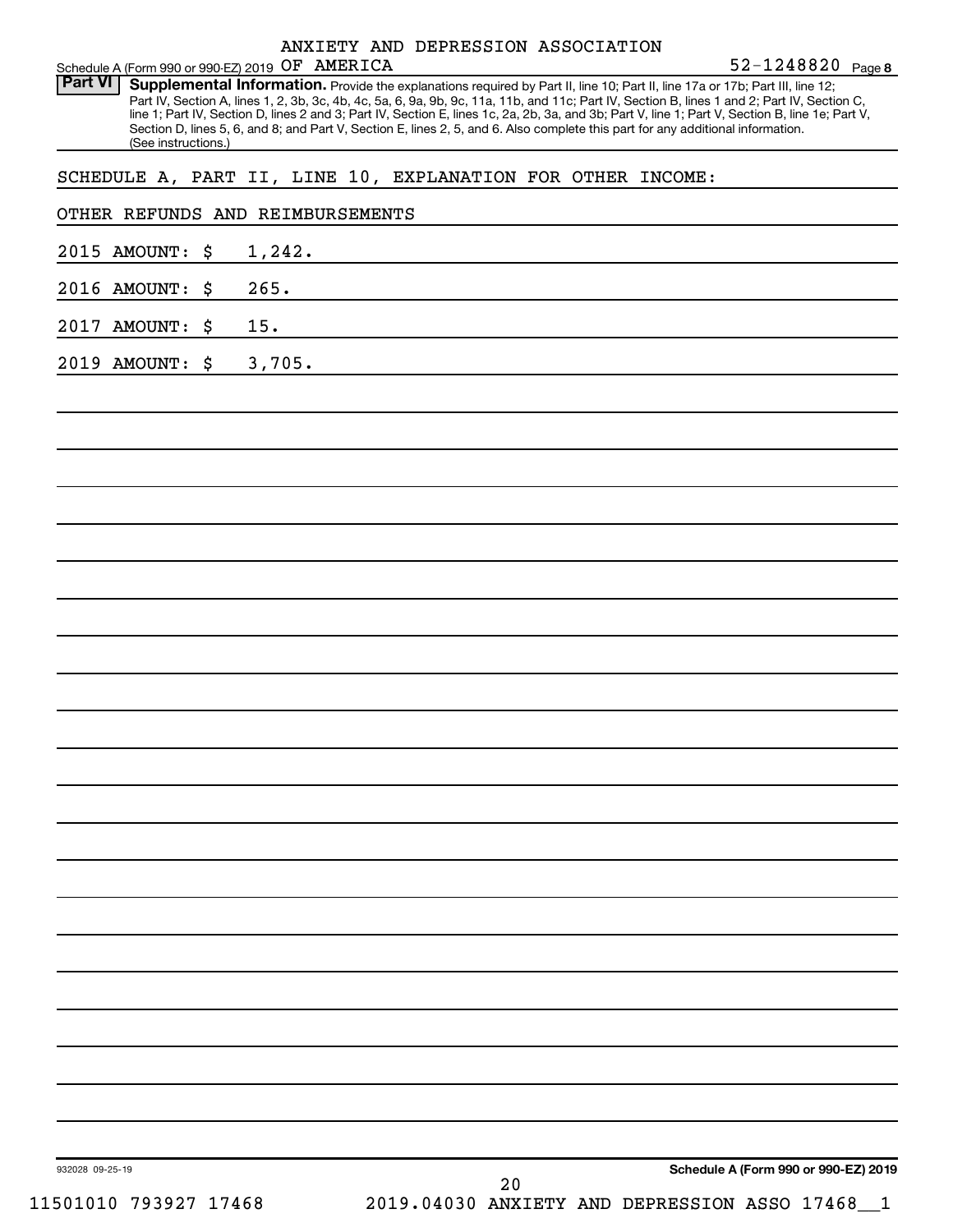ANXIETY AND DEPRESSION ASSOCIATION

Schedule A (Form 990 or 990-EZ) 2019 OF AMERICA 52-1248820 Page 8

**Part VI** **Supplemental Information.** Provide the explanations required by Part II, line 10; Part II, line 17a or 17b; Part III, line 12; Part IV, Section A, lines 1, 2, 3b, 3c, 4b, 4c, 5a, 6, 9a, 9b, 9c, 11a, 11b, and 11c; Part IV, Section B, lines 1 and 2; Part IV, Section C, line 1; Part IV, Section D, lines 2 and 3; Part IV, Section E, lines 1c, 2a, 2b, 3a, and 3b; Part V, line 1; Part V, Section B, line 1e; Part V, Section D, lines 5, 6, and 8; and Part V, Section E, lines 2, 5, and 6. Also complete this part for any additional information. (See instructions.)

SCHEDULE A, PART II, LINE 10, EXPLANATION FOR OTHER INCOME:

OTHER REFUNDS AND REIMBURSEMENTS

2015 AMOUNT: $ 1,242.

2016 AMOUNT: $ 265.

2017 AMOUNT: $ 15.

2019 AMOUNT: $ 3,705.

932028 09-25-19 **Schedule A (Form 990 or 990-EZ) 2019**

11501010 793927 17468 2019.04030 ANXIETY AND DEPRESSION ASSO 17468__1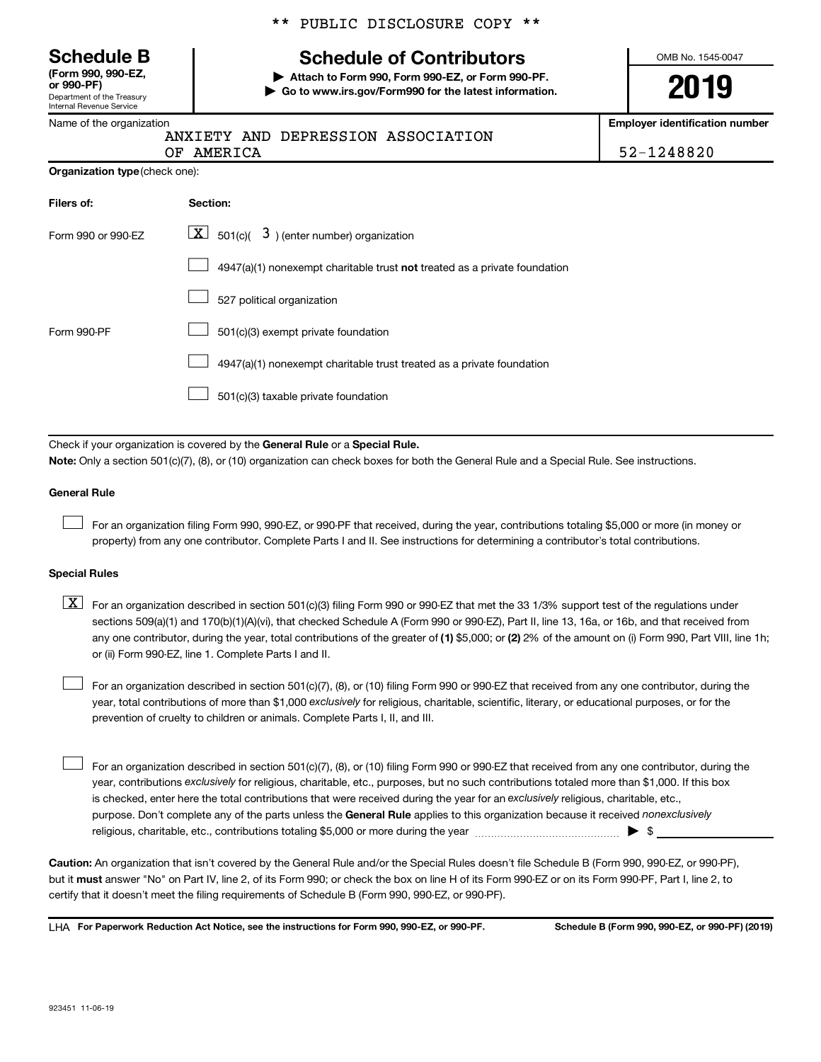\*\* PUBLIC DISCLOSURE COPY \*\*

# Schedule B
**(Form 990, 990-EZ, or 990-PF)**
Department of the Treasury
Internal Revenue Service

## Schedule of Contributors

▶ **Attach to Form 990, Form 990-EZ, or Form 990-PF.**
▶ **Go to www.irs.gov/Form990 for the latest information.**

OMB No. 1545-0047

**2019**

Name of the organization: ANXIETY AND DEPRESSION ASSOCIATION OF AMERICA

**Employer identification number:** 52-1248820

**Organization type** (check one):

| Filers of: | Section: |
|---|---|
| Form 990 or 990-EZ | [X] 501(c)( 3 ) (enter number) organization |
| | [ ] 4947(a)(1) nonexempt charitable trust **not** treated as a private foundation |
| | [ ] 527 political organization |
| Form 990-PF | [ ] 501(c)(3) exempt private foundation |
| | [ ] 4947(a)(1) nonexempt charitable trust treated as a private foundation |
| | [ ] 501(c)(3) taxable private foundation |

Check if your organization is covered by the **General Rule** or a **Special Rule.**

**Note:** Only a section 501(c)(7), (8), or (10) organization can check boxes for both the General Rule and a Special Rule. See instructions.

### General Rule

[ ] For an organization filing Form 990, 990-EZ, or 990-PF that received, during the year, contributions totaling $5,000 or more (in money or property) from any one contributor. Complete Parts I and II. See instructions for determining a contributor's total contributions.

### Special Rules

[X] For an organization described in section 501(c)(3) filing Form 990 or 990-EZ that met the 33 1/3% support test of the regulations under sections 509(a)(1) and 170(b)(1)(A)(vi), that checked Schedule A (Form 990 or 990-EZ), Part II, line 13, 16a, or 16b, and that received from any one contributor, during the year, total contributions of the greater of **(1)** $5,000; or **(2)** 2% of the amount on (i) Form 990, Part VIII, line 1h; or (ii) Form 990-EZ, line 1. Complete Parts I and II.

[ ] For an organization described in section 501(c)(7), (8), or (10) filing Form 990 or 990-EZ that received from any one contributor, during the year, total contributions of more than $1,000 *exclusively* for religious, charitable, scientific, literary, or educational purposes, or for the prevention of cruelty to children or animals. Complete Parts I, II, and III.

[ ] For an organization described in section 501(c)(7), (8), or (10) filing Form 990 or 990-EZ that received from any one contributor, during the year, contributions *exclusively* for religious, charitable, etc., purposes, but no such contributions totaled more than $1,000. If this box is checked, enter here the total contributions that were received during the year for an *exclusively* religious, charitable, etc., purpose. Don't complete any of the parts unless the **General Rule** applies to this organization because it received *nonexclusively* religious, charitable, etc., contributions totaling $5,000 or more during the year ▶ $ ______

**Caution:** An organization that isn't covered by the General Rule and/or the Special Rules doesn't file Schedule B (Form 990, 990-EZ, or 990-PF), but it **must** answer "No" on Part IV, line 2, of its Form 990; or check the box on line H of its Form 990-EZ or on its Form 990-PF, Part I, line 2, to certify that it doesn't meet the filing requirements of Schedule B (Form 990, 990-EZ, or 990-PF).

LHA **For Paperwork Reduction Act Notice, see the instructions for Form 990, 990-EZ, or 990-PF.** **Schedule B (Form 990, 990-EZ, or 990-PF) (2019)**

923451 11-06-19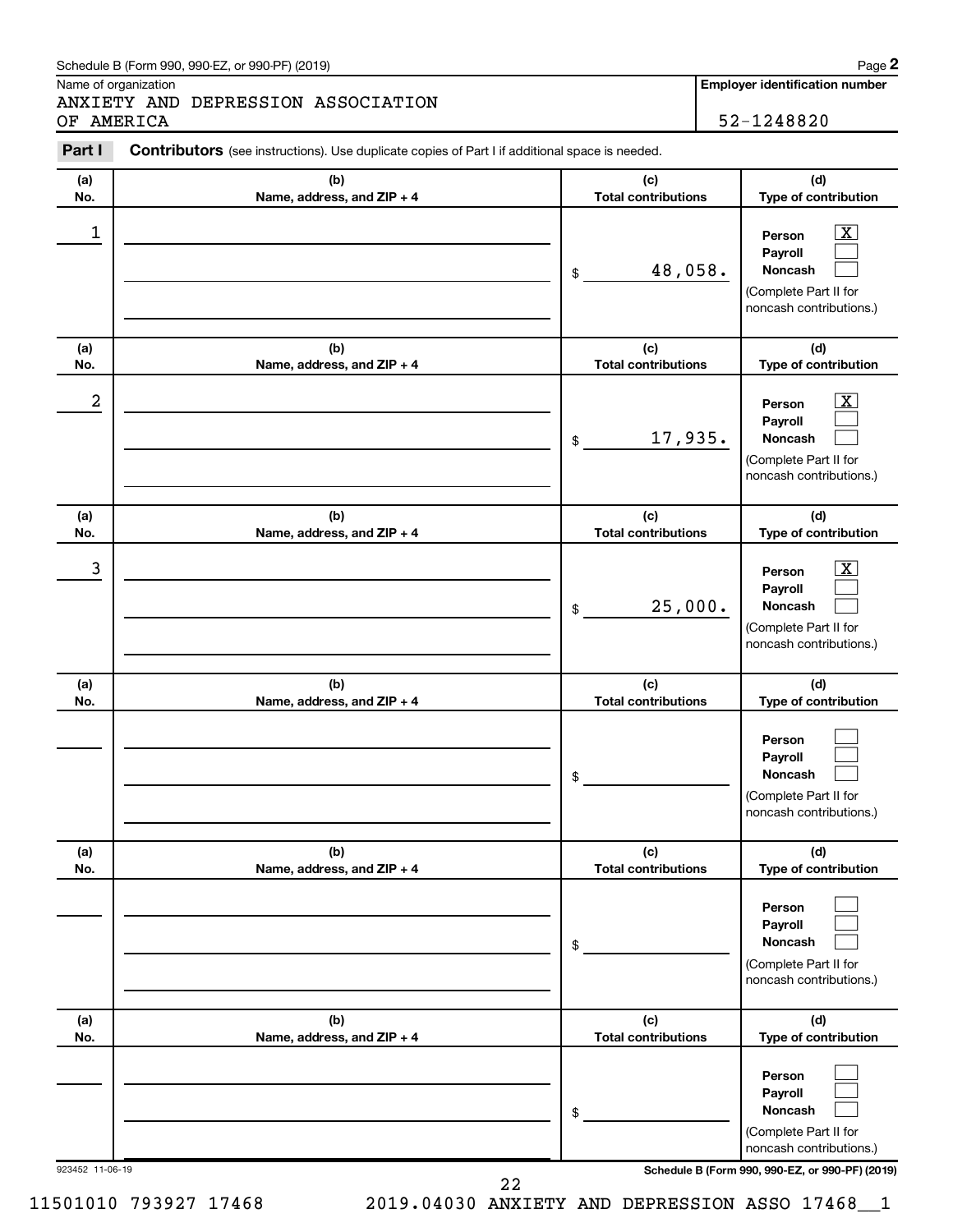Schedule B (Form 990, 990-EZ, or 990-PF) (2019)

Name of organization

ANXIETY AND DEPRESSION ASSOCIATION OF AMERICA

**Employer identification number**

52-1248820

**Part I** **Contributors** (see instructions). Use duplicate copies of Part I if additional space is needed.

| (a) No. | (b) Name, address, and ZIP + 4 | (c) Total contributions | (d) Type of contribution |
|---|---|---|---|
| 1 | | $ 48,058. | Person [X] Payroll [ ] Noncash [ ] (Complete Part II for noncash contributions.) |
| 2 | | $ 17,935. | Person [X] Payroll [ ] Noncash [ ] (Complete Part II for noncash contributions.) |
| 3 | | $ 25,000. | Person [X] Payroll [ ] Noncash [ ] (Complete Part II for noncash contributions.) |
| | | $ | Person [ ] Payroll [ ] Noncash [ ] (Complete Part II for noncash contributions.) |
| | | $ | Person [ ] Payroll [ ] Noncash [ ] (Complete Part II for noncash contributions.) |
| | | $ | Person [ ] Payroll [ ] Noncash [ ] (Complete Part II for noncash contributions.) |

923452 11-06-19

**Schedule B (Form 990, 990-EZ, or 990-PF) (2019)**

11501010 793927 17468 2019.04030 ANXIETY AND DEPRESSION ASSO 17468__1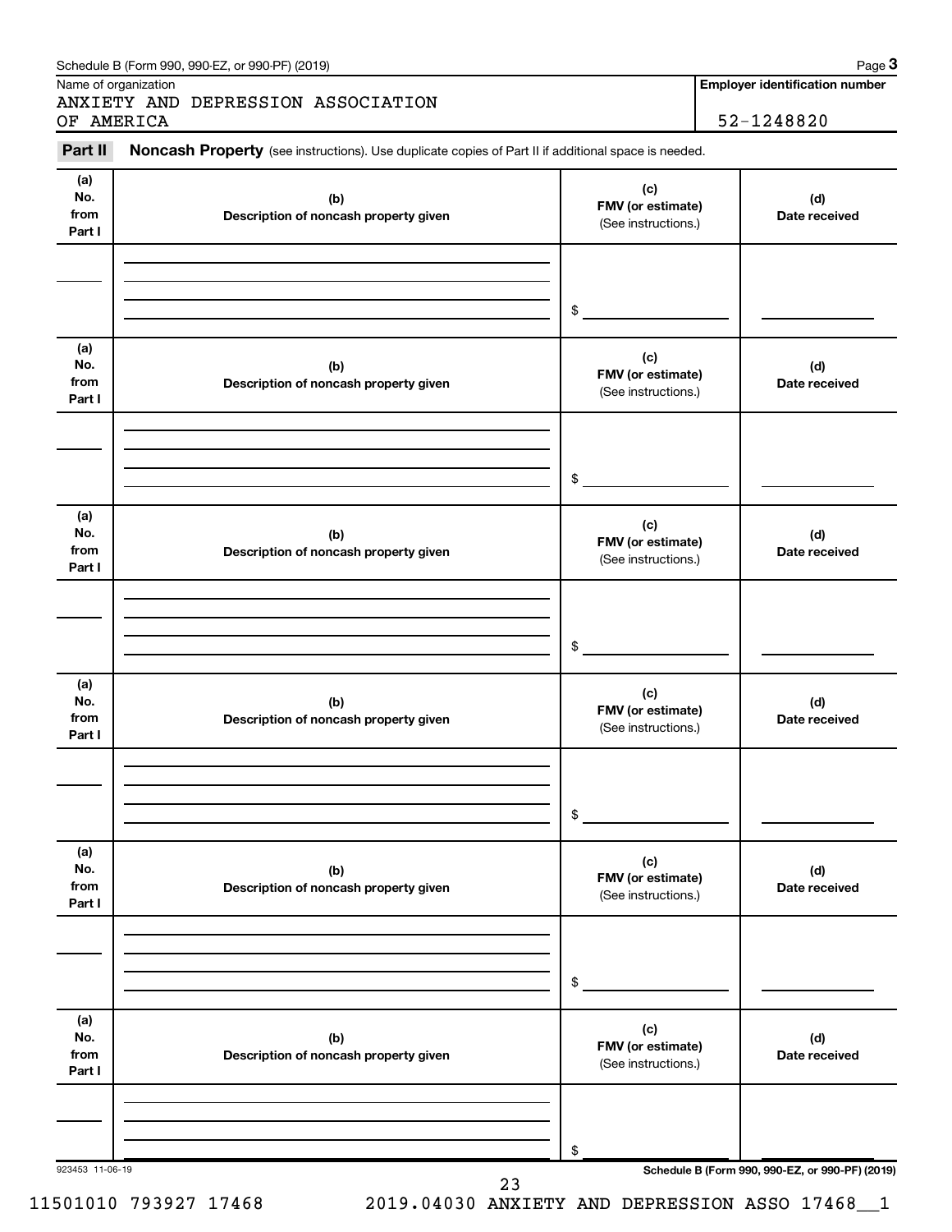Schedule B (Form 990, 990-EZ, or 990-PF) (2019)

Name of organization

ANXIETY AND DEPRESSION ASSOCIATION OF AMERICA

**Employer identification number**

52-1248820

**Part II** **Noncash Property** (see instructions). Use duplicate copies of Part II if additional space is needed.

| (a) No. from Part I | (b) Description of noncash property given | (c) FMV (or estimate) (See instructions.) | (d) Date received |
|---|---|---|---|
| | | $ | |

| (a) No. from Part I | (b) Description of noncash property given | (c) FMV (or estimate) (See instructions.) | (d) Date received |
|---|---|---|---|
| | | $ | |

| (a) No. from Part I | (b) Description of noncash property given | (c) FMV (or estimate) (See instructions.) | (d) Date received |
|---|---|---|---|
| | | $ | |

| (a) No. from Part I | (b) Description of noncash property given | (c) FMV (or estimate) (See instructions.) | (d) Date received |
|---|---|---|---|
| | | $ | |

| (a) No. from Part I | (b) Description of noncash property given | (c) FMV (or estimate) (See instructions.) | (d) Date received |
|---|---|---|---|
| | | $ | |

| (a) No. from Part I | (b) Description of noncash property given | (c) FMV (or estimate) (See instructions.) | (d) Date received |
|---|---|---|---|
| | | $ | |

923453 11-06-19

**Schedule B (Form 990, 990-EZ, or 990-PF) (2019)**

11501010 793927 17468 2019.04030 ANXIETY AND DEPRESSION ASSO 17468__1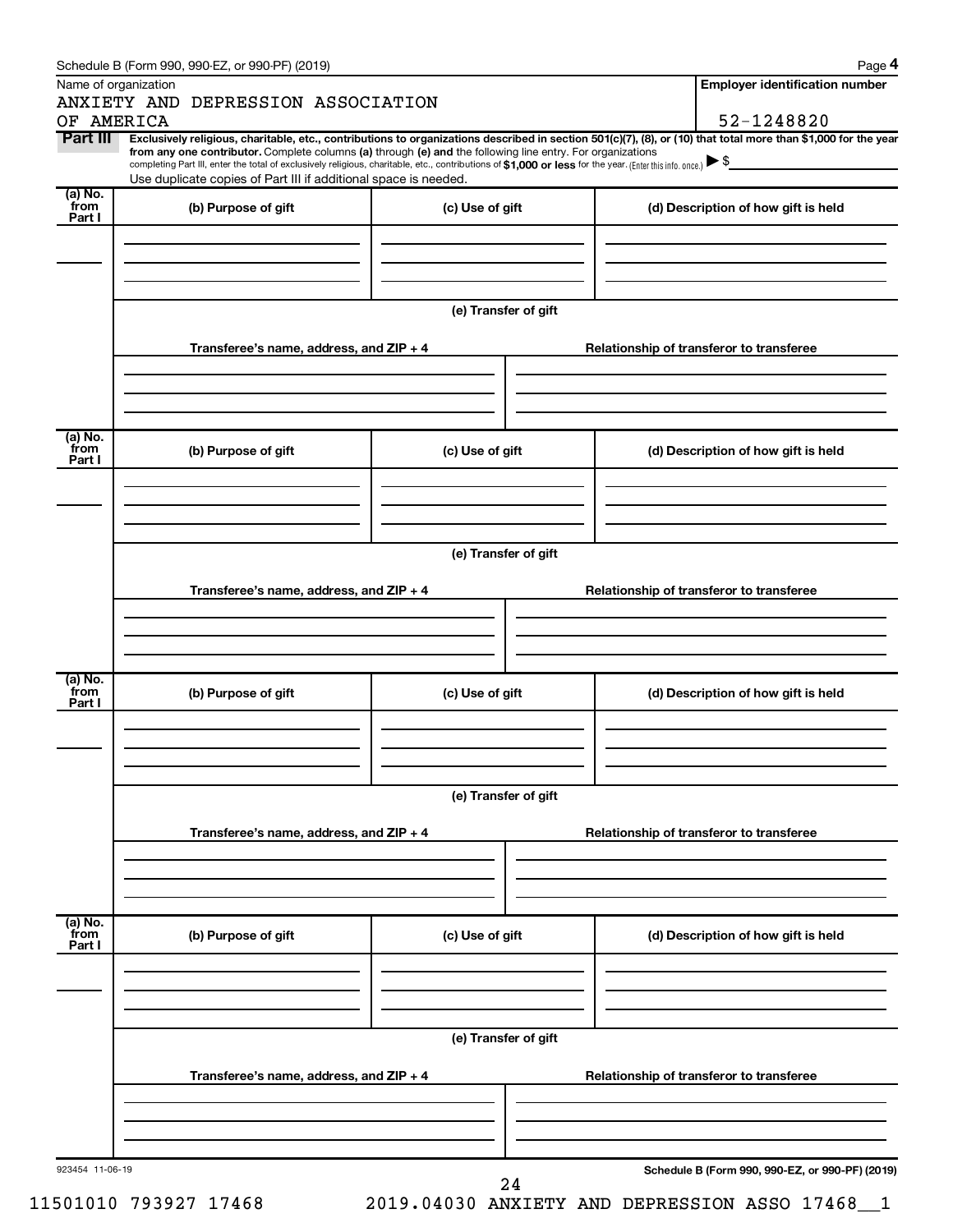Schedule B (Form 990, 990-EZ, or 990-PF) (2019)

Name of organization

ANXIETY AND DEPRESSION ASSOCIATION OF AMERICA

**Employer identification number**

52-1248820

**Part III** **Exclusively religious, charitable, etc., contributions to organizations described in section 501(c)(7), (8), or (10) that total more than $1,000 for the year from any one contributor.** Complete columns **(a)** through **(e)** and the following line entry. For organizations completing Part III, enter the total of exclusively religious, charitable, etc., contributions of **$1,000 or less** for the year. (Enter this info. once.) ▶ $

Use duplicate copies of Part III if additional space is needed.

| (a) No. from Part I | (b) Purpose of gift | (c) Use of gift | (d) Description of how gift is held |
|---|---|---|---|
| | | | |

(e) Transfer of gift

| Transferee's name, address, and ZIP + 4 | Relationship of transferor to transferee |
|---|---|
| | |

| (a) No. from Part I | (b) Purpose of gift | (c) Use of gift | (d) Description of how gift is held |
|---|---|---|---|
| | | | |

(e) Transfer of gift

| Transferee's name, address, and ZIP + 4 | Relationship of transferor to transferee |
|---|---|
| | |

| (a) No. from Part I | (b) Purpose of gift | (c) Use of gift | (d) Description of how gift is held |
|---|---|---|---|
| | | | |

(e) Transfer of gift

| Transferee's name, address, and ZIP + 4 | Relationship of transferor to transferee |
|---|---|
| | |

| (a) No. from Part I | (b) Purpose of gift | (c) Use of gift | (d) Description of how gift is held |
|---|---|---|---|
| | | | |

(e) Transfer of gift

| Transferee's name, address, and ZIP + 4 | Relationship of transferor to transferee |
|---|---|
| | |

923454 11-06-19

**Schedule B (Form 990, 990-EZ, or 990-PF) (2019)**

11501010 793927 17468 2019.04030 ANXIETY AND DEPRESSION ASSO 17468__1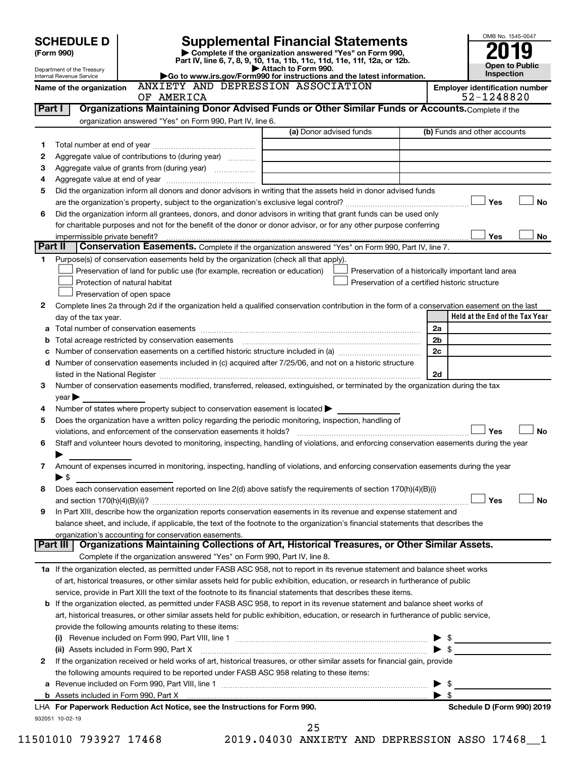# SCHEDULE D (Form 990)

Department of the Treasury
Internal Revenue Service

## Supplemental Financial Statements

▶ Complete if the organization answered "Yes" on Form 990, Part IV, line 6, 7, 8, 9, 10, 11a, 11b, 11c, 11d, 11e, 11f, 12a, or 12b.
▶ Attach to Form 990.
▶Go to www.irs.gov/Form990 for instructions and the latest information.

OMB No. 1545-0047
**2019**
**Open to Public Inspection**

**Name of the organization** ANXIETY AND DEPRESSION ASSOCIATION OF AMERICA

**Employer identification number** 52-1248820

**Part I** **Organizations Maintaining Donor Advised Funds or Other Similar Funds or Accounts.** Complete if the organization answered "Yes" on Form 990, Part IV, line 6.

| | | (a) Donor advised funds | (b) Funds and other accounts |
|---|---|---|---|
| 1 | Total number at end of year | | |
| 2 | Aggregate value of contributions to (during year) | | |
| 3 | Aggregate value of grants from (during year) | | |
| 4 | Aggregate value at end of year | | |

5 Did the organization inform all donors and donor advisors in writing that the assets held in donor advised funds are the organization's property, subject to the organization's exclusive legal control? ☐ Yes ☐ No

6 Did the organization inform all grantees, donors, and donor advisors in writing that grant funds can be used only for charitable purposes and not for the benefit of the donor or donor advisor, or for any other purpose conferring impermissible private benefit? ☐ Yes ☐ No

**Part II** **Conservation Easements.** Complete if the organization answered "Yes" on Form 990, Part IV, line 7.

1 Purpose(s) of conservation easements held by the organization (check all that apply).
- ☐ Preservation of land for public use (for example, recreation or education)
- ☐ Preservation of a historically important land area
- ☐ Protection of natural habitat
- ☐ Preservation of a certified historic structure
- ☐ Preservation of open space

2 Complete lines 2a through 2d if the organization held a qualified conservation contribution in the form of a conservation easement on the last day of the tax year.

| | | | Held at the End of the Tax Year |
|---|---|---|---|
| a | Total number of conservation easements | 2a | |
| b | Total acreage restricted by conservation easements | 2b | |
| c | Number of conservation easements on a certified historic structure included in (a) | 2c | |
| d | Number of conservation easements included in (c) acquired after 7/25/06, and not on a historic structure listed in the National Register | 2d | |

3 Number of conservation easements modified, transferred, released, extinguished, or terminated by the organization during the tax year ▶

4 Number of states where property subject to conservation easement is located ▶

5 Does the organization have a written policy regarding the periodic monitoring, inspection, handling of violations, and enforcement of the conservation easements it holds? ☐ Yes ☐ No

6 Staff and volunteer hours devoted to monitoring, inspecting, handling of violations, and enforcing conservation easements during the year ▶

7 Amount of expenses incurred in monitoring, inspecting, handling of violations, and enforcing conservation easements during the year ▶ $

8 Does each conservation easement reported on line 2(d) above satisfy the requirements of section 170(h)(4)(B)(i) and section 170(h)(4)(B)(ii)? ☐ Yes ☐ No

9 In Part XIII, describe how the organization reports conservation easements in its revenue and expense statement and balance sheet, and include, if applicable, the text of the footnote to the organization's financial statements that describes the organization's accounting for conservation easements.

**Part III** **Organizations Maintaining Collections of Art, Historical Treasures, or Other Similar Assets.** Complete if the organization answered "Yes" on Form 990, Part IV, line 8.

1a If the organization elected, as permitted under FASB ASC 958, not to report in its revenue statement and balance sheet works of art, historical treasures, or other similar assets held for public exhibition, education, or research in furtherance of public service, provide in Part XIII the text of the footnote to its financial statements that describes these items.

b If the organization elected, as permitted under FASB ASC 958, to report in its revenue statement and balance sheet works of art, historical treasures, or other similar assets held for public exhibition, education, or research in furtherance of public service, provide the following amounts relating to these items:

(i) Revenue included on Form 990, Part VIII, line 1 ▶ $

(ii) Assets included in Form 990, Part X ▶ $

2 If the organization received or held works of art, historical treasures, or other similar assets for financial gain, provide the following amounts required to be reported under FASB ASC 958 relating to these items:

a Revenue included on Form 990, Part VIII, line 1 ▶ $

b Assets included in Form 990, Part X ▶ $

LHA **For Paperwork Reduction Act Notice, see the Instructions for Form 990.** **Schedule D (Form 990) 2019**

932051 10-02-19

11501010 793927 17468 2019.04030 ANXIETY AND DEPRESSION ASSO 17468__1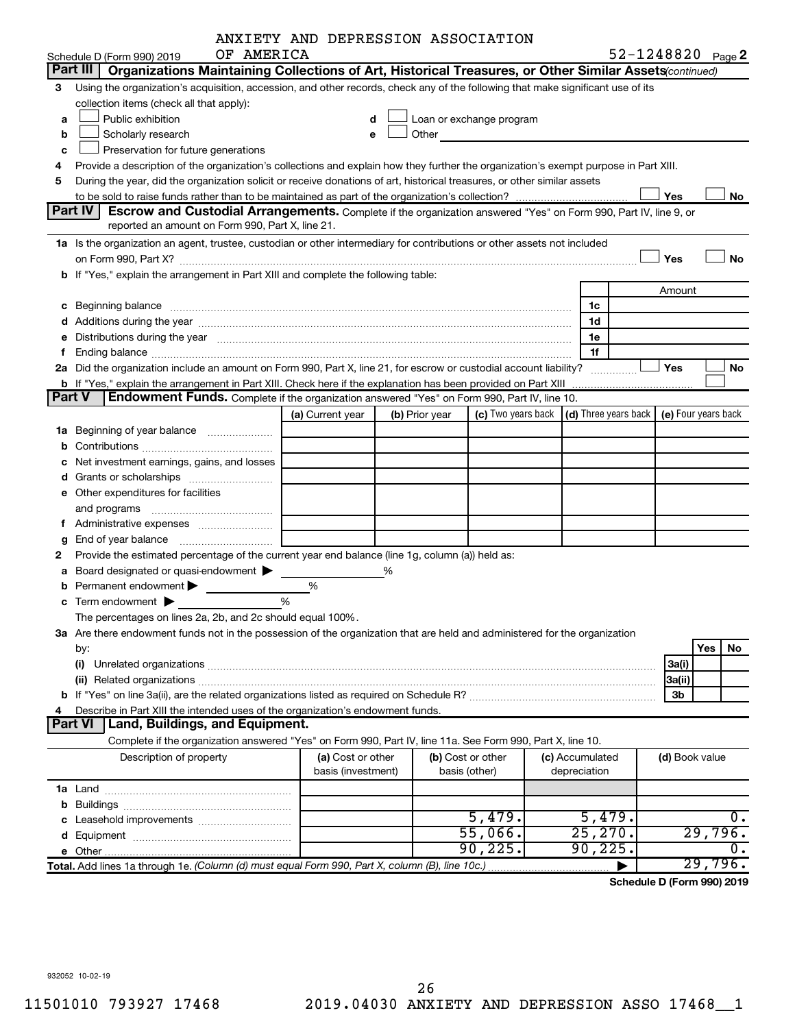Schedule D (Form 990) 2019 ANXIETY AND DEPRESSION ASSOCIATION OF AMERICA 52-1248820 Page 2

**Part III** | **Organizations Maintaining Collections of Art, Historical Treasures, or Other Similar Assets** *(continued)*

3 Using the organization's acquisition, accession, and other records, check any of the following that make significant use of its collection items (check all that apply):

- a ☐ Public exhibition
- b ☐ Scholarly research
- c ☐ Preservation for future generations
- d ☐ Loan or exchange program
- e ☐ Other

4 Provide a description of the organization's collections and explain how they further the organization's exempt purpose in Part XIII.

5 During the year, did the organization solicit or receive donations of art, historical treasures, or other similar assets to be sold to raise funds rather than to be maintained as part of the organization's collection? ☐ Yes ☐ No

**Part IV** | **Escrow and Custodial Arrangements.** Complete if the organization answered "Yes" on Form 990, Part IV, line 9, or reported an amount on Form 990, Part X, line 21.

1a Is the organization an agent, trustee, custodian or other intermediary for contributions or other assets not included on Form 990, Part X? ☐ Yes ☐ No

b If "Yes," explain the arrangement in Part XIII and complete the following table:

| | | Amount |
|---|---|---|
| c Beginning balance | 1c | |
| d Additions during the year | 1d | |
| e Distributions during the year | 1e | |
| f Ending balance | 1f | |

2a Did the organization include an amount on Form 990, Part X, line 21, for escrow or custodial account liability? ☐ Yes ☐ No

b If "Yes," explain the arrangement in Part XIII. Check here if the explanation has been provided on Part XIII ☐

**Part V** | **Endowment Funds.** Complete if the organization answered "Yes" on Form 990, Part IV, line 10.

| | (a) Current year | (b) Prior year | (c) Two years back | (d) Three years back | (e) Four years back |
|---|---|---|---|---|---|
| 1a Beginning of year balance | | | | | |
| b Contributions | | | | | |
| c Net investment earnings, gains, and losses | | | | | |
| d Grants or scholarships | | | | | |
| e Other expenditures for facilities and programs | | | | | |
| f Administrative expenses | | | | | |
| g End of year balance | | | | | |

2 Provide the estimated percentage of the current year end balance (line 1g, column (a)) held as:

- a Board designated or quasi-endowment ▶ %
- b Permanent endowment ▶ %
- c Term endowment ▶ %

The percentages on lines 2a, 2b, and 2c should equal 100%.

3a Are there endowment funds not in the possession of the organization that are held and administered for the organization by:

| | | Yes | No |
|---|---|---|---|
| (i) Unrelated organizations | 3a(i) | | |
| (ii) Related organizations | 3a(ii) | | |
| b If "Yes" on line 3a(ii), are the related organizations listed as required on Schedule R? | 3b | | |

4 Describe in Part XIII the intended uses of the organization's endowment funds.

**Part VI** | **Land, Buildings, and Equipment.**

Complete if the organization answered "Yes" on Form 990, Part IV, line 11a. See Form 990, Part X, line 10.

| Description of property | (a) Cost or other basis (investment) | (b) Cost or other basis (other) | (c) Accumulated depreciation | (d) Book value |
|---|---|---|---|---|
| 1a Land | | | | |
| b Buildings | | | | |
| c Leasehold improvements | | 5,479. | 5,479. | 0. |
| d Equipment | | 55,066. | 25,270. | 29,796. |
| e Other | | 90,225. | 90,225. | 0. |
| **Total.** Add lines 1a through 1e. *(Column (d) must equal Form 990, Part X, column (B), line 10c.)* | | | ▶ | 29,796. |

**Schedule D (Form 990) 2019**

932052 10-02-19

11501010 793927 17468 2019.04030 ANXIETY AND DEPRESSION ASSO 17468__1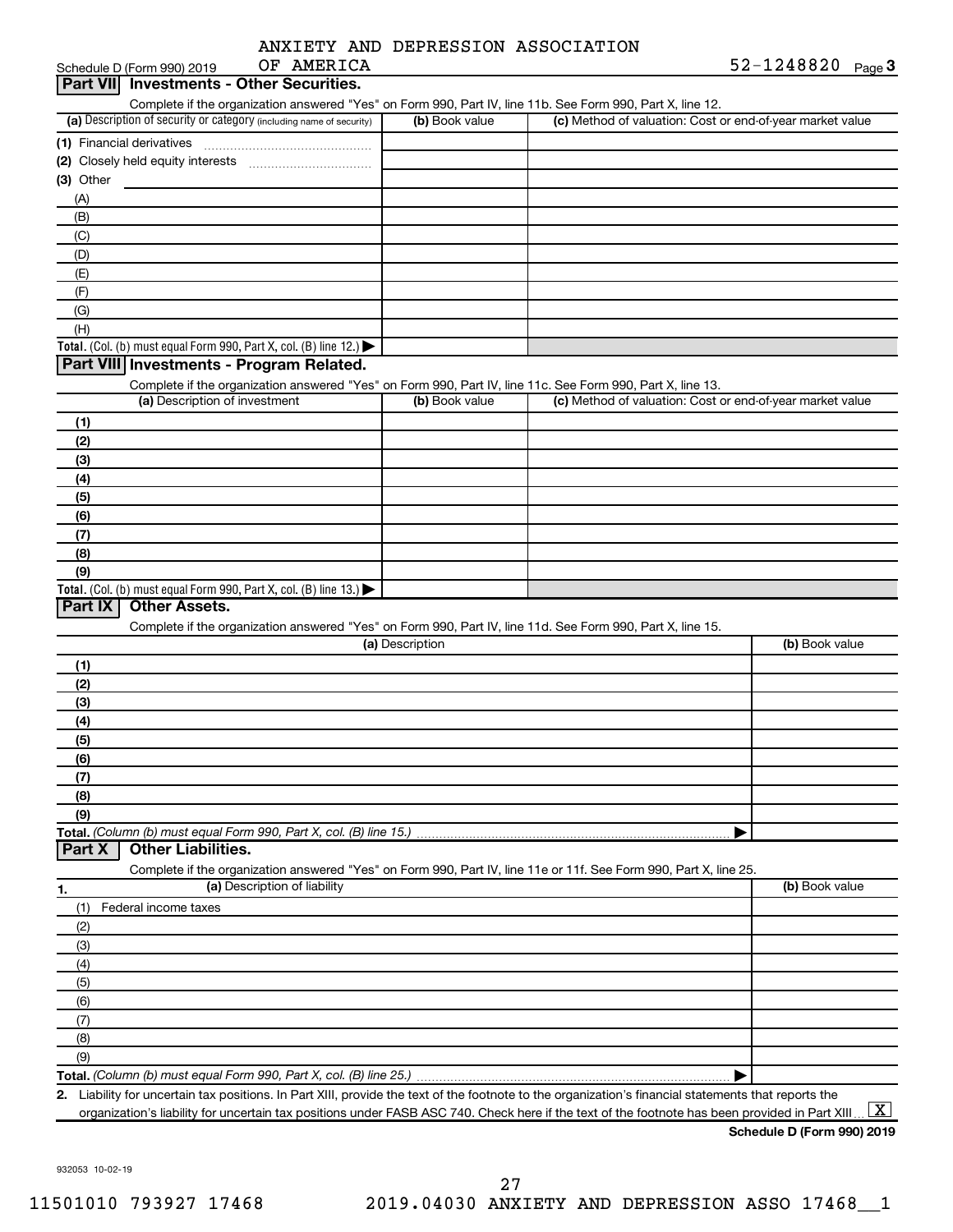Schedule D (Form 990) 2019 ANXIETY AND DEPRESSION ASSOCIATION OF AMERICA 52-1248820 Page 3

## Part VII Investments - Other Securities.

Complete if the organization answered "Yes" on Form 990, Part IV, line 11b. See Form 990, Part X, line 12.

| (a) Description of security or category (including name of security) | (b) Book value | (c) Method of valuation: Cost or end-of-year market value |
|---|---|---|
| (1) Financial derivatives | | |
| (2) Closely held equity interests | | |
| (3) Other | | |
| (A) | | |
| (B) | | |
| (C) | | |
| (D) | | |
| (E) | | |
| (F) | | |
| (G) | | |
| (H) | | |
| **Total.** (Col. (b) must equal Form 990, Part X, col. (B) line 12.) ▶ | | |

## Part VIII Investments - Program Related.

Complete if the organization answered "Yes" on Form 990, Part IV, line 11c. See Form 990, Part X, line 13.

| (a) Description of investment | (b) Book value | (c) Method of valuation: Cost or end-of-year market value |
|---|---|---|
| (1) | | |
| (2) | | |
| (3) | | |
| (4) | | |
| (5) | | |
| (6) | | |
| (7) | | |
| (8) | | |
| (9) | | |
| **Total.** (Col. (b) must equal Form 990, Part X, col. (B) line 13.) ▶ | | |

## Part IX Other Assets.

Complete if the organization answered "Yes" on Form 990, Part IV, line 11d. See Form 990, Part X, line 15.

| (a) Description | (b) Book value |
|---|---|
| (1) | |
| (2) | |
| (3) | |
| (4) | |
| (5) | |
| (6) | |
| (7) | |
| (8) | |
| (9) | |
| **Total.** *(Column (b) must equal Form 990, Part X, col. (B) line 15.)* ▶ | |

## Part X Other Liabilities.

Complete if the organization answered "Yes" on Form 990, Part IV, line 11e or 11f. See Form 990, Part X, line 25.

| 1. (a) Description of liability | (b) Book value |
|---|---|
| (1) Federal income taxes | |
| (2) | |
| (3) | |
| (4) | |
| (5) | |
| (6) | |
| (7) | |
| (8) | |
| (9) | |
| **Total.** *(Column (b) must equal Form 990, Part X, col. (B) line 25.)* ▶ | |

2. Liability for uncertain tax positions. In Part XIII, provide the text of the footnote to the organization's financial statements that reports the organization's liability for uncertain tax positions under FASB ASC 740. Check here if the text of the footnote has been provided in Part XIII ... [X]

**Schedule D (Form 990) 2019**

932053 10-02-19

11501010 793927 17468 2019.04030 ANXIETY AND DEPRESSION ASSO 17468__1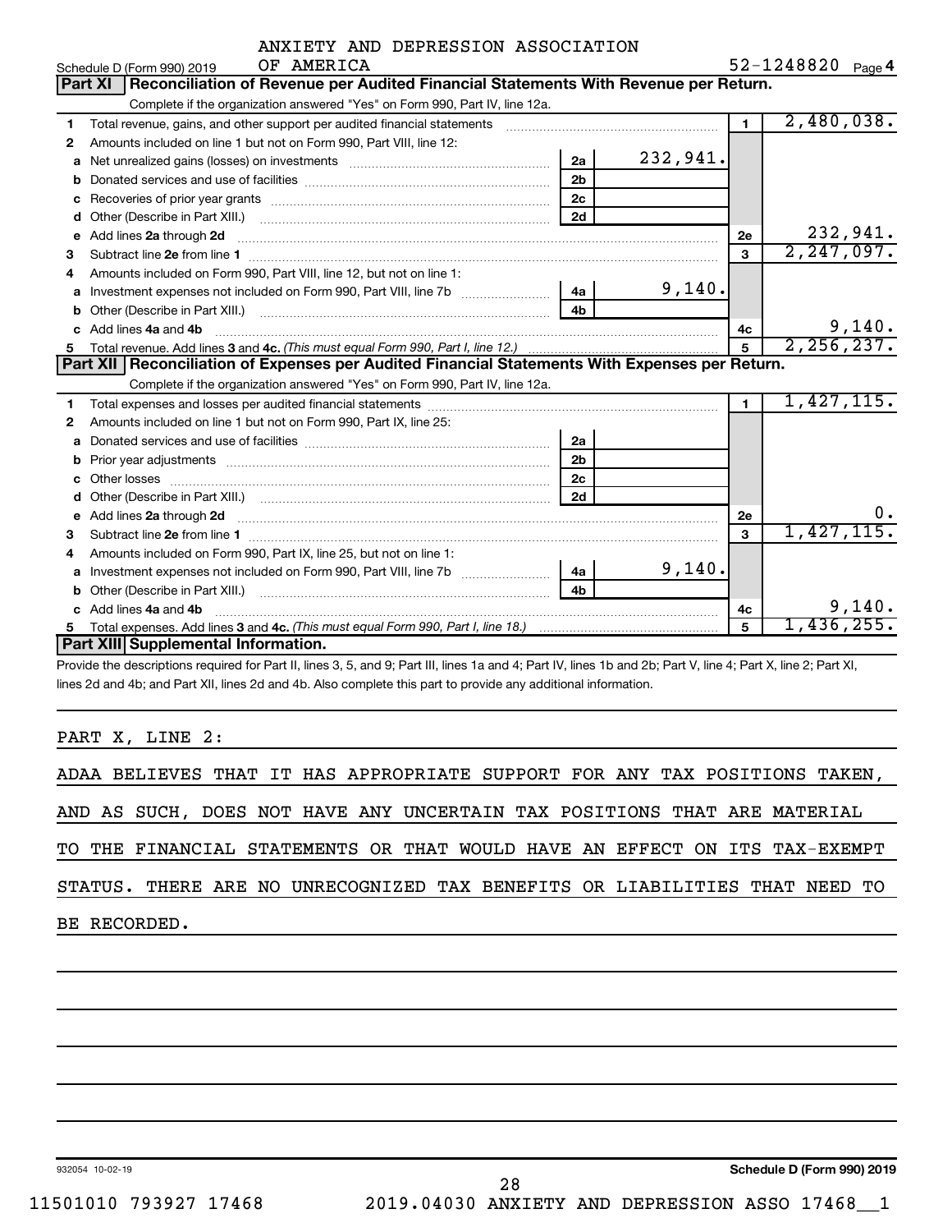ANXIETY AND DEPRESSION ASSOCIATION OF AMERICA

Schedule D (Form 990) 2019 — 52-1248820 Page 4

## Part XI | Reconciliation of Revenue per Audited Financial Statements With Revenue per Return.

Complete if the organization answered "Yes" on Form 990, Part IV, line 12a.

| | | | | | |
|---|---|---|---|---|---|
| 1 | Total revenue, gains, and other support per audited financial statements | | | 1 | 2,480,038. |
| 2 | Amounts included on line 1 but not on Form 990, Part VIII, line 12: | | | | |
| a | Net unrealized gains (losses) on investments | 2a | 232,941. | | |
| b | Donated services and use of facilities | 2b | | | |
| c | Recoveries of prior year grants | 2c | | | |
| d | Other (Describe in Part XIII.) | 2d | | | |
| e | Add lines 2a through 2d | | | 2e | 232,941. |
| 3 | Subtract line 2e from line 1 | | | 3 | 2,247,097. |
| 4 | Amounts included on Form 990, Part VIII, line 12, but not on line 1: | | | | |
| a | Investment expenses not included on Form 990, Part VIII, line 7b | 4a | 9,140. | | |
| b | Other (Describe in Part XIII.) | 4b | | | |
| c | Add lines 4a and 4b | | | 4c | 9,140. |
| 5 | Total revenue. Add lines 3 and 4c. *(This must equal Form 990, Part I, line 12.)* | | | 5 | 2,256,237. |

## Part XII | Reconciliation of Expenses per Audited Financial Statements With Expenses per Return.

Complete if the organization answered "Yes" on Form 990, Part IV, line 12a.

| | | | | | |
|---|---|---|---|---|---|
| 1 | Total expenses and losses per audited financial statements | | | 1 | 1,427,115. |
| 2 | Amounts included on line 1 but not on Form 990, Part IX, line 25: | | | | |
| a | Donated services and use of facilities | 2a | | | |
| b | Prior year adjustments | 2b | | | |
| c | Other losses | 2c | | | |
| d | Other (Describe in Part XIII.) | 2d | | | |
| e | Add lines 2a through 2d | | | 2e | 0. |
| 3 | Subtract line 2e from line 1 | | | 3 | 1,427,115. |
| 4 | Amounts included on Form 990, Part IX, line 25, but not on line 1: | | | | |
| a | Investment expenses not included on Form 990, Part VIII, line 7b | 4a | 9,140. | | |
| b | Other (Describe in Part XIII.) | 4b | | | |
| c | Add lines 4a and 4b | | | 4c | 9,140. |
| 5 | Total expenses. Add lines 3 and 4c. *(This must equal Form 990, Part I, line 18.)* | | | 5 | 1,436,255. |

## Part XIII | Supplemental Information.

Provide the descriptions required for Part II, lines 3, 5, and 9; Part III, lines 1a and 4; Part IV, lines 1b and 2b; Part V, line 4; Part X, line 2; Part XI, lines 2d and 4b; and Part XII, lines 2d and 4b. Also complete this part to provide any additional information.

PART X, LINE 2:

ADAA BELIEVES THAT IT HAS APPROPRIATE SUPPORT FOR ANY TAX POSITIONS TAKEN, AND AS SUCH, DOES NOT HAVE ANY UNCERTAIN TAX POSITIONS THAT ARE MATERIAL TO THE FINANCIAL STATEMENTS OR THAT WOULD HAVE AN EFFECT ON ITS TAX-EXEMPT STATUS. THERE ARE NO UNRECOGNIZED TAX BENEFITS OR LIABILITIES THAT NEED TO BE RECORDED.

932054 10-02-19 — Schedule D (Form 990) 2019

11501010 793927 17468 — 2019.04030 ANXIETY AND DEPRESSION ASSO 17468__1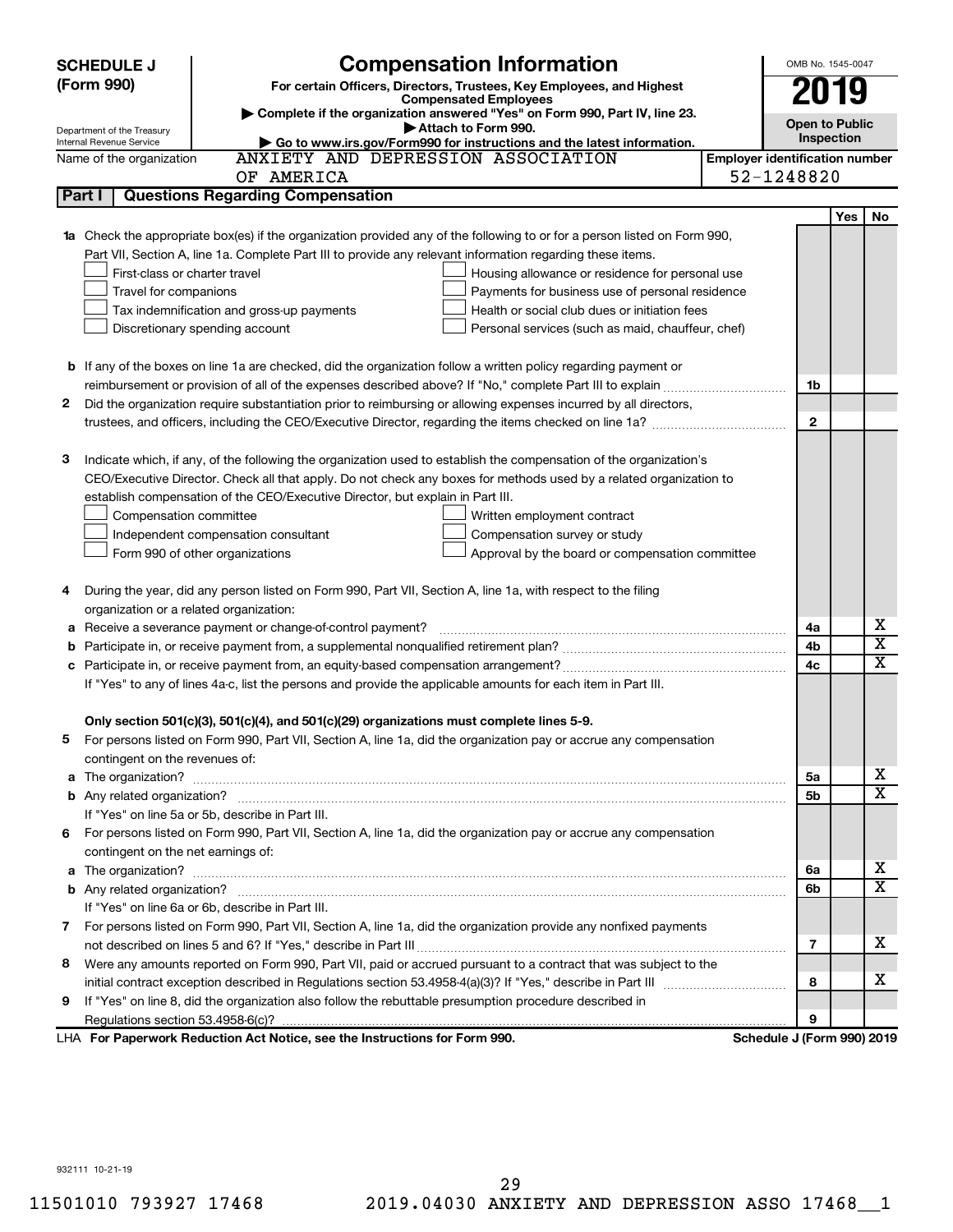**SCHEDULE J (Form 990)**

Department of the Treasury
Internal Revenue Service

# Compensation Information

**For certain Officers, Directors, Trustees, Key Employees, and Highest Compensated Employees**

▶ Complete if the organization answered "Yes" on Form 990, Part IV, line 23.
▶ Attach to Form 990.
▶ Go to www.irs.gov/Form990 for instructions and the latest information.

OMB No. 1545-0047

**2019**

**Open to Public Inspection**

Name of the organization: ANXIETY AND DEPRESSION ASSOCIATION OF AMERICA

Employer identification number: 52-1248820

## Part I — Questions Regarding Compensation

| | | | Yes | No |
|---|---|---|---|---|
| **1a** | Check the appropriate box(es) if the organization provided any of the following to or for a person listed on Form 990, Part VII, Section A, line 1a. Complete Part III to provide any relevant information regarding these items.<br>☐ First-class or charter travel ☐ Housing allowance or residence for personal use<br>☐ Travel for companions ☐ Payments for business use of personal residence<br>☐ Tax indemnification and gross-up payments ☐ Health or social club dues or initiation fees<br>☐ Discretionary spending account ☐ Personal services (such as maid, chauffeur, chef) | | | |
| **b** | If any of the boxes on line 1a are checked, did the organization follow a written policy regarding payment or reimbursement or provision of all of the expenses described above? If "No," complete Part III to explain | 1b | | |
| **2** | Did the organization require substantiation prior to reimbursing or allowing expenses incurred by all directors, trustees, and officers, including the CEO/Executive Director, regarding the items checked on line 1a? | 2 | | |
| **3** | Indicate which, if any, of the following the organization used to establish the compensation of the organization's CEO/Executive Director. Check all that apply. Do not check any boxes for methods used by a related organization to establish compensation of the CEO/Executive Director, but explain in Part III.<br>☐ Compensation committee ☐ Written employment contract<br>☐ Independent compensation consultant ☐ Compensation survey or study<br>☐ Form 990 of other organizations ☐ Approval by the board or compensation committee | | | |
| **4** | During the year, did any person listed on Form 990, Part VII, Section A, line 1a, with respect to the filing organization or a related organization: | | | |
| **a** | Receive a severance payment or change-of-control payment? | 4a | | X |
| **b** | Participate in, or receive payment from, a supplemental nonqualified retirement plan? | 4b | | X |
| **c** | Participate in, or receive payment from, an equity-based compensation arrangement? | 4c | | X |
| | If "Yes" to any of lines 4a-c, list the persons and provide the applicable amounts for each item in Part III. | | | |
| | **Only section 501(c)(3), 501(c)(4), and 501(c)(29) organizations must complete lines 5-9.** | | | |
| **5** | For persons listed on Form 990, Part VII, Section A, line 1a, did the organization pay or accrue any compensation contingent on the revenues of: | | | |
| **a** | The organization? | 5a | | X |
| **b** | Any related organization? | 5b | | X |
| | If "Yes" on line 5a or 5b, describe in Part III. | | | |
| **6** | For persons listed on Form 990, Part VII, Section A, line 1a, did the organization pay or accrue any compensation contingent on the net earnings of: | | | |
| **a** | The organization? | 6a | | X |
| **b** | Any related organization? | 6b | | X |
| | If "Yes" on line 6a or 6b, describe in Part III. | | | |
| **7** | For persons listed on Form 990, Part VII, Section A, line 1a, did the organization provide any nonfixed payments not described on lines 5 and 6? If "Yes," describe in Part III | 7 | | X |
| **8** | Were any amounts reported on Form 990, Part VII, paid or accrued pursuant to a contract that was subject to the initial contract exception described in Regulations section 53.4958-4(a)(3)? If "Yes," describe in Part III | 8 | | X |
| **9** | If "Yes" on line 8, did the organization also follow the rebuttable presumption procedure described in Regulations section 53.4958-6(c)? | 9 | | |

LHA **For Paperwork Reduction Act Notice, see the Instructions for Form 990.** **Schedule J (Form 990) 2019**

932111 10-21-19

11501010 793927 17468 2019.04030 ANXIETY AND DEPRESSION ASSO 17468__1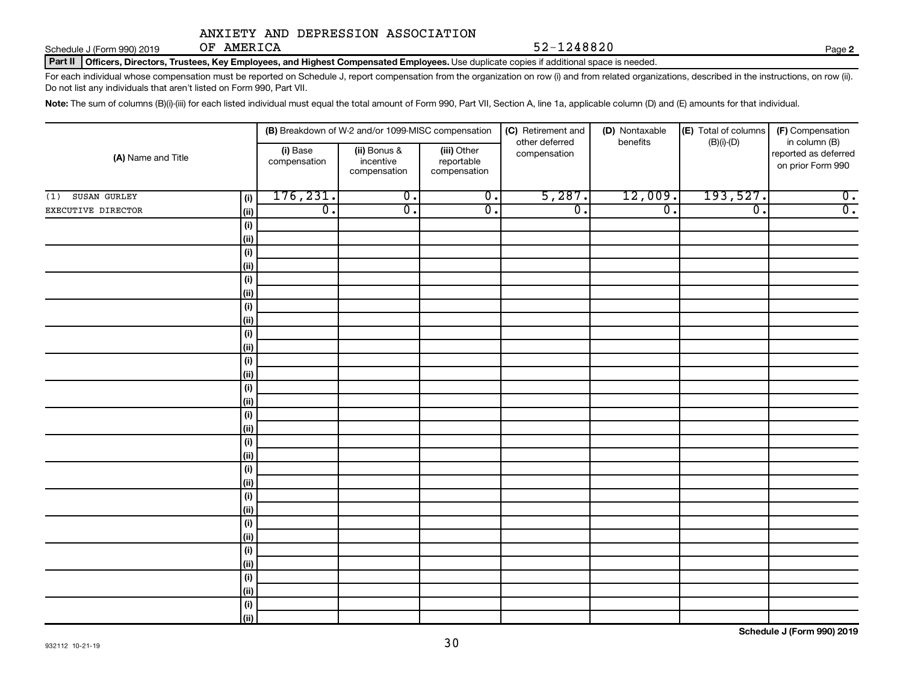ANXIETY AND DEPRESSION ASSOCIATION OF AMERICA

Schedule J (Form 990) 2019 — 52-1248820 — Page **2**

**Part II Officers, Directors, Trustees, Key Employees, and Highest Compensated Employees.** Use duplicate copies if additional space is needed.

For each individual whose compensation must be reported on Schedule J, report compensation from the organization on row (i) and from related organizations, described in the instructions, on row (ii). Do not list any individuals that aren't listed on Form 990, Part VII.

**Note:** The sum of columns (B)(i)-(iii) for each listed individual must equal the total amount of Form 990, Part VII, Section A, line 1a, applicable column (D) and (E) amounts for that individual.

| (A) Name and Title | | (B) Breakdown of W-2 and/or 1099-MISC compensation | | | (C) Retirement and other deferred compensation | (D) Nontaxable benefits | (E) Total of columns (B)(i)-(D) | (F) Compensation in column (B) reported as deferred on prior Form 990 |
|---|---|---|---|---|---|---|---|---|
| | | (i) Base compensation | (ii) Bonus & incentive compensation | (iii) Other reportable compensation | | | | |
| (1) SUSAN GURLEY | (i) | 176,231. | 0. | 0. | 5,287. | 12,009. | 193,527. | 0. |
| EXECUTIVE DIRECTOR | (ii) | 0. | 0. | 0. | 0. | 0. | 0. | 0. |
| | (i) | | | | | | | |
| | (ii) | | | | | | | |
| | (i) | | | | | | | |
| | (ii) | | | | | | | |
| | (i) | | | | | | | |
| | (ii) | | | | | | | |
| | (i) | | | | | | | |
| | (ii) | | | | | | | |
| | (i) | | | | | | | |
| | (ii) | | | | | | | |
| | (i) | | | | | | | |
| | (ii) | | | | | | | |
| | (i) | | | | | | | |
| | (ii) | | | | | | | |
| | (i) | | | | | | | |
| | (ii) | | | | | | | |
| | (i) | | | | | | | |
| | (ii) | | | | | | | |
| | (i) | | | | | | | |
| | (ii) | | | | | | | |
| | (i) | | | | | | | |
| | (ii) | | | | | | | |
| | (i) | | | | | | | |
| | (ii) | | | | | | | |
| | (i) | | | | | | | |
| | (ii) | | | | | | | |
| | (i) | | | | | | | |
| | (ii) | | | | | | | |
| | (i) | | | | | | | |
| | (ii) | | | | | | | |

**Schedule J (Form 990) 2019**

932112 10-21-19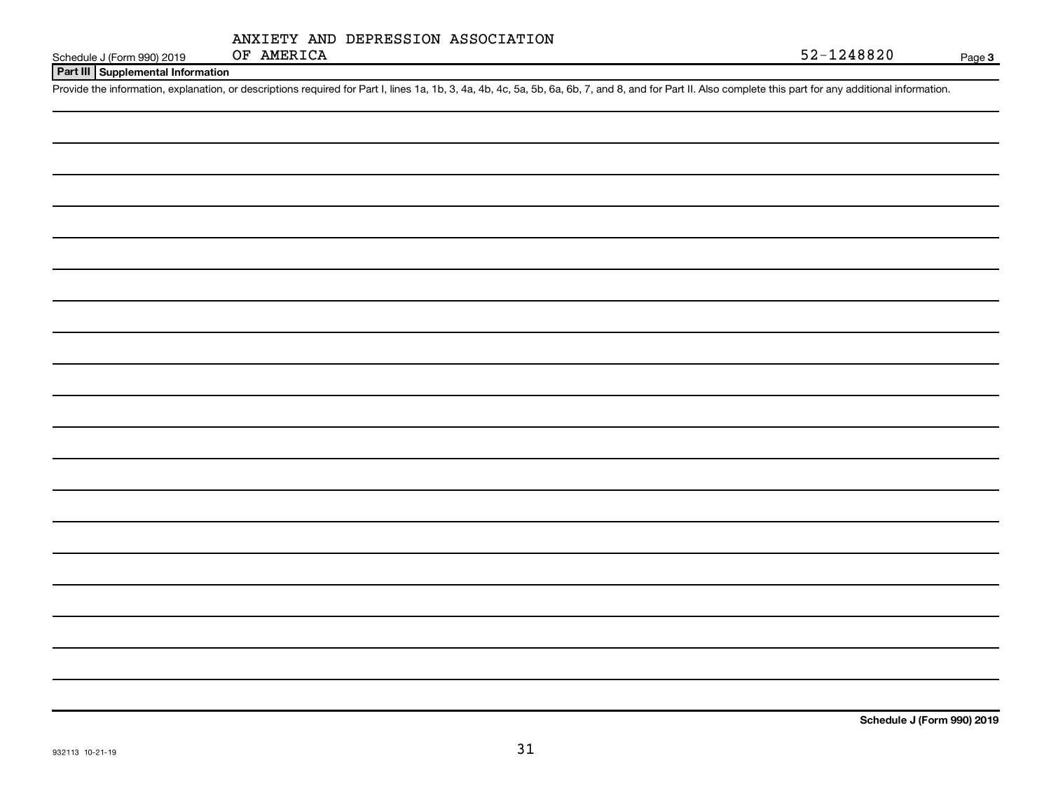ANXIETY AND DEPRESSION ASSOCIATION OF AMERICA

Schedule J (Form 990) 2019 52-1248820 Page **3**

**Part III Supplemental Information**

Provide the information, explanation, or descriptions required for Part I, lines 1a, 1b, 3, 4a, 4b, 4c, 5a, 5b, 6a, 6b, 7, and 8, and for Part II. Also complete this part for any additional information.

**Schedule J (Form 990) 2019**

932113 10-21-19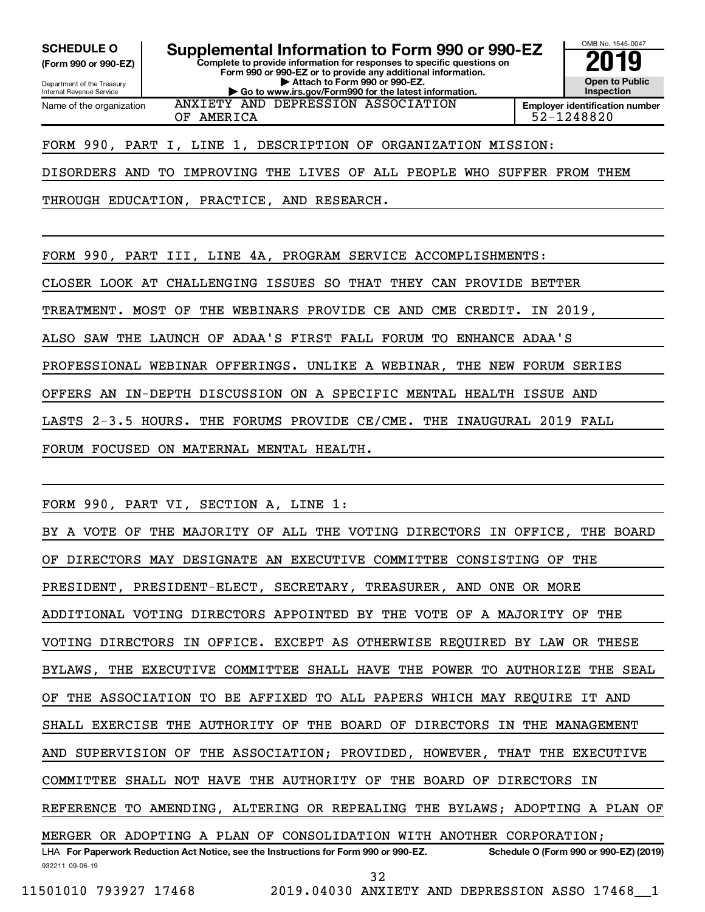**SCHEDULE O** (Form 990 or 990-EZ)

Department of the Treasury
Internal Revenue Service

# Supplemental Information to Form 990 or 990-EZ

**Complete to provide information for responses to specific questions on Form 990 or 990-EZ or to provide any additional information.**
**▶ Attach to Form 990 or 990-EZ.**
**▶ Go to www.irs.gov/Form990 for the latest information.**

OMB No. 1545-0047

**2019**

**Open to Public Inspection**

Name of the organization: ANXIETY AND DEPRESSION ASSOCIATION OF AMERICA

**Employer identification number:** 52-1248820

FORM 990, PART I, LINE 1, DESCRIPTION OF ORGANIZATION MISSION:

DISORDERS AND TO IMPROVING THE LIVES OF ALL PEOPLE WHO SUFFER FROM THEM THROUGH EDUCATION, PRACTICE, AND RESEARCH.

FORM 990, PART III, LINE 4A, PROGRAM SERVICE ACCOMPLISHMENTS:

CLOSER LOOK AT CHALLENGING ISSUES SO THAT THEY CAN PROVIDE BETTER TREATMENT. MOST OF THE WEBINARS PROVIDE CE AND CME CREDIT. IN 2019, ALSO SAW THE LAUNCH OF ADAA'S FIRST FALL FORUM TO ENHANCE ADAA'S PROFESSIONAL WEBINAR OFFERINGS. UNLIKE A WEBINAR, THE NEW FORUM SERIES OFFERS AN IN-DEPTH DISCUSSION ON A SPECIFIC MENTAL HEALTH ISSUE AND LASTS 2-3.5 HOURS. THE FORUMS PROVIDE CE/CME. THE INAUGURAL 2019 FALL FORUM FOCUSED ON MATERNAL MENTAL HEALTH.

FORM 990, PART VI, SECTION A, LINE 1:

BY A VOTE OF THE MAJORITY OF ALL THE VOTING DIRECTORS IN OFFICE, THE BOARD OF DIRECTORS MAY DESIGNATE AN EXECUTIVE COMMITTEE CONSISTING OF THE PRESIDENT, PRESIDENT-ELECT, SECRETARY, TREASURER, AND ONE OR MORE ADDITIONAL VOTING DIRECTORS APPOINTED BY THE VOTE OF A MAJORITY OF THE VOTING DIRECTORS IN OFFICE. EXCEPT AS OTHERWISE REQUIRED BY LAW OR THESE BYLAWS, THE EXECUTIVE COMMITTEE SHALL HAVE THE POWER TO AUTHORIZE THE SEAL OF THE ASSOCIATION TO BE AFFIXED TO ALL PAPERS WHICH MAY REQUIRE IT AND SHALL EXERCISE THE AUTHORITY OF THE BOARD OF DIRECTORS IN THE MANAGEMENT AND SUPERVISION OF THE ASSOCIATION; PROVIDED, HOWEVER, THAT THE EXECUTIVE COMMITTEE SHALL NOT HAVE THE AUTHORITY OF THE BOARD OF DIRECTORS IN REFERENCE TO AMENDING, ALTERING OR REPEALING THE BYLAWS; ADOPTING A PLAN OF MERGER OR ADOPTING A PLAN OF CONSOLIDATION WITH ANOTHER CORPORATION;

LHA **For Paperwork Reduction Act Notice, see the Instructions for Form 990 or 990-EZ.** **Schedule O (Form 990 or 990-EZ) (2019)**

932211 09-06-19

11501010 793927 17468 2019.04030 ANXIETY AND DEPRESSION ASSO 17468__1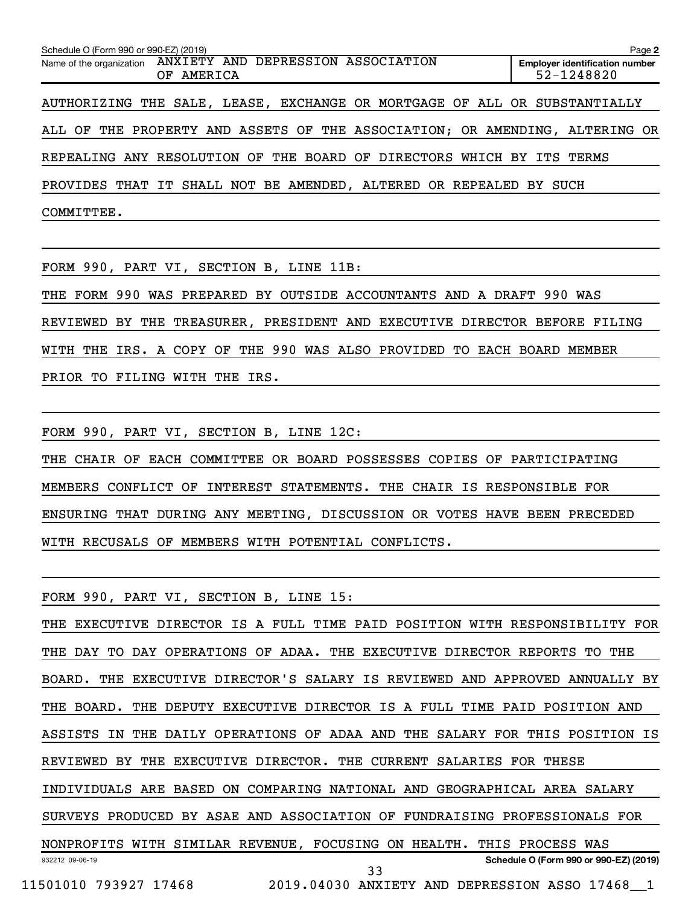Schedule O (Form 990 or 990-EZ) (2019) Page **2**

Name of the organization ANXIETY AND DEPRESSION ASSOCIATION OF AMERICA

**Employer identification number** 52-1248820

AUTHORIZING THE SALE, LEASE, EXCHANGE OR MORTGAGE OF ALL OR SUBSTANTIALLY ALL OF THE PROPERTY AND ASSETS OF THE ASSOCIATION; OR AMENDING, ALTERING OR REPEALING ANY RESOLUTION OF THE BOARD OF DIRECTORS WHICH BY ITS TERMS PROVIDES THAT IT SHALL NOT BE AMENDED, ALTERED OR REPEALED BY SUCH COMMITTEE.

FORM 990, PART VI, SECTION B, LINE 11B:

THE FORM 990 WAS PREPARED BY OUTSIDE ACCOUNTANTS AND A DRAFT 990 WAS REVIEWED BY THE TREASURER, PRESIDENT AND EXECUTIVE DIRECTOR BEFORE FILING WITH THE IRS. A COPY OF THE 990 WAS ALSO PROVIDED TO EACH BOARD MEMBER PRIOR TO FILING WITH THE IRS.

FORM 990, PART VI, SECTION B, LINE 12C:

THE CHAIR OF EACH COMMITTEE OR BOARD POSSESSES COPIES OF PARTICIPATING MEMBERS CONFLICT OF INTEREST STATEMENTS. THE CHAIR IS RESPONSIBLE FOR ENSURING THAT DURING ANY MEETING, DISCUSSION OR VOTES HAVE BEEN PRECEDED WITH RECUSALS OF MEMBERS WITH POTENTIAL CONFLICTS.

FORM 990, PART VI, SECTION B, LINE 15:

THE EXECUTIVE DIRECTOR IS A FULL TIME PAID POSITION WITH RESPONSIBILITY FOR THE DAY TO DAY OPERATIONS OF ADAA. THE EXECUTIVE DIRECTOR REPORTS TO THE BOARD. THE EXECUTIVE DIRECTOR'S SALARY IS REVIEWED AND APPROVED ANNUALLY BY THE BOARD. THE DEPUTY EXECUTIVE DIRECTOR IS A FULL TIME PAID POSITION AND ASSISTS IN THE DAILY OPERATIONS OF ADAA AND THE SALARY FOR THIS POSITION IS REVIEWED BY THE EXECUTIVE DIRECTOR. THE CURRENT SALARIES FOR THESE INDIVIDUALS ARE BASED ON COMPARING NATIONAL AND GEOGRAPHICAL AREA SALARY SURVEYS PRODUCED BY ASAE AND ASSOCIATION OF FUNDRAISING PROFESSIONALS FOR NONPROFITS WITH SIMILAR REVENUE, FOCUSING ON HEALTH. THIS PROCESS WAS

932212 09-06-19 **Schedule O (Form 990 or 990-EZ) (2019)**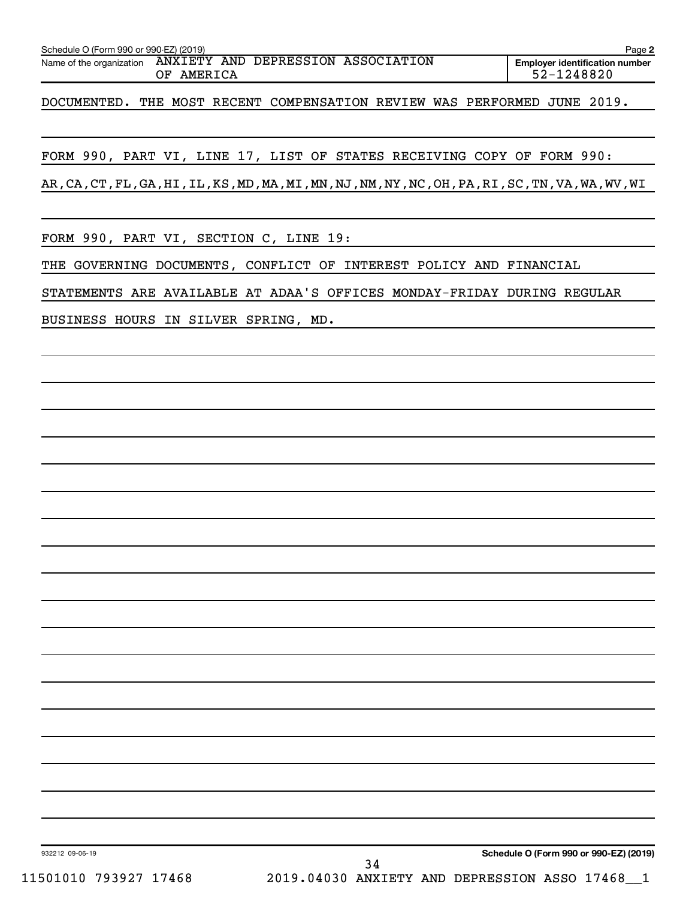Schedule O (Form 990 or 990-EZ) (2019) Page 2

Name of the organization ANXIETY AND DEPRESSION ASSOCIATION OF AMERICA

Employer identification number 52-1248820

DOCUMENTED. THE MOST RECENT COMPENSATION REVIEW WAS PERFORMED JUNE 2019.

FORM 990, PART VI, LINE 17, LIST OF STATES RECEIVING COPY OF FORM 990:

AR,CA,CT,FL,GA,HI,IL,KS,MD,MA,MI,MN,NJ,NM,NY,NC,OH,PA,RI,SC,TN,VA,WA,WV,WI

FORM 990, PART VI, SECTION C, LINE 19:

THE GOVERNING DOCUMENTS, CONFLICT OF INTEREST POLICY AND FINANCIAL STATEMENTS ARE AVAILABLE AT ADAA'S OFFICES MONDAY-FRIDAY DURING REGULAR BUSINESS HOURS IN SILVER SPRING, MD.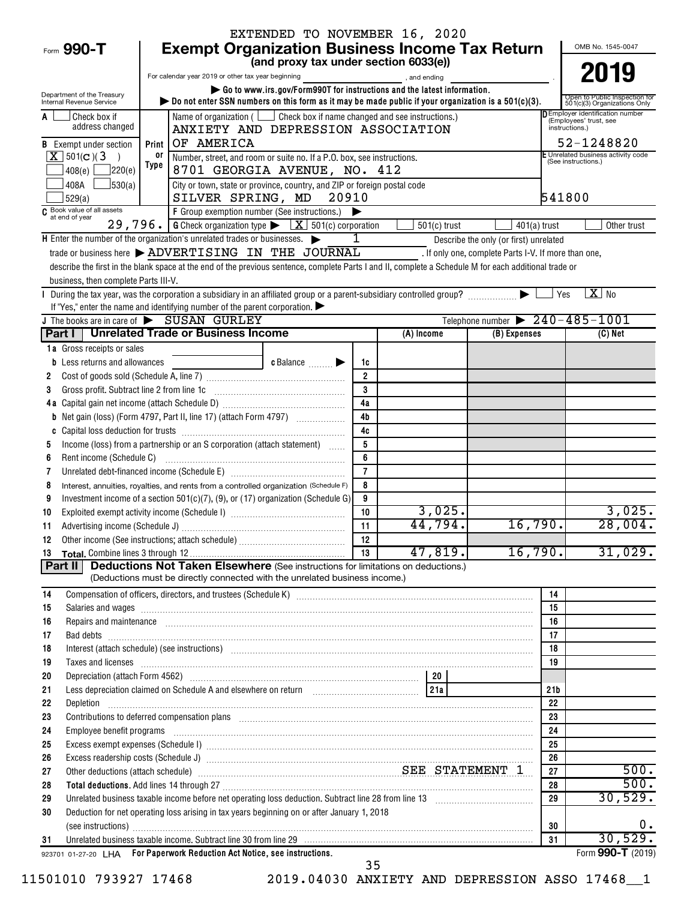EXTENDED TO NOVEMBER 16, 2020

# Form 990-T Exempt Organization Business Income Tax Return

**(and proxy tax under section 6033(e))**

For calendar year 2019 or other tax year beginning , and ending .

▶ Go to www.irs.gov/Form990T for instructions and the latest information.

▶ Do not enter SSN numbers on this form as it may be made public if your organization is a 501(c)(3).

Department of the Treasury Internal Revenue Service

OMB No. 1545-0047

**2019**

Open to Public Inspection for 501(c)(3) Organizations Only

| | | |
|---|---|---|
| **A** ☐ Check box if address changed | Name of organization ( ☐ Check box if name changed and see instructions.) ANXIETY AND DEPRESSION ASSOCIATION OF AMERICA | **D** Employer identification number (Employees' trust, see instructions.) 52-1248820 |
| **B** Exempt under section ☒ 501(C)(3) ☐ 408(e) ☐ 220(e) ☐ 408A ☐ 530(a) ☐ 529(a) | Print or Type: Number, street, and room or suite no. If a P.O. box, see instructions. 8701 GEORGIA AVENUE, NO. 412 | **E** Unrelated business activity code (See instructions.) |
| | City or town, state or province, country, and ZIP or foreign postal code SILVER SPRING, MD 20910 | 541800 |
| **C** Book value of all assets at end of year 29,796. | **F** Group exemption number (See instructions.) ▶ **G** Check organization type ▶ ☒ 501(c) corporation ☐ 501(c) trust ☐ 401(a) trust ☐ Other trust | |

**H** Enter the number of the organization's unrelated trades or businesses. ▶ 1 Describe the only (or first) unrelated trade or business here ▶ ADVERTISING IN THE JOURNAL . If only one, complete Parts I-V. If more than one, describe the first in the blank space at the end of the previous sentence, complete Parts I and II, complete a Schedule M for each additional trade or business, then complete Parts III-V.

**I** During the tax year, was the corporation a subsidiary in an affiliated group or a parent-subsidiary controlled group? ▶ ☐ Yes ☒ No

If "Yes," enter the name and identifying number of the parent corporation. ▶

**J** The books are in care of ▶ SUSAN GURLEY Telephone number ▶ 240-485-1001

## Part I Unrelated Trade or Business Income

| | | | (A) Income | (B) Expenses | (C) Net |
|---|---|---|---|---|---|
| 1a | Gross receipts or sales | | | | |
| b | Less returns and allowances c Balance ▶ | 1c | | | |
| 2 | Cost of goods sold (Schedule A, line 7) | 2 | | | |
| 3 | Gross profit. Subtract line 2 from line 1c | 3 | | | |
| 4a | Capital gain net income (attach Schedule D) | 4a | | | |
| b | Net gain (loss) (Form 4797, Part II, line 17) (attach Form 4797) | 4b | | | |
| c | Capital loss deduction for trusts | 4c | | | |
| 5 | Income (loss) from a partnership or an S corporation (attach statement) | 5 | | | |
| 6 | Rent income (Schedule C) | 6 | | | |
| 7 | Unrelated debt-financed income (Schedule E) | 7 | | | |
| 8 | Interest, annuities, royalties, and rents from a controlled organization (Schedule F) | 8 | | | |
| 9 | Investment income of a section 501(c)(7), (9), or (17) organization (Schedule G) | 9 | | | |
| 10 | Exploited exempt activity income (Schedule I) | 10 | 3,025. | | 3,025. |
| 11 | Advertising income (Schedule J) | 11 | 44,794. | 16,790. | 28,004. |
| 12 | Other income (See instructions; attach schedule) | 12 | | | |
| 13 | **Total.** Combine lines 3 through 12 | 13 | 47,819. | 16,790. | 31,029. |

## Part II Deductions Not Taken Elsewhere (See instructions for limitations on deductions.)

(Deductions must be directly connected with the unrelated business income.)

| | | | |
|---|---|---|---|
| 14 | Compensation of officers, directors, and trustees (Schedule K) | 14 | |
| 15 | Salaries and wages | 15 | |
| 16 | Repairs and maintenance | 16 | |
| 17 | Bad debts | 17 | |
| 18 | Interest (attach schedule) (see instructions) | 18 | |
| 19 | Taxes and licenses | 19 | |
| 20 | Depreciation (attach Form 4562) — 20 | | |
| 21 | Less depreciation claimed on Schedule A and elsewhere on return — 21a | 21b | |
| 22 | Depletion | 22 | |
| 23 | Contributions to deferred compensation plans | 23 | |
| 24 | Employee benefit programs | 24 | |
| 25 | Excess exempt expenses (Schedule I) | 25 | |
| 26 | Excess readership costs (Schedule J) | 26 | |
| 27 | Other deductions (attach schedule) SEE STATEMENT 1 | 27 | 500. |
| 28 | **Total deductions.** Add lines 14 through 27 | 28 | 500. |
| 29 | Unrelated business taxable income before net operating loss deduction. Subtract line 28 from line 13 | 29 | 30,529. |
| 30 | Deduction for net operating loss arising in tax years beginning on or after January 1, 2018 (see instructions) | 30 | 0. |
| 31 | Unrelated business taxable income. Subtract line 30 from line 29 | 31 | 30,529. |

923701 01-27-20 LHA For Paperwork Reduction Act Notice, see instructions. Form **990-T** (2019)

11501010 793927 17468 2019.04030 ANXIETY AND DEPRESSION ASSO 17468__1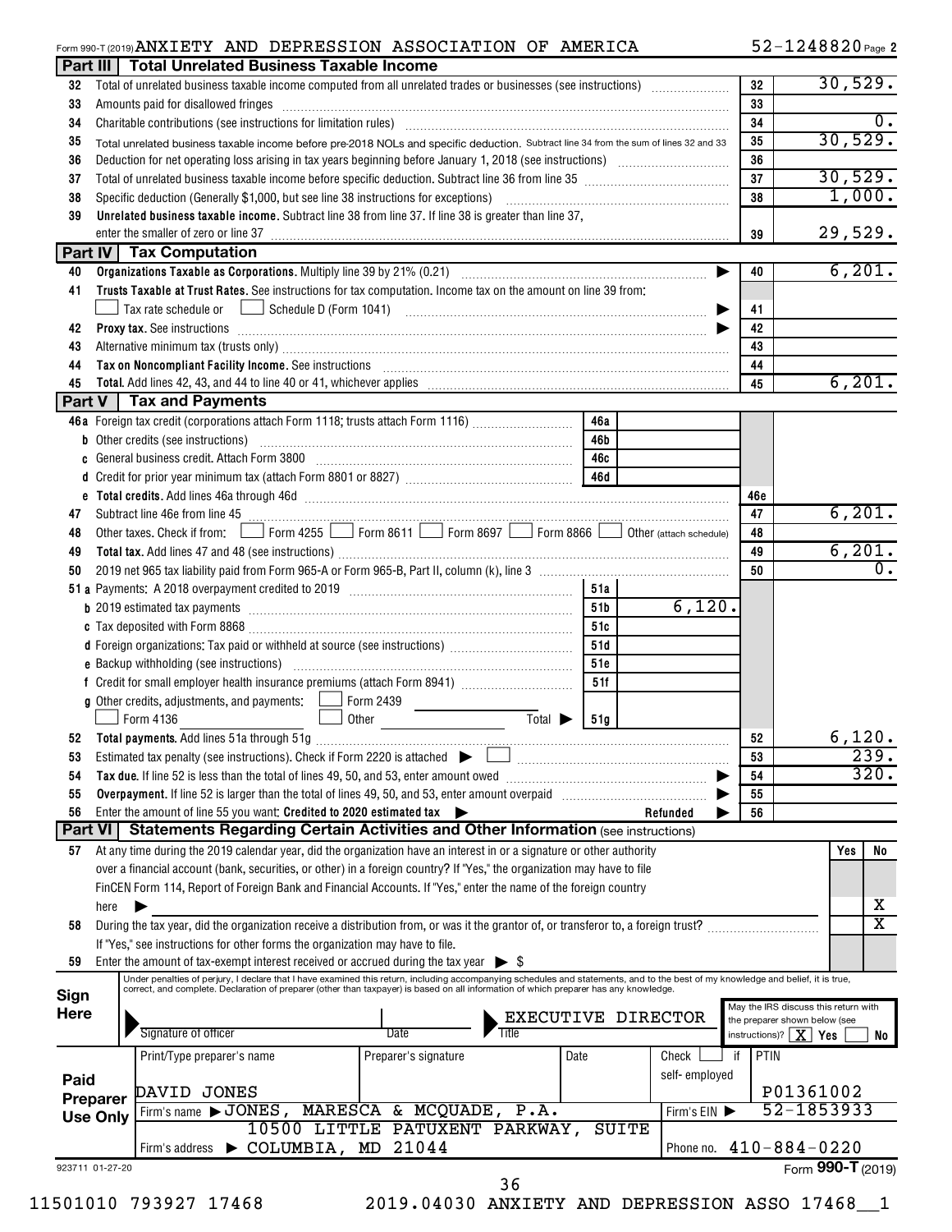Form 990-T (2019) ANXIETY AND DEPRESSION ASSOCIATION OF AMERICA 52-1248820 Page 2

## Part III Total Unrelated Business Taxable Income

| Line | Description | | Amount |
|---|---|---|---|
| 32 | Total of unrelated business taxable income computed from all unrelated trades or businesses (see instructions) | 32 | 30,529. |
| 33 | Amounts paid for disallowed fringes | 33 | |
| 34 | Charitable contributions (see instructions for limitation rules) | 34 | 0. |
| 35 | Total unrelated business taxable income before pre-2018 NOLs and specific deduction. Subtract line 34 from the sum of lines 32 and 33 | 35 | 30,529. |
| 36 | Deduction for net operating loss arising in tax years beginning before January 1, 2018 (see instructions) | 36 | |
| 37 | Total of unrelated business taxable income before specific deduction. Subtract line 36 from line 35 | 37 | 30,529. |
| 38 | Specific deduction (Generally $1,000, but see line 38 instructions for exceptions) | 38 | 1,000. |
| 39 | **Unrelated business taxable income.** Subtract line 38 from line 37. If line 38 is greater than line 37, enter the smaller of zero or line 37 | 39 | 29,529. |

## Part IV Tax Computation

| Line | Description | | Amount |
|---|---|---|---|
| 40 | **Organizations Taxable as Corporations.** Multiply line 39 by 21% (0.21) | 40 | 6,201. |
| 41 | **Trusts Taxable at Trust Rates.** See instructions for tax computation. Income tax on the amount on line 39 from: ☐ Tax rate schedule or ☐ Schedule D (Form 1041) | 41 | |
| 42 | **Proxy tax.** See instructions | 42 | |
| 43 | Alternative minimum tax (trusts only) | 43 | |
| 44 | **Tax on Noncompliant Facility Income.** See instructions | 44 | |
| 45 | **Total.** Add lines 42, 43, and 44 to line 40 or 41, whichever applies | 45 | 6,201. |

## Part V Tax and Payments

| Line | Description | | | | Amount |
|---|---|---|---|---|---|
| 46a | Foreign tax credit (corporations attach Form 1118; trusts attach Form 1116) | 46a | | | |
| b | Other credits (see instructions) | 46b | | | |
| c | General business credit. Attach Form 3800 | 46c | | | |
| d | Credit for prior year minimum tax (attach Form 8801 or 8827) | 46d | | | |
| e | **Total credits.** Add lines 46a through 46d | | | 46e | |
| 47 | Subtract line 46e from line 45 | | | 47 | 6,201. |
| 48 | Other taxes. Check if from: ☐ Form 4255 ☐ Form 8611 ☐ Form 8697 ☐ Form 8866 ☐ Other (attach schedule) | | | 48 | |
| 49 | **Total tax.** Add lines 47 and 48 (see instructions) | | | 49 | 6,201. |
| 50 | 2019 net 965 tax liability paid from Form 965-A or Form 965-B, Part II, column (k), line 3 | | | 50 | 0. |
| 51a | Payments: A 2018 overpayment credited to 2019 | 51a | | | |
| b | 2019 estimated tax payments | 51b | 6,120. | | |
| c | Tax deposited with Form 8868 | 51c | | | |
| d | Foreign organizations: Tax paid or withheld at source (see instructions) | 51d | | | |
| e | Backup withholding (see instructions) | 51e | | | |
| f | Credit for small employer health insurance premiums (attach Form 8941) | 51f | | | |
| g | Other credits, adjustments, and payments: ☐ Form 2439 ☐ Form 4136 ☐ Other Total ▶ | 51g | | | |
| 52 | **Total payments.** Add lines 51a through 51g | | | 52 | 6,120. |
| 53 | Estimated tax penalty (see instructions). Check if Form 2220 is attached ▶ ☐ | | | 53 | 239. |
| 54 | **Tax due.** If line 52 is less than the total of lines 49, 50, and 53, enter amount owed ▶ | | | 54 | 320. |
| 55 | **Overpayment.** If line 52 is larger than the total of lines 49, 50, and 53, enter amount overpaid ▶ | | | 55 | |
| 56 | Enter the amount of line 55 you want: **Credited to 2020 estimated tax** ▶ Refunded ▶ | | | 56 | |

## Part VI Statements Regarding Certain Activities and Other Information (see instructions)

| Line | Question | Yes | No |
|---|---|---|---|
| 57 | At any time during the 2019 calendar year, did the organization have an interest in or a signature or other authority over a financial account (bank, securities, or other) in a foreign country? If "Yes," the organization may have to file FinCEN Form 114, Report of Foreign Bank and Financial Accounts. If "Yes," enter the name of the foreign country here ▶ | | X |
| 58 | During the tax year, did the organization receive a distribution from, or was it the grantor of, or transferor to, a foreign trust? If "Yes," see instructions for other forms the organization may have to file. | | X |
| 59 | Enter the amount of tax-exempt interest received or accrued during the tax year ▶ $ | | |

**Sign Here**

Under penalties of perjury, I declare that I have examined this return, including accompanying schedules and statements, and to the best of my knowledge and belief, it is true, correct, and complete. Declaration of preparer (other than taxpayer) is based on all information of which preparer has any knowledge.

Signature of officer | Date | Title: EXECUTIVE DIRECTOR

May the IRS discuss this return with the preparer shown below (see instructions)? ☒ Yes ☐ No

**Paid Preparer Use Only**

| Print/Type preparer's name | Preparer's signature | Date | Check ☐ if self-employed | PTIN |
|---|---|---|---|---|
| DAVID JONES | | | | P01361002 |

Firm's name ▶ JONES, MARESCA & MCQUADE, P.A. | Firm's EIN ▶ 52-1853933

Firm's address ▶ 10500 LITTLE PATUXENT PARKWAY, SUITE COLUMBIA, MD 21044 | Phone no. 410-884-0220

923711 01-27-20 Form **990-T** (2019)

11501010 793927 17468 2019.04030 ANXIETY AND DEPRESSION ASSO 17468__1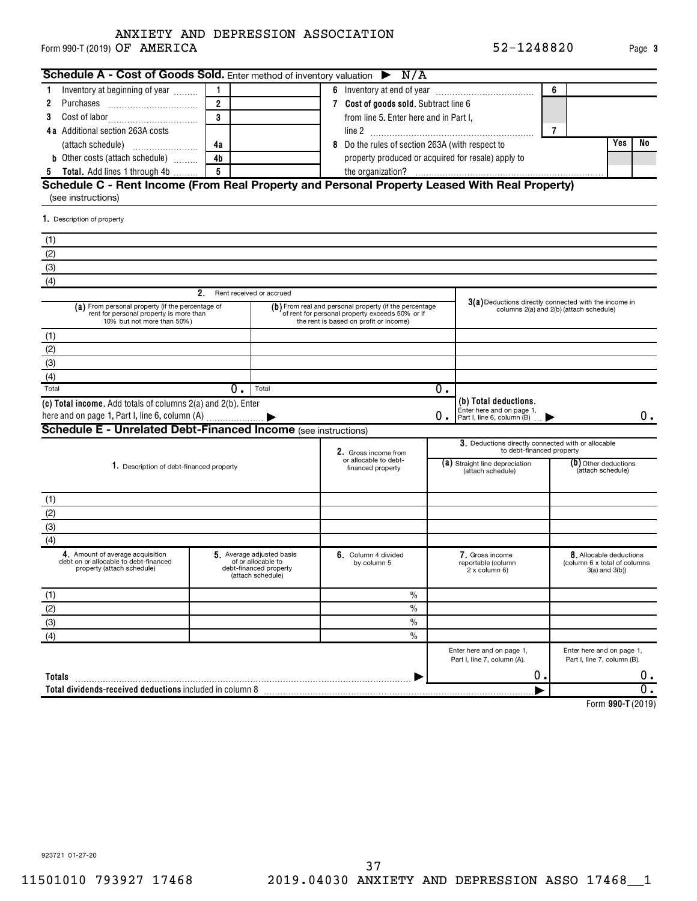ANXIETY AND DEPRESSION ASSOCIATION
Form 990-T (2019) OF AMERICA 52-1248820 Page **3**

## Schedule A - Cost of Goods Sold. Enter method of inventory valuation ▶ N/A

| | | | | | | |
|---|---|---|---|---|---|---|
| 1 Inventory at beginning of year | 1 | | 6 Inventory at end of year | 6 | | |
| 2 Purchases | 2 | | 7 **Cost of goods sold.** Subtract line 6 from line 5. Enter here and in Part I, line 2 | 7 | | |
| 3 Cost of labor | 3 | | | | | |
| 4a Additional section 263A costs (attach schedule) | 4a | | 8 Do the rules of section 263A (with respect to property produced or acquired for resale) apply to the organization? | | **Yes** | **No** |
| b Other costs (attach schedule) | 4b | | | | | |
| 5 **Total.** Add lines 1 through 4b | 5 | | | | | |

## Schedule C - Rent Income (From Real Property and Personal Property Leased With Real Property)
(see instructions)

| 1. Description of property |
|---|
| (1) |
| (2) |
| (3) |
| (4) |

| 2. Rent received or accrued | | 3(a) Deductions directly connected with the income in columns 2(a) and 2(b) (attach schedule) |
|---|---|---|
| (a) From personal property (if the percentage of rent for personal property is more than 10% but not more than 50%) | (b) From real and personal property (if the percentage of rent for personal property exceeds 50% or if the rent is based on profit or income) | |
| (1) | | |
| (2) | | |
| (3) | | |
| (4) | | |
| Total 0. | Total 0. | |
| **(c) Total income.** Add totals of columns 2(a) and 2(b). Enter here and on page 1, Part I, line 6, column (A) ▶ | 0. | **(b) Total deductions.** Enter here and on page 1, Part I, line 6, column (B) ▶ 0. |

## Schedule E - Unrelated Debt-Financed Income (see instructions)

| 1. Description of debt-financed property | 2. Gross income from or allocable to debt-financed property | 3. Deductions directly connected with or allocable to debt-financed property: (a) Straight line depreciation (attach schedule) | (b) Other deductions (attach schedule) |
|---|---|---|---|
| (1) | | | |
| (2) | | | |
| (3) | | | |
| (4) | | | |

| 4. Amount of average acquisition debt on or allocable to debt-financed property (attach schedule) | 5. Average adjusted basis of or allocable to debt-financed property (attach schedule) | 6. Column 4 divided by column 5 | 7. Gross income reportable (column 2 x column 6) | 8. Allocable deductions (column 6 x total of columns 3(a) and 3(b)) |
|---|---|---|---|---|
| (1) | | % | | |
| (2) | | % | | |
| (3) | | % | | |
| (4) | | % | | |
| | | | Enter here and on page 1, Part I, line 7, column (A). | Enter here and on page 1, Part I, line 7, column (B). |
| **Totals** | | ▶ | 0. | 0. |
| **Total dividends-received deductions** included in column 8 | | | ▶ | 0. |

Form **990-T** (2019)

923721 01-27-20

11501010 793927 17468 2019.04030 ANXIETY AND DEPRESSION ASSO 17468__1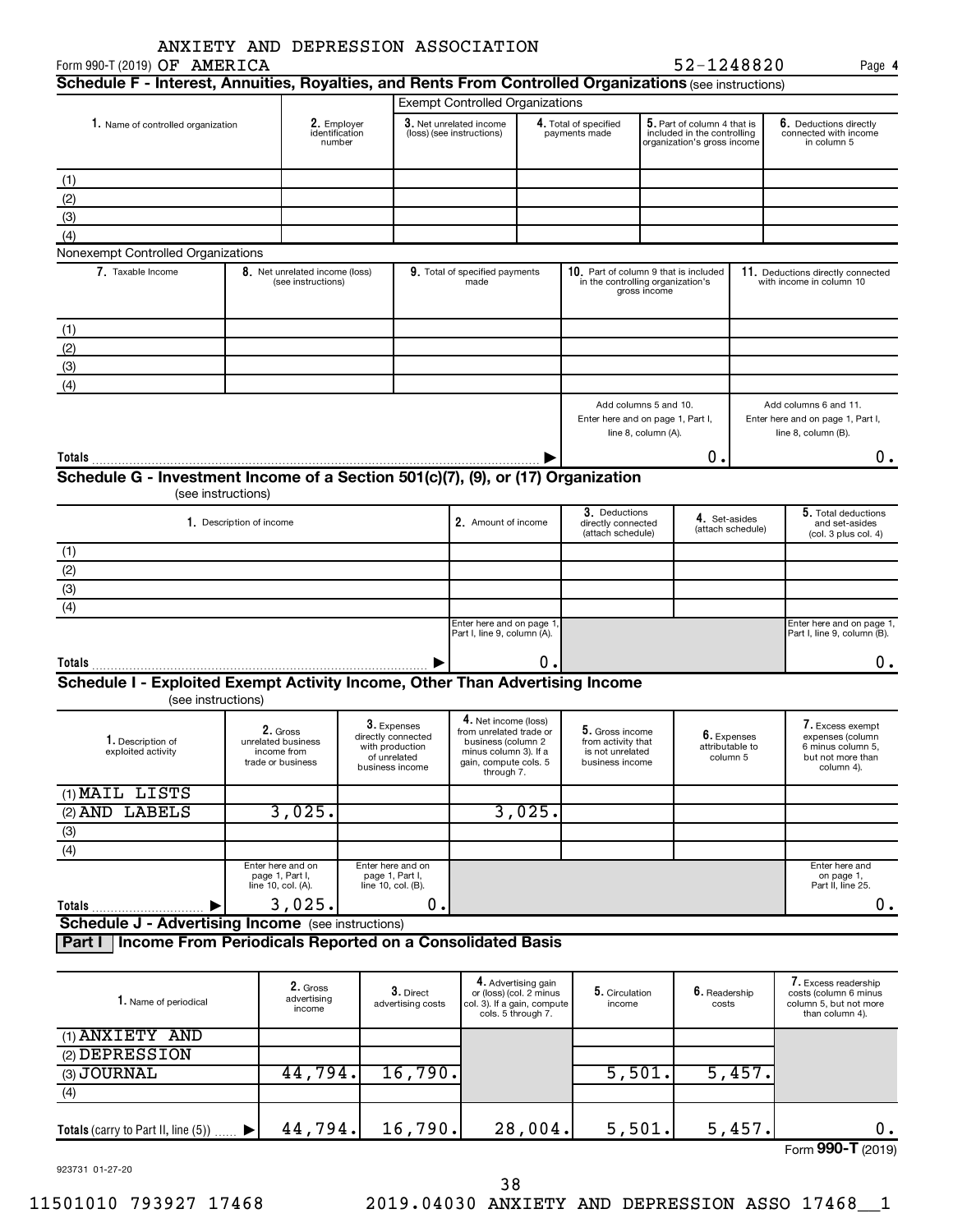ANXIETY AND DEPRESSION ASSOCIATION

Form 990-T (2019) OF AMERICA    52-1248820    Page **4**

## Schedule F - Interest, Annuities, Royalties, and Rents From Controlled Organizations (see instructions)

| 1. Name of controlled organization | 2. Employer identification number | Exempt Controlled Organizations 3. Net unrelated income (loss) (see instructions) | 4. Total of specified payments made | 5. Part of column 4 that is included in the controlling organization's gross income | 6. Deductions directly connected with income in column 5 |
|---|---|---|---|---|---|
| (1) | | | | | |
| (2) | | | | | |
| (3) | | | | | |
| (4) | | | | | |

Nonexempt Controlled Organizations

| 7. Taxable Income | 8. Net unrelated income (loss) (see instructions) | 9. Total of specified payments made | 10. Part of column 9 that is included in the controlling organization's gross income | 11. Deductions directly connected with income in column 10 |
|---|---|---|---|---|
| (1) | | | | |
| (2) | | | | |
| (3) | | | | |
| (4) | | | | |
| | | | Add columns 5 and 10. Enter here and on page 1, Part I, line 8, column (A). | Add columns 6 and 11. Enter here and on page 1, Part I, line 8, column (B). |
| **Totals** | | | 0. | 0. |

## Schedule G - Investment Income of a Section 501(c)(7), (9), or (17) Organization

(see instructions)

| 1. Description of income | 2. Amount of income | 3. Deductions directly connected (attach schedule) | 4. Set-asides (attach schedule) | 5. Total deductions and set-asides (col. 3 plus col. 4) |
|---|---|---|---|---|
| (1) | | | | |
| (2) | | | | |
| (3) | | | | |
| (4) | | | | |
| | Enter here and on page 1, Part I, line 9, column (A). | | | Enter here and on page 1, Part I, line 9, column (B). |
| **Totals** | 0. | | | 0. |

## Schedule I - Exploited Exempt Activity Income, Other Than Advertising Income

(see instructions)

| 1. Description of exploited activity | 2. Gross unrelated business income from trade or business | 3. Expenses directly connected with production of unrelated business income | 4. Net income (loss) from unrelated trade or business (column 2 minus column 3). If a gain, compute cols. 5 through 7. | 5. Gross income from activity that is not unrelated business income | 6. Expenses attributable to column 5 | 7. Excess exempt expenses (column 6 minus column 5, but not more than column 4). |
|---|---|---|---|---|---|---|
| (1) MAIL LISTS | | | | | | |
| (2) AND LABELS | 3,025. | | 3,025. | | | |
| (3) | | | | | | |
| (4) | | | | | | |
| | Enter here and on page 1, Part I, line 10, col. (A). | Enter here and on page 1, Part I, line 10, col. (B). | | | | Enter here and on page 1, Part II, line 25. |
| **Totals** | 3,025. | 0. | | | | 0. |

## Schedule J - Advertising Income (see instructions)

### Part I Income From Periodicals Reported on a Consolidated Basis

| 1. Name of periodical | 2. Gross advertising income | 3. Direct advertising costs | 4. Advertising gain or (loss) (col. 2 minus col. 3). If a gain, compute cols. 5 through 7. | 5. Circulation income | 6. Readership costs | 7. Excess readership costs (column 6 minus column 5, but not more than column 4). |
|---|---|---|---|---|---|---|
| (1) ANXIETY AND | | | | | | |
| (2) DEPRESSION | | | | | | |
| (3) JOURNAL | 44,794. | 16,790. | | 5,501. | 5,457. | |
| (4) | | | | | | |
| **Totals** (carry to Part II, line (5)) | 44,794. | 16,790. | 28,004. | 5,501. | 5,457. | 0. |

Form **990-T** (2019)

923731 01-27-20

11501010 793927 17468    2019.04030 ANXIETY AND DEPRESSION ASSO 17468__1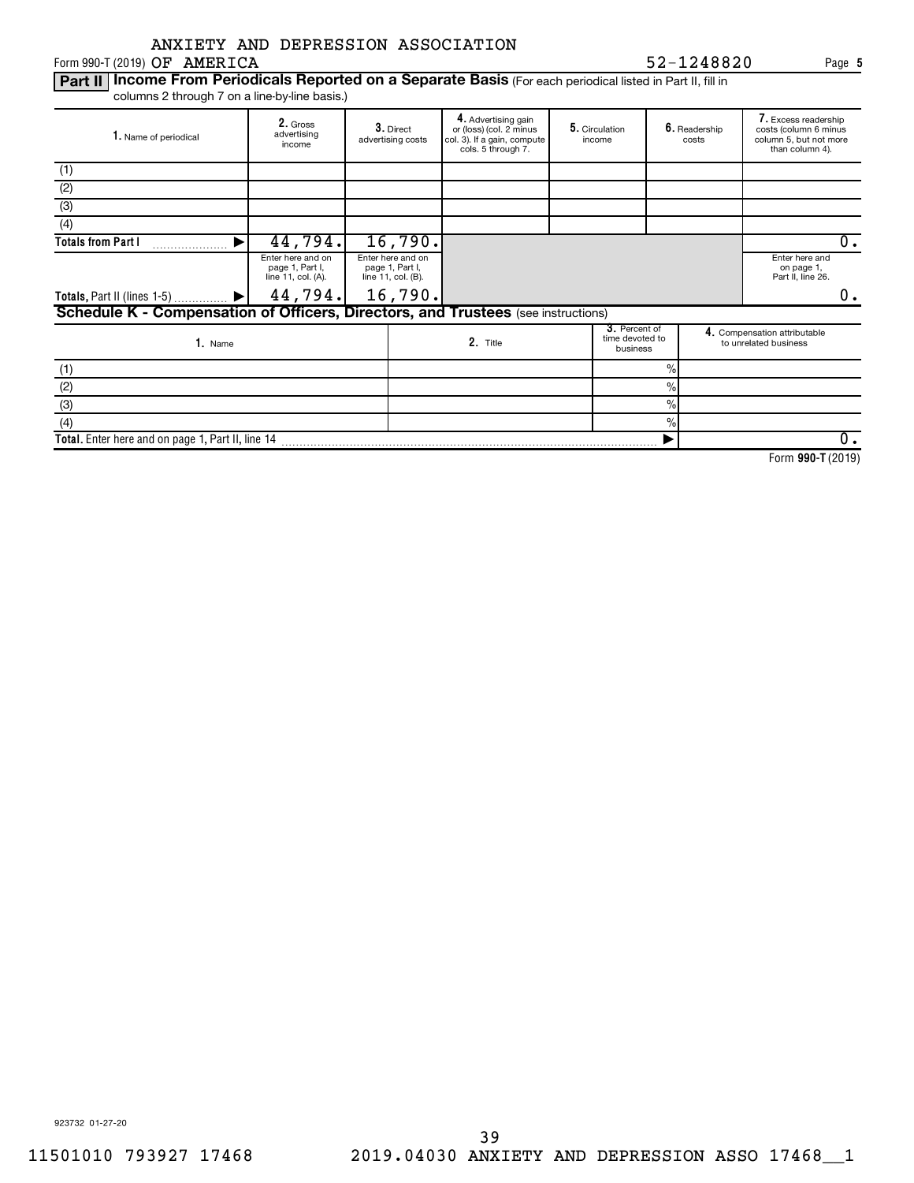ANXIETY AND DEPRESSION ASSOCIATION

Form 990-T (2019) OF AMERICA 52-1248820

**Part II** **Income From Periodicals Reported on a Separate Basis** (For each periodical listed in Part II, fill in columns 2 through 7 on a line-by-line basis.)

| 1. Name of periodical | 2. Gross advertising income | 3. Direct advertising costs | 4. Advertising gain or (loss) (col. 2 minus col. 3). If a gain, compute cols. 5 through 7. | 5. Circulation income | 6. Readership costs | 7. Excess readership costs (column 6 minus column 5, but not more than column 4). |
|---|---|---|---|---|---|---|
| (1) | | | | | | |
| (2) | | | | | | |
| (3) | | | | | | |
| (4) | | | | | | |
| Totals from Part I | 44,794. | 16,790. | | | | 0. |
| | Enter here and on page 1, Part I, line 11, col. (A). | Enter here and on page 1, Part I, line 11, col. (B). | | | | Enter here and on page 1, Part II, line 26. |
| Totals, Part II (lines 1-5) | 44,794. | 16,790. | | | | 0. |

**Schedule K - Compensation of Officers, Directors, and Trustees** (see instructions)

| 1. Name | 2. Title | 3. Percent of time devoted to business | 4. Compensation attributable to unrelated business |
|---|---|---|---|
| (1) | | % | |
| (2) | | % | |
| (3) | | % | |
| (4) | | % | |
| Total. Enter here and on page 1, Part II, line 14 | | | 0. |

Form **990-T** (2019)

923732 01-27-20

11501010 793927 17468 2019.04030 ANXIETY AND DEPRESSION ASSO 17468__1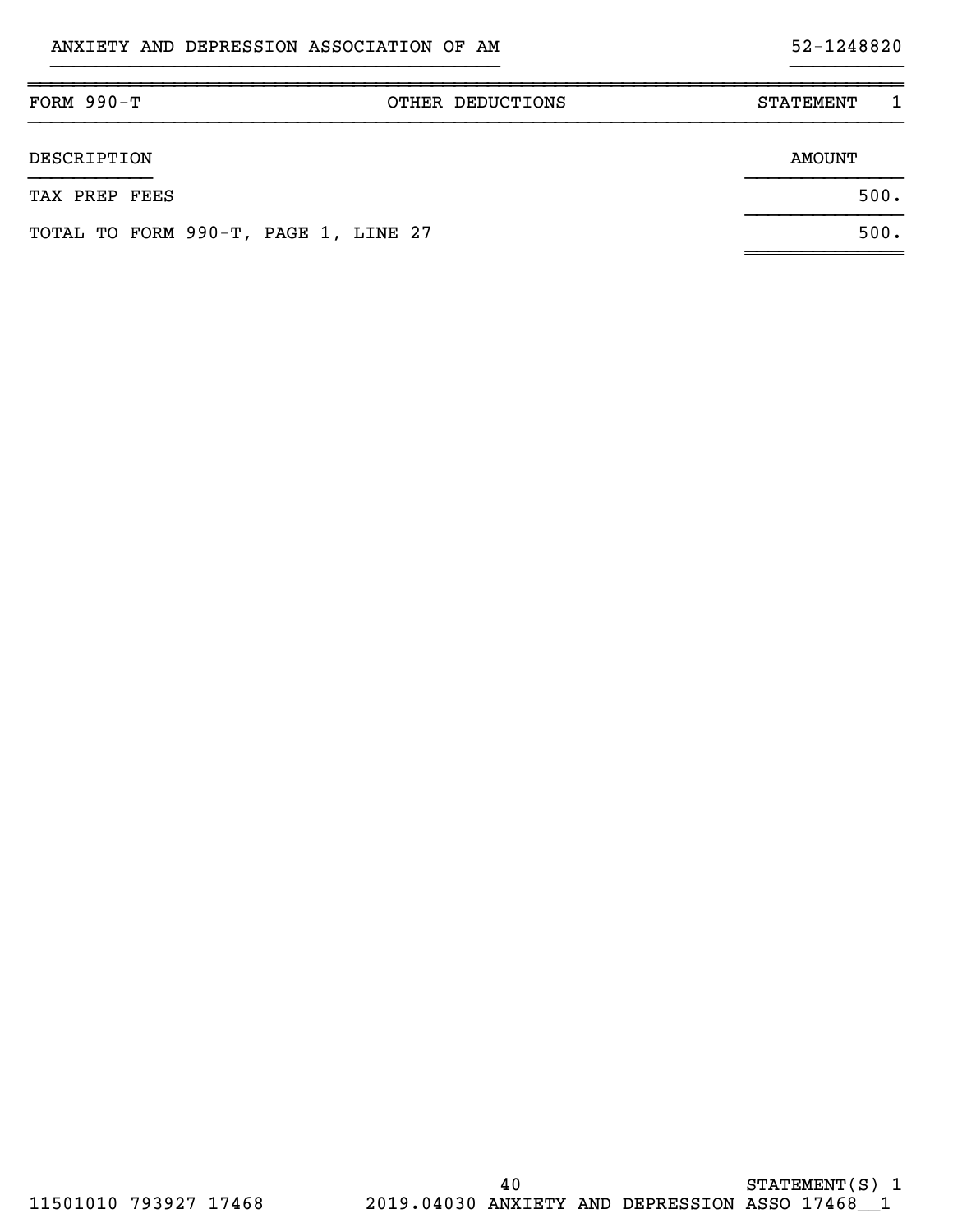ANXIETY AND DEPRESSION ASSOCIATION OF AM 52-1248820

| FORM 990-T | OTHER DEDUCTIONS | STATEMENT 1 |
|---|---|---|

| DESCRIPTION | AMOUNT |
|---|---|
| TAX PREP FEES | 500. |
| TOTAL TO FORM 990-T, PAGE 1, LINE 27 | 500. |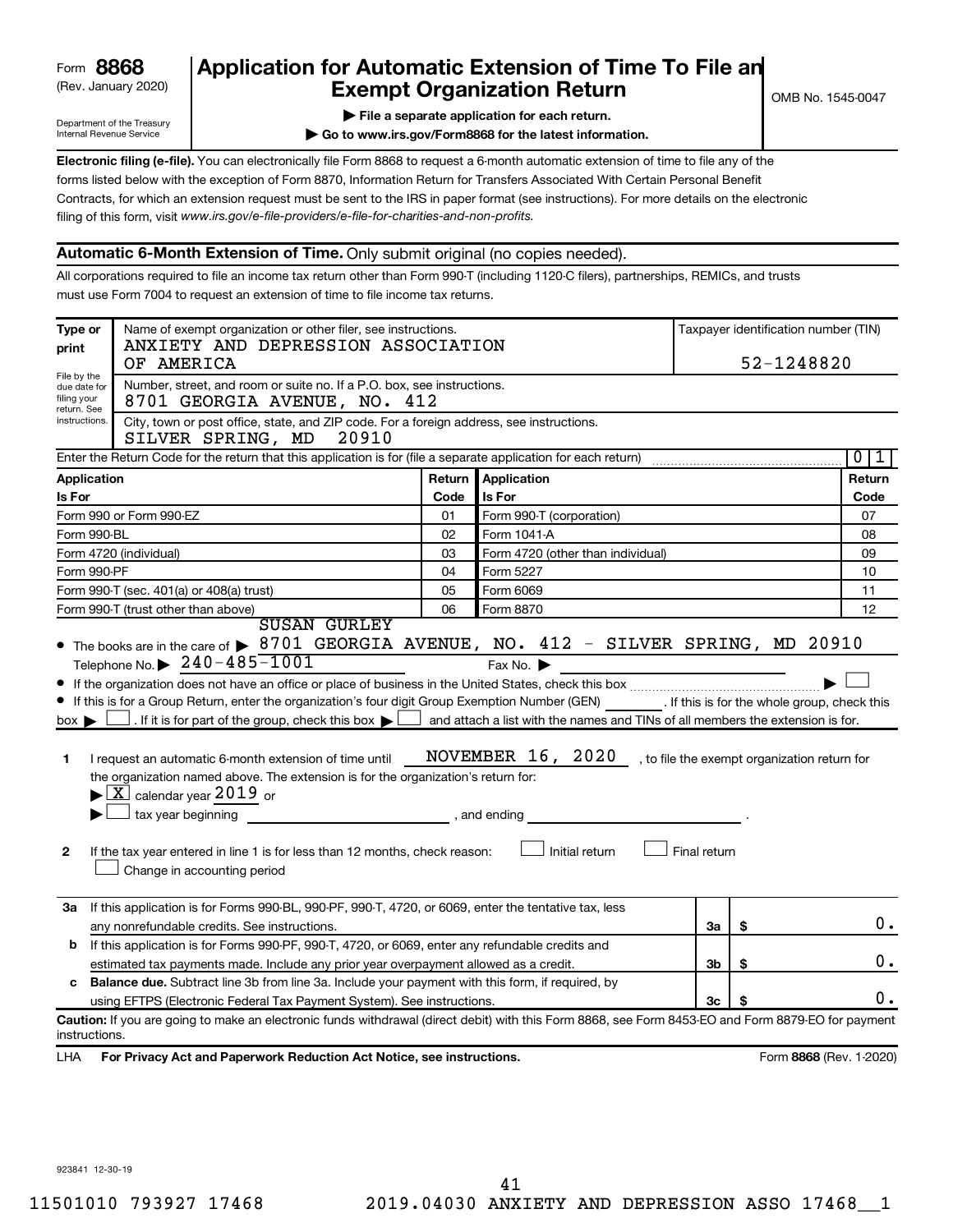Form **8868** (Rev. January 2020)

Department of the Treasury
Internal Revenue Service

# Application for Automatic Extension of Time To File an Exempt Organization Return

OMB No. 1545-0047

▶ **File a separate application for each return.**

▶ **Go to www.irs.gov/Form8868 for the latest information.**

**Electronic filing (e-file).** You can electronically file Form 8868 to request a 6-month automatic extension of time to file any of the forms listed below with the exception of Form 8870, Information Return for Transfers Associated With Certain Personal Benefit Contracts, for which an extension request must be sent to the IRS in paper format (see instructions). For more details on the electronic filing of this form, visit *www.irs.gov/e-file-providers/e-file-for-charities-and-non-profits.*

## Automatic 6-Month Extension of Time. Only submit original (no copies needed).

All corporations required to file an income tax return other than Form 990-T (including 1120-C filers), partnerships, REMICs, and trusts must use Form 7004 to request an extension of time to file income tax returns.

| Type or print | Name of exempt organization or other filer, see instructions. ANXIETY AND DEPRESSION ASSOCIATION OF AMERICA | Taxpayer identification number (TIN) 52-1248820 |
|---|---|---|
| File by the due date for filing your return. See instructions. | Number, street, and room or suite no. If a P.O. box, see instructions. 8701 GEORGIA AVENUE, NO. 412 | |
| | City, town or post office, state, and ZIP code. For a foreign address, see instructions. SILVER SPRING, MD 20910 | |

Enter the Return Code for the return that this application is for (file a separate application for each return) ..... 01

| Application Is For | Return Code | Application Is For | Return Code |
|---|---|---|---|
| Form 990 or Form 990-EZ | 01 | Form 990-T (corporation) | 07 |
| Form 990-BL | 02 | Form 1041-A | 08 |
| Form 4720 (individual) | 03 | Form 4720 (other than individual) | 09 |
| Form 990-PF | 04 | Form 5227 | 10 |
| Form 990-T (sec. 401(a) or 408(a) trust) | 05 | Form 6069 | 11 |
| Form 990-T (trust other than above) | 06 | Form 8870 | 12 |

- The books are in the care of ▶ SUSAN GURLEY 8701 GEORGIA AVENUE, NO. 412 - SILVER SPRING, MD 20910
  Telephone No. ▶ 240-485-1001 Fax No. ▶
- If the organization does not have an office or place of business in the United States, check this box ..... ▶ ☐
- If this is for a Group Return, enter the organization's four digit Group Exemption Number (GEN) ______ . If this is for the whole group, check this box ▶ ☐ . If it is for part of the group, check this box ▶ ☐ and attach a list with the names and TINs of all members the extension is for.

**1** I request an automatic 6-month extension of time until NOVEMBER 16, 2020 , to file the exempt organization return for the organization named above. The extension is for the organization's return for:
▶ ☒ calendar year 2019 or
▶ ☐ tax year beginning ______________ , and ending ______________ .

**2** If the tax year entered in line 1 is for less than 12 months, check reason: ☐ Initial return ☐ Final return
☐ Change in accounting period

| | | | |
|---|---|---|---|
| **3a** | If this application is for Forms 990-BL, 990-PF, 990-T, 4720, or 6069, enter the tentative tax, less any nonrefundable credits. See instructions. | 3a | $ 0. |
| **b** | If this application is for Forms 990-PF, 990-T, 4720, or 6069, enter any refundable credits and estimated tax payments made. Include any prior year overpayment allowed as a credit. | 3b | $ 0. |
| **c** | **Balance due.** Subtract line 3b from line 3a. Include your payment with this form, if required, by using EFTPS (Electronic Federal Tax Payment System). See instructions. | 3c | $ 0. |

**Caution:** If you are going to make an electronic funds withdrawal (direct debit) with this Form 8868, see Form 8453-EO and Form 8879-EO for payment instructions.

LHA **For Privacy Act and Paperwork Reduction Act Notice, see instructions.** Form **8868** (Rev. 1-2020)

923841 12-30-19

11501010 793927 17468 2019.04030 ANXIETY AND DEPRESSION ASSO 17468__1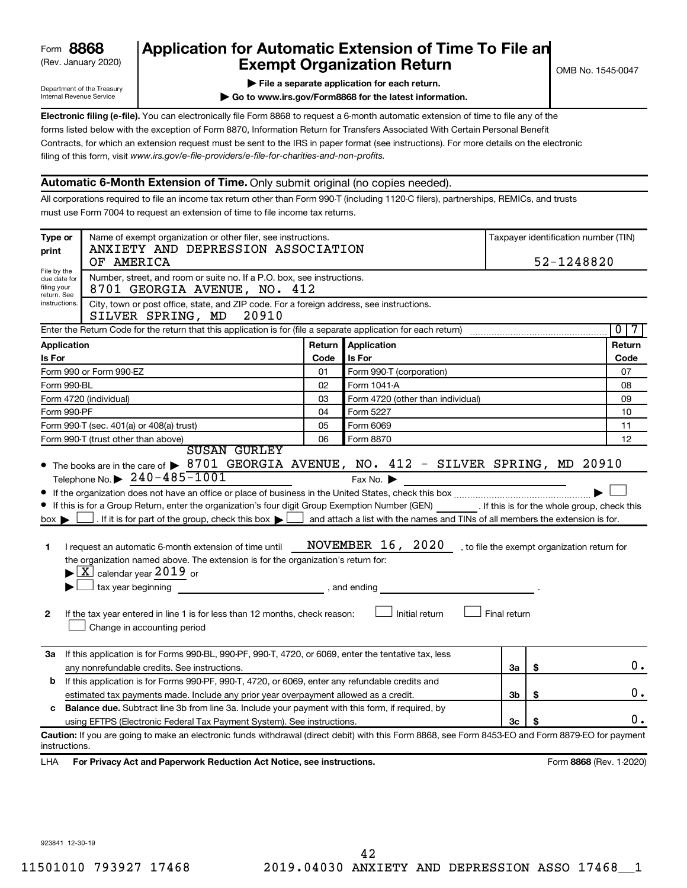Form **8868** (Rev. January 2020)

Department of the Treasury
Internal Revenue Service

# Application for Automatic Extension of Time To File an Exempt Organization Return

OMB No. 1545-0047

▶ **File a separate application for each return.**

▶ **Go to www.irs.gov/Form8868 for the latest information.**

**Electronic filing (e-file).** You can electronically file Form 8868 to request a 6-month automatic extension of time to file any of the forms listed below with the exception of Form 8870, Information Return for Transfers Associated With Certain Personal Benefit Contracts, for which an extension request must be sent to the IRS in paper format (see instructions). For more details on the electronic filing of this form, visit *www.irs.gov/e-file-providers/e-file-for-charities-and-non-profits.*

## Automatic 6-Month Extension of Time. Only submit original (no copies needed).

All corporations required to file an income tax return other than Form 990-T (including 1120-C filers), partnerships, REMICs, and trusts must use Form 7004 to request an extension of time to file income tax returns.

| | | |
|---|---|---|
| **Type or print** | Name of exempt organization or other filer, see instructions. ANXIETY AND DEPRESSION ASSOCIATION OF AMERICA | Taxpayer identification number (TIN) 52-1248820 |
| File by the due date for filing your return. See instructions. | Number, street, and room or suite no. If a P.O. box, see instructions. 8701 GEORGIA AVENUE, NO. 412 | |
| | City, town or post office, state, and ZIP code. For a foreign address, see instructions. SILVER SPRING, MD 20910 | |

Enter the Return Code for the return that this application is for (file a separate application for each return) .......... 0 7

| Application Is For | Return Code | Application Is For | Return Code |
|---|---|---|---|
| Form 990 or Form 990-EZ | 01 | Form 990-T (corporation) | 07 |
| Form 990-BL | 02 | Form 1041-A | 08 |
| Form 4720 (individual) | 03 | Form 4720 (other than individual) | 09 |
| Form 990-PF | 04 | Form 5227 | 10 |
| Form 990-T (sec. 401(a) or 408(a) trust) | 05 | Form 6069 | 11 |
| Form 990-T (trust other than above) | 06 | Form 8870 | 12 |

- The books are in the care of ▶ SUSAN GURLEY 8701 GEORGIA AVENUE, NO. 412 - SILVER SPRING, MD 20910
  Telephone No. ▶ 240-485-1001  Fax No. ▶
- If the organization does not have an office or place of business in the United States, check this box .......... ▶ ☐
- If this is for a Group Return, enter the organization's four digit Group Exemption Number (GEN) ______ . If this is for the whole group, check this box ▶ ☐ . If it is for part of the group, check this box ▶ ☐ and attach a list with the names and TINs of all members the extension is for.

**1** I request an automatic 6-month extension of time until NOVEMBER 16, 2020 , to file the exempt organization return for the organization named above. The extension is for the organization's return for:
▶ ☒ calendar year 2019 or
▶ ☐ tax year beginning ______________ , and ending ______________ .

**2** If the tax year entered in line 1 is for less than 12 months, check reason: ☐ Initial return ☐ Final return
☐ Change in accounting period

| | | | |
|---|---|---|---|
| **3a** | If this application is for Forms 990-BL, 990-PF, 990-T, 4720, or 6069, enter the tentative tax, less any nonrefundable credits. See instructions. | 3a | $ 0. |
| **b** | If this application is for Forms 990-PF, 990-T, 4720, or 6069, enter any refundable credits and estimated tax payments made. Include any prior year overpayment allowed as a credit. | 3b | $ 0. |
| **c** | **Balance due.** Subtract line 3b from line 3a. Include your payment with this form, if required, by using EFTPS (Electronic Federal Tax Payment System). See instructions. | 3c | $ 0. |

**Caution:** If you are going to make an electronic funds withdrawal (direct debit) with this Form 8868, see Form 8453-EO and Form 8879-EO for payment instructions.

LHA **For Privacy Act and Paperwork Reduction Act Notice, see instructions.** Form **8868** (Rev. 1-2020)

923841 12-30-19

11501010 793927 17468 2019.04030 ANXIETY AND DEPRESSION ASSO 17468__1